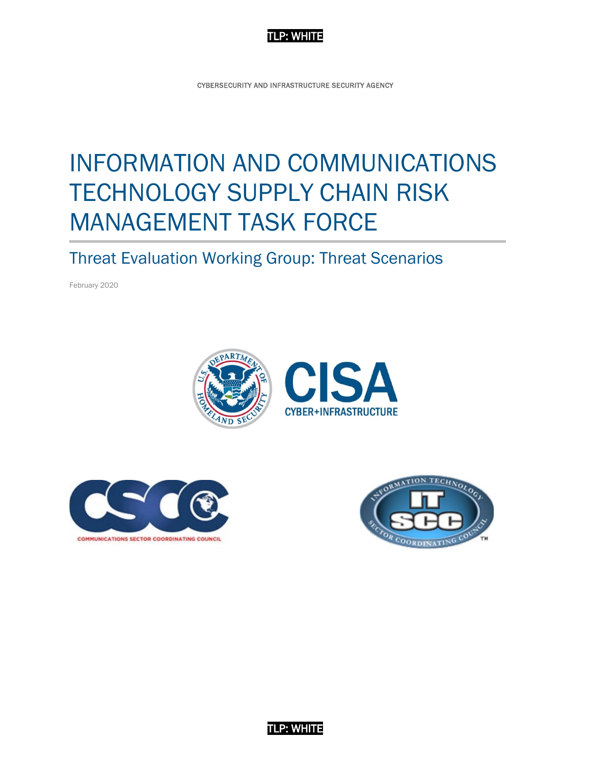TLP: WHITE

CYBERSECURITY AND INFRASTRUCTURE SECURITY AGENCY

# INFORMATION AND COMMUNICATIONS TECHNOLOGY SUPPLY CHAIN RISK MANAGEMENT TASK FORCE

## Threat Evaluation Working Group: Threat Scenarios

February 2020

TLP: WHITE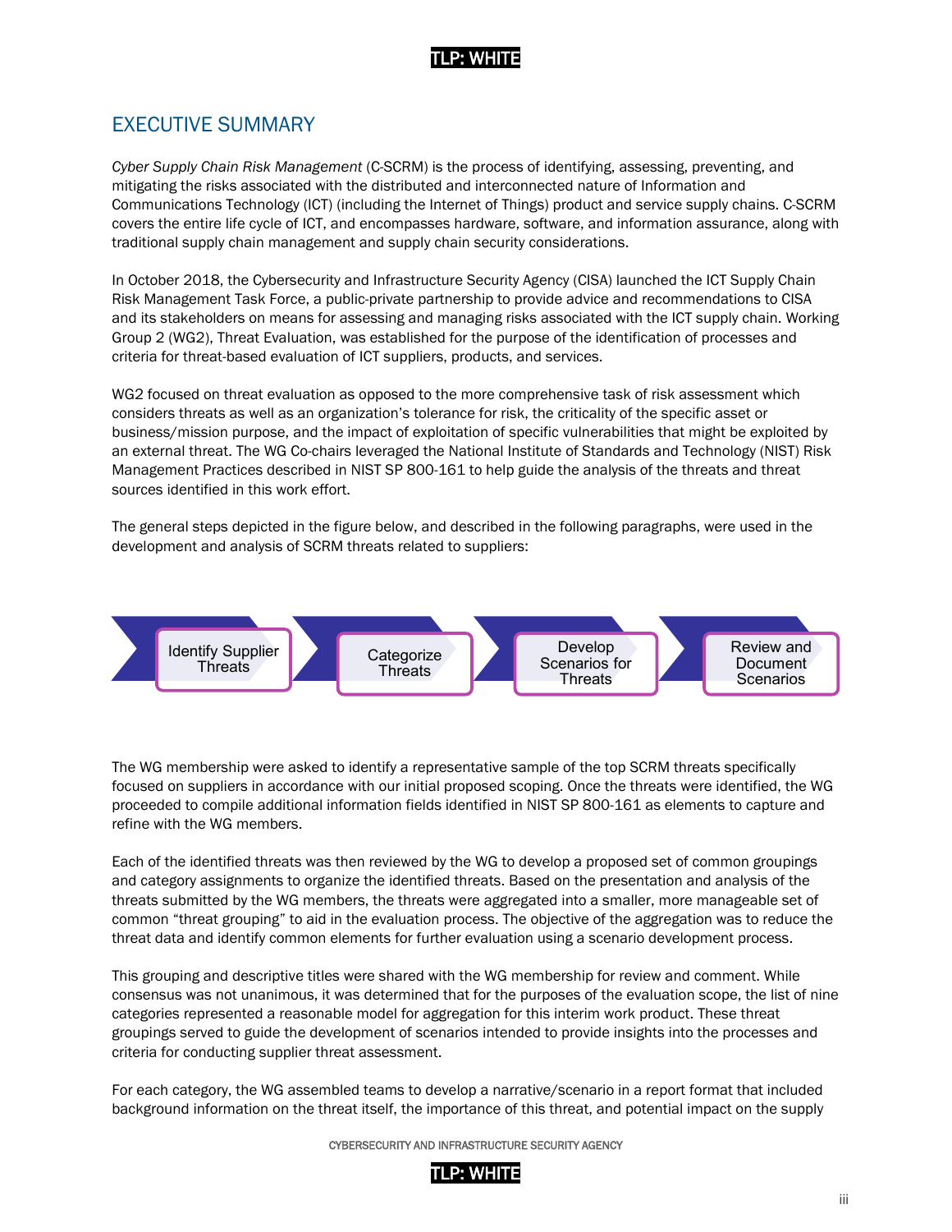## EXECUTIVE SUMMARY

*Cyber Supply Chain Risk Management* (C-SCRM) is the process of identifying, assessing, preventing, and mitigating the risks associated with the distributed and interconnected nature of Information and Communications Technology (ICT) (including the Internet of Things) product and service supply chains. C-SCRM covers the entire life cycle of ICT, and encompasses hardware, software, and information assurance, along with traditional supply chain management and supply chain security considerations.

In October 2018, the Cybersecurity and Infrastructure Security Agency (CISA) launched the ICT Supply Chain Risk Management Task Force, a public-private partnership to provide advice and recommendations to CISA and its stakeholders on means for assessing and managing risks associated with the ICT supply chain. Working Group 2 (WG2), Threat Evaluation, was established for the purpose of the identification of processes and criteria for threat-based evaluation of ICT suppliers, products, and services.

WG2 focused on threat evaluation as opposed to the more comprehensive task of risk assessment which considers threats as well as an organization's tolerance for risk, the criticality of the specific asset or business/mission purpose, and the impact of exploitation of specific vulnerabilities that might be exploited by an external threat. The WG Co-chairs leveraged the National Institute of Standards and Technology (NIST) Risk Management Practices described in NIST SP 800-161 to help guide the analysis of the threats and threat sources identified in this work effort.

The general steps depicted in the figure below, and described in the following paragraphs, were used in the development and analysis of SCRM threats related to suppliers:

Identify Supplier Threats → Categorize Threats → Develop Scenarios for Threats → Review and Document Scenarios

The WG membership were asked to identify a representative sample of the top SCRM threats specifically focused on suppliers in accordance with our initial proposed scoping. Once the threats were identified, the WG proceeded to compile additional information fields identified in NIST SP 800-161 as elements to capture and refine with the WG members.

Each of the identified threats was then reviewed by the WG to develop a proposed set of common groupings and category assignments to organize the identified threats. Based on the presentation and analysis of the threats submitted by the WG members, the threats were aggregated into a smaller, more manageable set of common "threat grouping" to aid in the evaluation process. The objective of the aggregation was to reduce the threat data and identify common elements for further evaluation using a scenario development process.

This grouping and descriptive titles were shared with the WG membership for review and comment. While consensus was not unanimous, it was determined that for the purposes of the evaluation scope, the list of nine categories represented a reasonable model for aggregation for this interim work product. These threat groupings served to guide the development of scenarios intended to provide insights into the processes and criteria for conducting supplier threat assessment.

For each category, the WG assembled teams to develop a narrative/scenario in a report format that included background information on the threat itself, the importance of this threat, and potential impact on the supply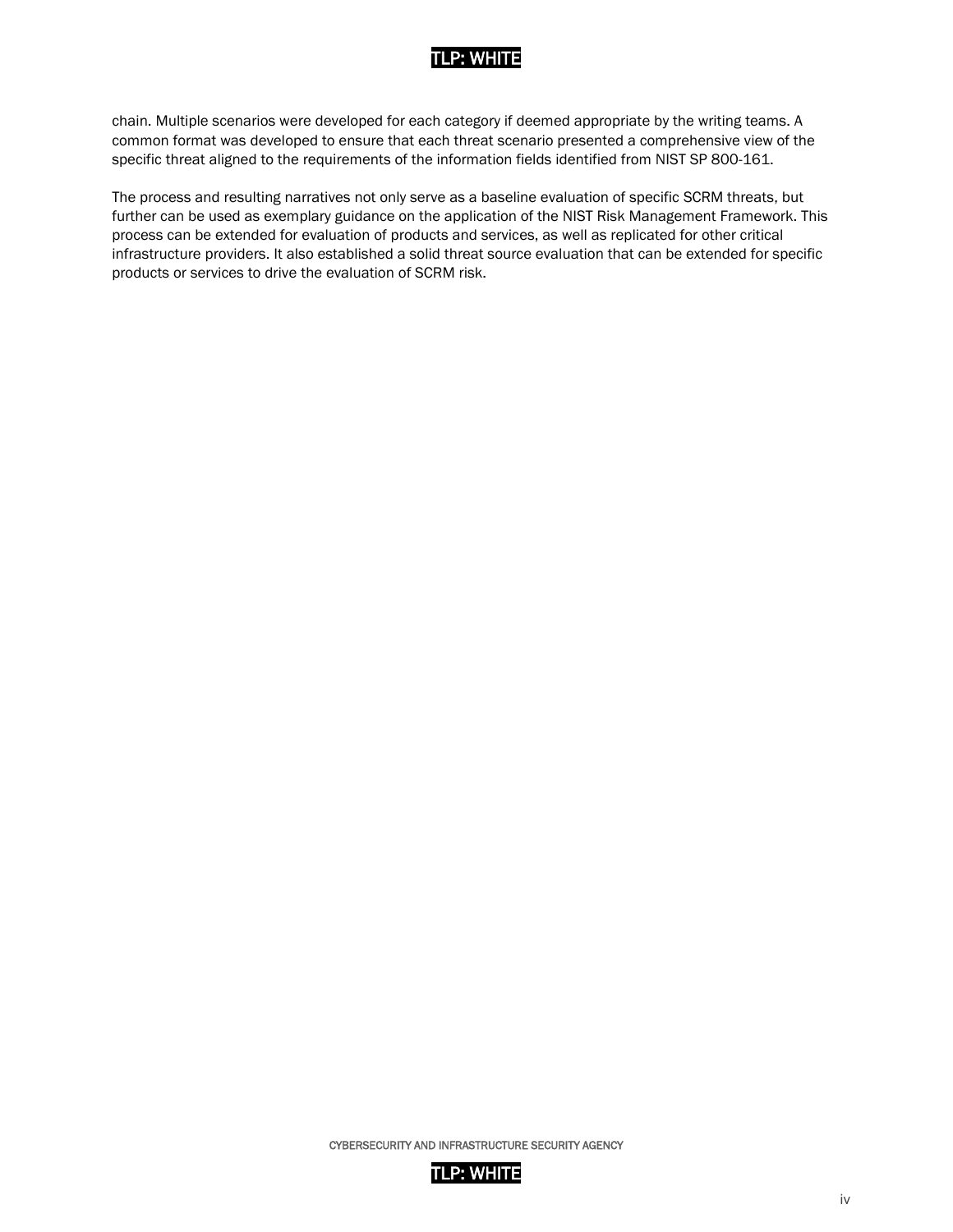chain. Multiple scenarios were developed for each category if deemed appropriate by the writing teams. A common format was developed to ensure that each threat scenario presented a comprehensive view of the specific threat aligned to the requirements of the information fields identified from NIST SP 800-161.

The process and resulting narratives not only serve as a baseline evaluation of specific SCRM threats, but further can be used as exemplary guidance on the application of the NIST Risk Management Framework. This process can be extended for evaluation of products and services, as well as replicated for other critical infrastructure providers. It also established a solid threat source evaluation that can be extended for specific products or services to drive the evaluation of SCRM risk.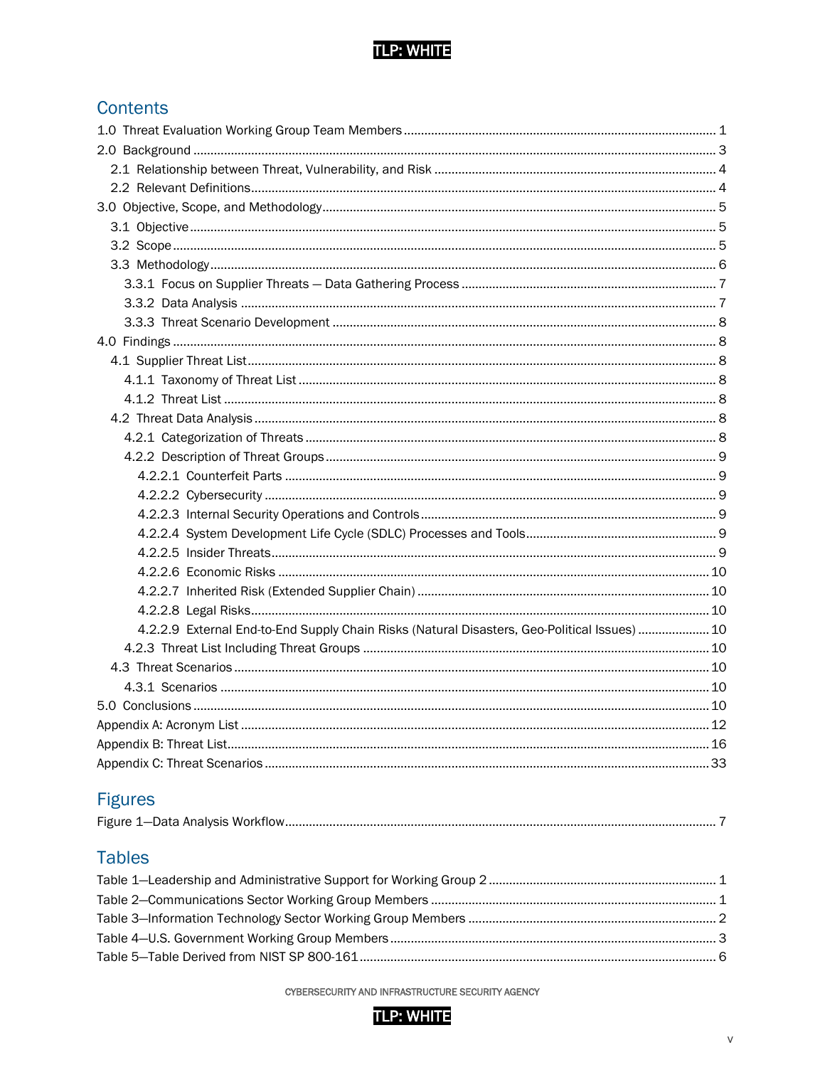## Contents

1.0 Threat Evaluation Working Group Team Members ..... 1
2.0 Background ..... 3
- 2.1 Relationship between Threat, Vulnerability, and Risk ..... 4
- 2.2 Relevant Definitions ..... 4

3.0 Objective, Scope, and Methodology ..... 5
- 3.1 Objective ..... 5
- 3.2 Scope ..... 5
- 3.3 Methodology ..... 6
  - 3.3.1 Focus on Supplier Threats — Data Gathering Process ..... 7
  - 3.3.2 Data Analysis ..... 7
  - 3.3.3 Threat Scenario Development ..... 8

4.0 Findings ..... 8
- 4.1 Supplier Threat List ..... 8
  - 4.1.1 Taxonomy of Threat List ..... 8
  - 4.1.2 Threat List ..... 8
- 4.2 Threat Data Analysis ..... 8
  - 4.2.1 Categorization of Threats ..... 8
  - 4.2.2 Description of Threat Groups ..... 9
    - 4.2.2.1 Counterfeit Parts ..... 9
    - 4.2.2.2 Cybersecurity ..... 9
    - 4.2.2.3 Internal Security Operations and Controls ..... 9
    - 4.2.2.4 System Development Life Cycle (SDLC) Processes and Tools ..... 9
    - 4.2.2.5 Insider Threats ..... 9
    - 4.2.2.6 Economic Risks ..... 10
    - 4.2.2.7 Inherited Risk (Extended Supplier Chain) ..... 10
    - 4.2.2.8 Legal Risks ..... 10
    - 4.2.2.9 External End-to-End Supply Chain Risks (Natural Disasters, Geo-Political Issues) ..... 10
  - 4.2.3 Threat List Including Threat Groups ..... 10
- 4.3 Threat Scenarios ..... 10
  - 4.3.1 Scenarios ..... 10

5.0 Conclusions ..... 10
Appendix A: Acronym List ..... 12
Appendix B: Threat List ..... 16
Appendix C: Threat Scenarios ..... 33

## Figures

Figure 1—Data Analysis Workflow ..... 7

## Tables

Table 1—Leadership and Administrative Support for Working Group 2 ..... 1
Table 2—Communications Sector Working Group Members ..... 1
Table 3—Information Technology Sector Working Group Members ..... 2
Table 4—U.S. Government Working Group Members ..... 3
Table 5—Table Derived from NIST SP 800-161 ..... 6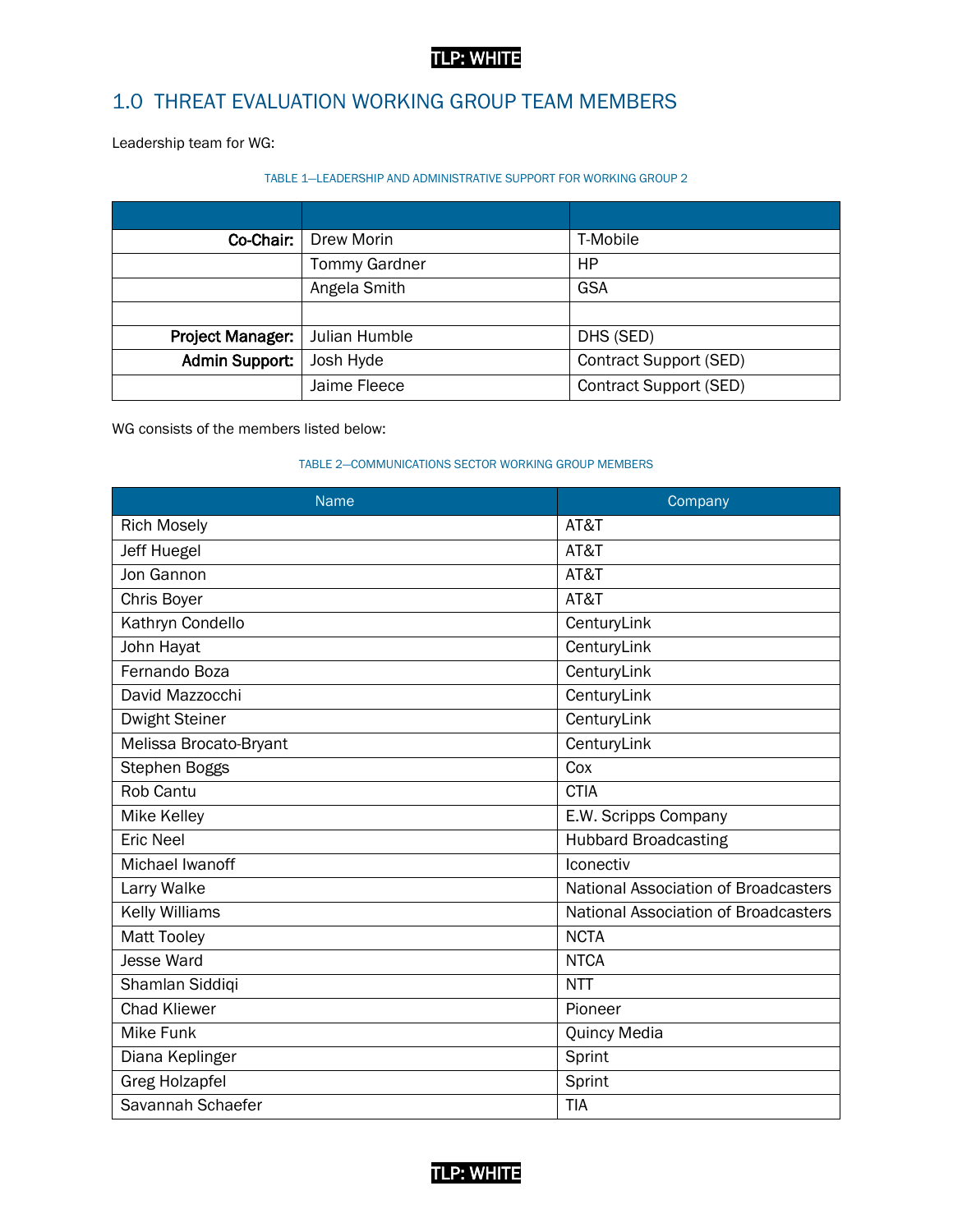## 1.0 THREAT EVALUATION WORKING GROUP TEAM MEMBERS

Leadership team for WG:

TABLE 1—LEADERSHIP AND ADMINISTRATIVE SUPPORT FOR WORKING GROUP 2

| | | |
|---|---|---|
| **Co-Chair:** | Drew Morin | T-Mobile |
| | Tommy Gardner | HP |
| | Angela Smith | GSA |
| | | |
| **Project Manager:** | Julian Humble | DHS (SED) |
| **Admin Support:** | Josh Hyde | Contract Support (SED) |
| | Jaime Fleece | Contract Support (SED) |

WG consists of the members listed below:

TABLE 2—COMMUNICATIONS SECTOR WORKING GROUP MEMBERS

| Name | Company |
|---|---|
| Rich Mosely | AT&T |
| Jeff Huegel | AT&T |
| Jon Gannon | AT&T |
| Chris Boyer | AT&T |
| Kathryn Condello | CenturyLink |
| John Hayat | CenturyLink |
| Fernando Boza | CenturyLink |
| David Mazzocchi | CenturyLink |
| Dwight Steiner | CenturyLink |
| Melissa Brocato-Bryant | CenturyLink |
| Stephen Boggs | Cox |
| Rob Cantu | CTIA |
| Mike Kelley | E.W. Scripps Company |
| Eric Neel | Hubbard Broadcasting |
| Michael Iwanoff | Iconectiv |
| Larry Walke | National Association of Broadcasters |
| Kelly Williams | National Association of Broadcasters |
| Matt Tooley | NCTA |
| Jesse Ward | NTCA |
| Shamlan Siddiqi | NTT |
| Chad Kliewer | Pioneer |
| Mike Funk | Quincy Media |
| Diana Keplinger | Sprint |
| Greg Holzapfel | Sprint |
| Savannah Schaefer | TIA |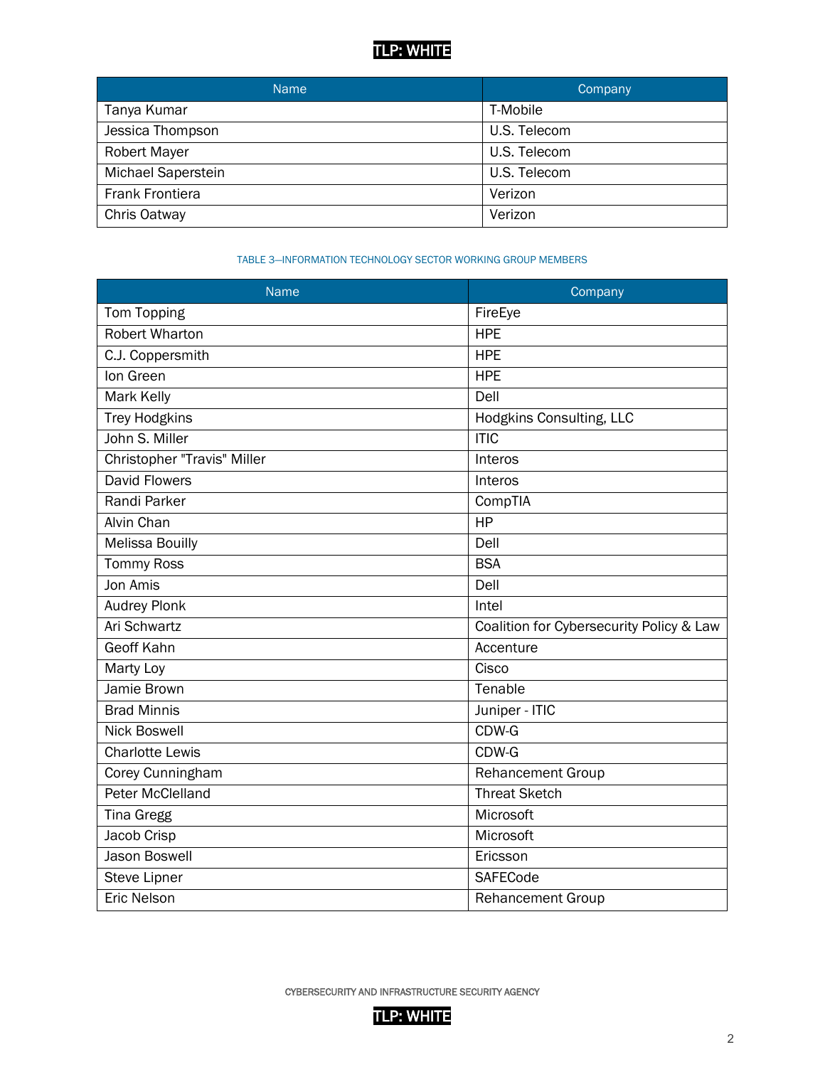| Name | Company |
| --- | --- |
| Tanya Kumar | T-Mobile |
| Jessica Thompson | U.S. Telecom |
| Robert Mayer | U.S. Telecom |
| Michael Saperstein | U.S. Telecom |
| Frank Frontiera | Verizon |
| Chris Oatway | Verizon |

TABLE 3—INFORMATION TECHNOLOGY SECTOR WORKING GROUP MEMBERS

| Name | Company |
| --- | --- |
| Tom Topping | FireEye |
| Robert Wharton | HPE |
| C.J. Coppersmith | HPE |
| Ion Green | HPE |
| Mark Kelly | Dell |
| Trey Hodgkins | Hodgkins Consulting, LLC |
| John S. Miller | ITIC |
| Christopher "Travis" Miller | Interos |
| David Flowers | Interos |
| Randi Parker | CompTIA |
| Alvin Chan | HP |
| Melissa Bouilly | Dell |
| Tommy Ross | BSA |
| Jon Amis | Dell |
| Audrey Plonk | Intel |
| Ari Schwartz | Coalition for Cybersecurity Policy & Law |
| Geoff Kahn | Accenture |
| Marty Loy | Cisco |
| Jamie Brown | Tenable |
| Brad Minnis | Juniper - ITIC |
| Nick Boswell | CDW-G |
| Charlotte Lewis | CDW-G |
| Corey Cunningham | Rehancement Group |
| Peter McClelland | Threat Sketch |
| Tina Gregg | Microsoft |
| Jacob Crisp | Microsoft |
| Jason Boswell | Ericsson |
| Steve Lipner | SAFECode |
| Eric Nelson | Rehancement Group |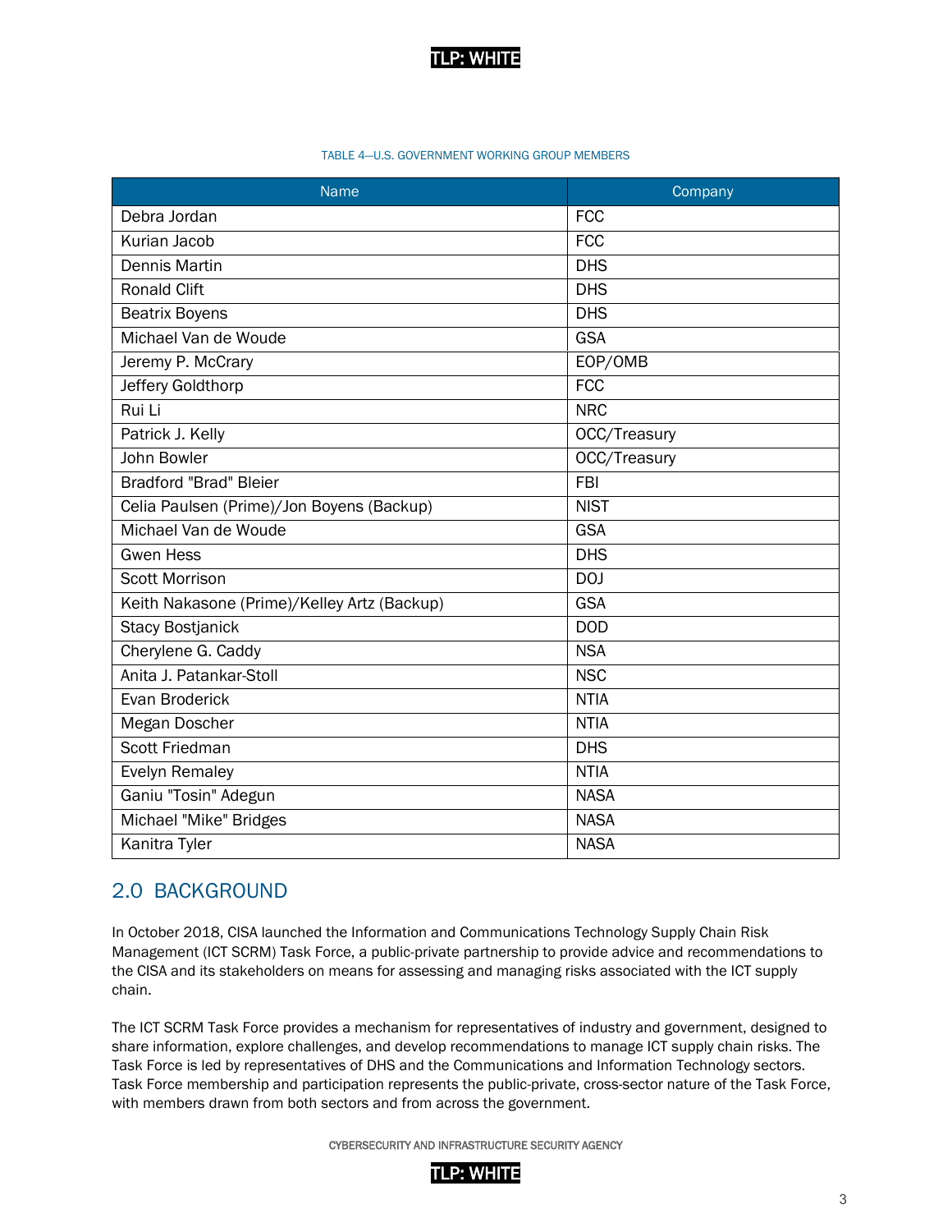TABLE 4—U.S. GOVERNMENT WORKING GROUP MEMBERS

| Name | Company |
| --- | --- |
| Debra Jordan | FCC |
| Kurian Jacob | FCC |
| Dennis Martin | DHS |
| Ronald Clift | DHS |
| Beatrix Boyens | DHS |
| Michael Van de Woude | GSA |
| Jeremy P. McCrary | EOP/OMB |
| Jeffery Goldthorp | FCC |
| Rui Li | NRC |
| Patrick J. Kelly | OCC/Treasury |
| John Bowler | OCC/Treasury |
| Bradford "Brad" Bleier | FBI |
| Celia Paulsen (Prime)/Jon Boyens (Backup) | NIST |
| Michael Van de Woude | GSA |
| Gwen Hess | DHS |
| Scott Morrison | DOJ |
| Keith Nakasone (Prime)/Kelley Artz (Backup) | GSA |
| Stacy Bostjanick | DOD |
| Cherylene G. Caddy | NSA |
| Anita J. Patankar-Stoll | NSC |
| Evan Broderick | NTIA |
| Megan Doscher | NTIA |
| Scott Friedman | DHS |
| Evelyn Remaley | NTIA |
| Ganiu "Tosin" Adegun | NASA |
| Michael "Mike" Bridges | NASA |
| Kanitra Tyler | NASA |

## 2.0 BACKGROUND

In October 2018, CISA launched the Information and Communications Technology Supply Chain Risk Management (ICT SCRM) Task Force, a public-private partnership to provide advice and recommendations to the CISA and its stakeholders on means for assessing and managing risks associated with the ICT supply chain.

The ICT SCRM Task Force provides a mechanism for representatives of industry and government, designed to share information, explore challenges, and develop recommendations to manage ICT supply chain risks. The Task Force is led by representatives of DHS and the Communications and Information Technology sectors. Task Force membership and participation represents the public-private, cross-sector nature of the Task Force, with members drawn from both sectors and from across the government.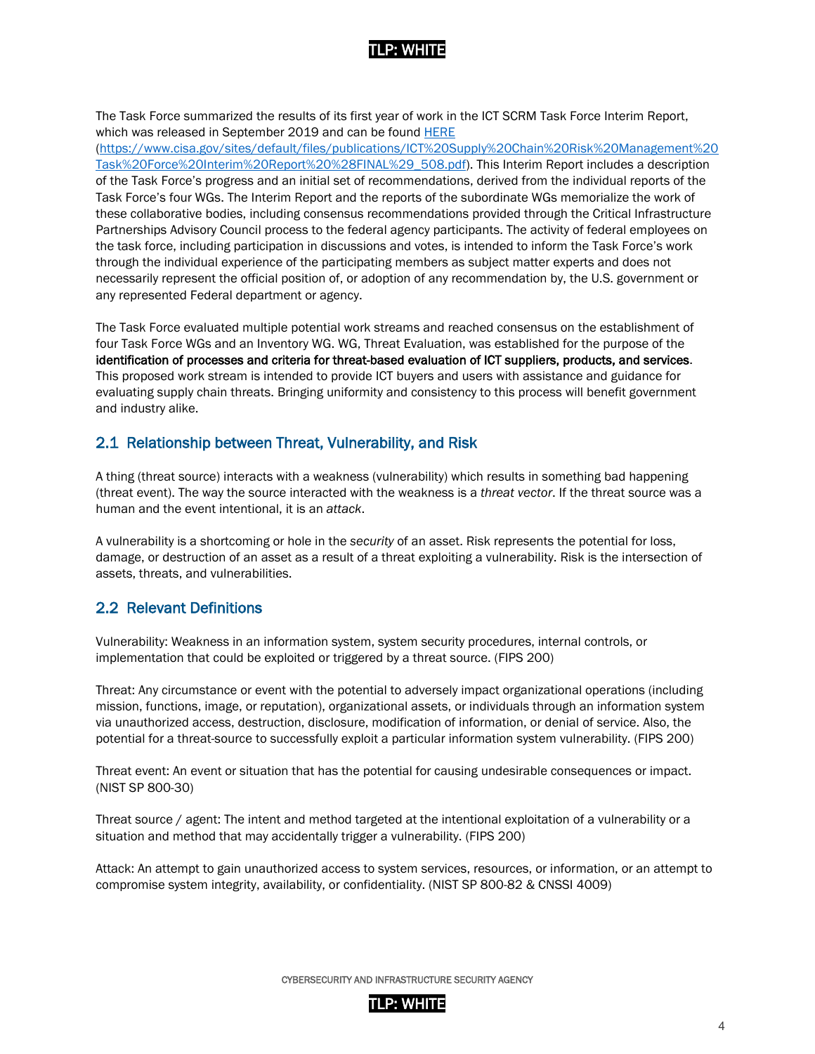The Task Force summarized the results of its first year of work in the ICT SCRM Task Force Interim Report, which was released in September 2019 and can be found [HERE](https://www.cisa.gov/sites/default/files/publications/ICT%20Supply%20Chain%20Risk%20Management%20Task%20Force%20Interim%20Report%20%28FINAL%29_508.pdf) (https://www.cisa.gov/sites/default/files/publications/ICT%20Supply%20Chain%20Risk%20Management%20Task%20Force%20Interim%20Report%20%28FINAL%29_508.pdf). This Interim Report includes a description of the Task Force's progress and an initial set of recommendations, derived from the individual reports of the Task Force's four WGs. The Interim Report and the reports of the subordinate WGs memorialize the work of these collaborative bodies, including consensus recommendations provided through the Critical Infrastructure Partnerships Advisory Council process to the federal agency participants. The activity of federal employees on the task force, including participation in discussions and votes, is intended to inform the Task Force's work through the individual experience of the participating members as subject matter experts and does not necessarily represent the official position of, or adoption of any recommendation by, the U.S. government or any represented Federal department or agency.

The Task Force evaluated multiple potential work streams and reached consensus on the establishment of four Task Force WGs and an Inventory WG. WG, Threat Evaluation, was established for the purpose of the **identification of processes and criteria for threat-based evaluation of ICT suppliers, products, and services**. This proposed work stream is intended to provide ICT buyers and users with assistance and guidance for evaluating supply chain threats. Bringing uniformity and consistency to this process will benefit government and industry alike.

## 2.1 Relationship between Threat, Vulnerability, and Risk

A thing (threat source) interacts with a weakness (vulnerability) which results in something bad happening (threat event). The way the source interacted with the weakness is a *threat vector*. If the threat source was a human and the event intentional, it is an *attack*.

A vulnerability is a shortcoming or hole in the *security* of an asset. Risk represents the potential for loss, damage, or destruction of an asset as a result of a threat exploiting a vulnerability. Risk is the intersection of assets, threats, and vulnerabilities.

## 2.2 Relevant Definitions

Vulnerability: Weakness in an information system, system security procedures, internal controls, or implementation that could be exploited or triggered by a threat source. (FIPS 200)

Threat: Any circumstance or event with the potential to adversely impact organizational operations (including mission, functions, image, or reputation), organizational assets, or individuals through an information system via unauthorized access, destruction, disclosure, modification of information, or denial of service. Also, the potential for a threat-source to successfully exploit a particular information system vulnerability. (FIPS 200)

Threat event: An event or situation that has the potential for causing undesirable consequences or impact. (NIST SP 800-30)

Threat source / agent: The intent and method targeted at the intentional exploitation of a vulnerability or a situation and method that may accidentally trigger a vulnerability. (FIPS 200)

Attack: An attempt to gain unauthorized access to system services, resources, or information, or an attempt to compromise system integrity, availability, or confidentiality. (NIST SP 800-82 & CNSSI 4009)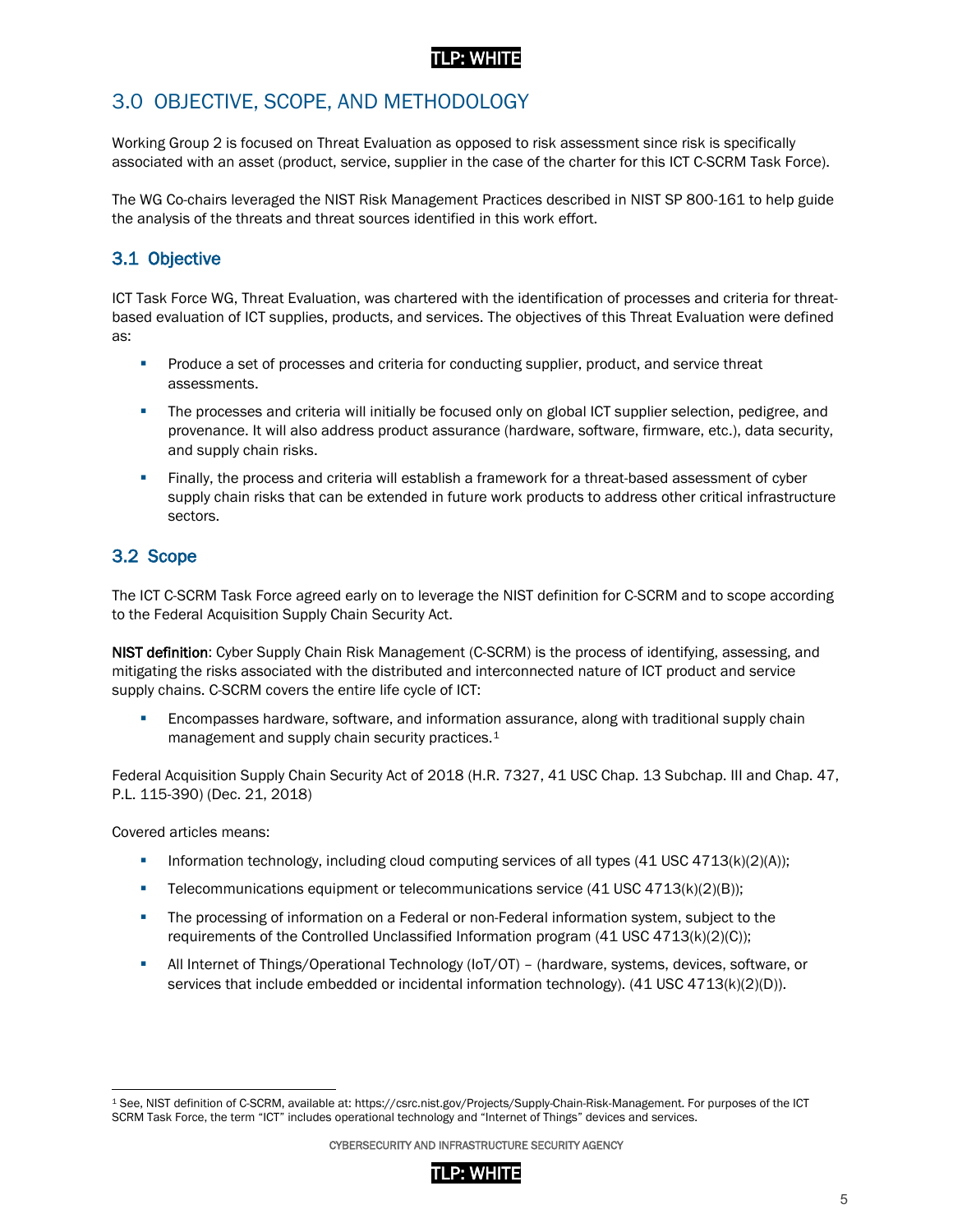## 3.0 OBJECTIVE, SCOPE, AND METHODOLOGY

Working Group 2 is focused on Threat Evaluation as opposed to risk assessment since risk is specifically associated with an asset (product, service, supplier in the case of the charter for this ICT C-SCRM Task Force).

The WG Co-chairs leveraged the NIST Risk Management Practices described in NIST SP 800-161 to help guide the analysis of the threats and threat sources identified in this work effort.

### 3.1 Objective

ICT Task Force WG, Threat Evaluation, was chartered with the identification of processes and criteria for threat-based evaluation of ICT supplies, products, and services. The objectives of this Threat Evaluation were defined as:

- Produce a set of processes and criteria for conducting supplier, product, and service threat assessments.
- The processes and criteria will initially be focused only on global ICT supplier selection, pedigree, and provenance. It will also address product assurance (hardware, software, firmware, etc.), data security, and supply chain risks.
- Finally, the process and criteria will establish a framework for a threat-based assessment of cyber supply chain risks that can be extended in future work products to address other critical infrastructure sectors.

### 3.2 Scope

The ICT C-SCRM Task Force agreed early on to leverage the NIST definition for C-SCRM and to scope according to the Federal Acquisition Supply Chain Security Act.

**NIST definition**: Cyber Supply Chain Risk Management (C-SCRM) is the process of identifying, assessing, and mitigating the risks associated with the distributed and interconnected nature of ICT product and service supply chains. C-SCRM covers the entire life cycle of ICT:

- Encompasses hardware, software, and information assurance, along with traditional supply chain management and supply chain security practices.[1]

Federal Acquisition Supply Chain Security Act of 2018 (H.R. 7327, 41 USC Chap. 13 Subchap. III and Chap. 47, P.L. 115-390) (Dec. 21, 2018)

Covered articles means:

- Information technology, including cloud computing services of all types (41 USC 4713(k)(2)(A));
- Telecommunications equipment or telecommunications service (41 USC 4713(k)(2)(B));
- The processing of information on a Federal or non-Federal information system, subject to the requirements of the Controlled Unclassified Information program (41 USC 4713(k)(2)(C));
- All Internet of Things/Operational Technology (IoT/OT) – (hardware, systems, devices, software, or services that include embedded or incidental information technology). (41 USC 4713(k)(2)(D)).

[1] See, NIST definition of C-SCRM, available at: https://csrc.nist.gov/Projects/Supply-Chain-Risk-Management. For purposes of the ICT SCRM Task Force, the term "ICT" includes operational technology and "Internet of Things" devices and services.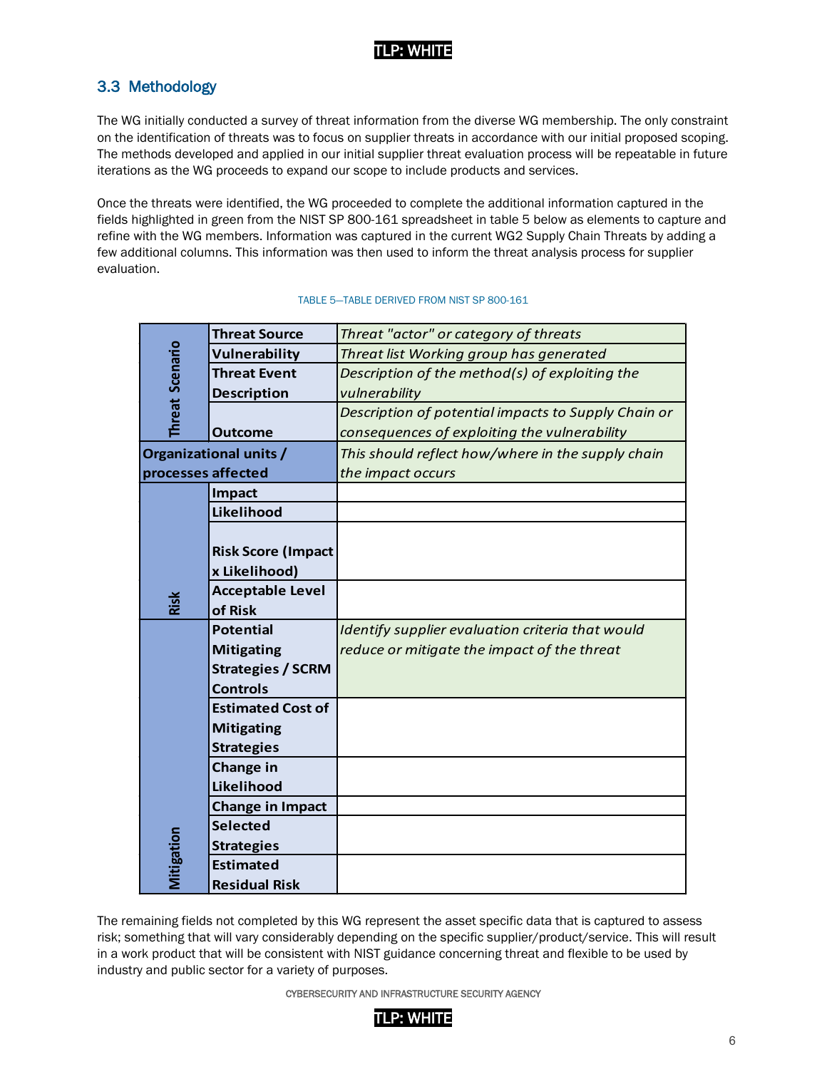## 3.3 Methodology

The WG initially conducted a survey of threat information from the diverse WG membership. The only constraint on the identification of threats was to focus on supplier threats in accordance with our initial proposed scoping. The methods developed and applied in our initial supplier threat evaluation process will be repeatable in future iterations as the WG proceeds to expand our scope to include products and services.

Once the threats were identified, the WG proceeded to complete the additional information captured in the fields highlighted in green from the NIST SP 800-161 spreadsheet in table 5 below as elements to capture and refine with the WG members. Information was captured in the current WG2 Supply Chain Threats by adding a few additional columns. This information was then used to inform the threat analysis process for supplier evaluation.

TABLE 5—TABLE DERIVED FROM NIST SP 800-161

| | | |
|---|---|---|
| Threat Scenario | **Threat Source** | *Threat "actor" or category of threats* |
| | **Vulnerability** | *Threat list Working group has generated* |
| | **Threat Event Description** | *Description of the method(s) of exploiting the vulnerability* |
| | **Outcome** | *Description of potential impacts to Supply Chain or consequences of exploiting the vulnerability* |
| **Organizational units / processes affected** | | *This should reflect how/where in the supply chain the impact occurs* |
| Risk | **Impact** | |
| | **Likelihood** | |
| | **Risk Score (Impact x Likelihood)** | |
| | **Acceptable Level of Risk** | |
| Mitigation | **Potential Mitigating Strategies / SCRM Controls** | *Identify supplier evaluation criteria that would reduce or mitigate the impact of the threat* |
| | **Estimated Cost of Mitigating Strategies** | |
| | **Change in Likelihood** | |
| | **Change in Impact** | |
| | **Selected Strategies** | |
| | **Estimated Residual Risk** | |

The remaining fields not completed by this WG represent the asset specific data that is captured to assess risk; something that will vary considerably depending on the specific supplier/product/service. This will result in a work product that will be consistent with NIST guidance concerning threat and flexible to be used by industry and public sector for a variety of purposes.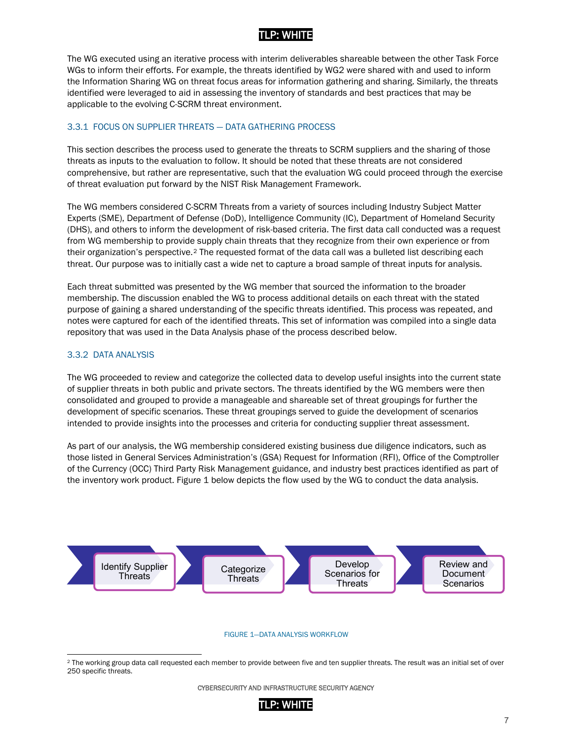The WG executed using an iterative process with interim deliverables shareable between the other Task Force WGs to inform their efforts. For example, the threats identified by WG2 were shared with and used to inform the Information Sharing WG on threat focus areas for information gathering and sharing. Similarly, the threats identified were leveraged to aid in assessing the inventory of standards and best practices that may be applicable to the evolving C-SCRM threat environment.

### 3.3.1 FOCUS ON SUPPLIER THREATS — DATA GATHERING PROCESS

This section describes the process used to generate the threats to SCRM suppliers and the sharing of those threats as inputs to the evaluation to follow. It should be noted that these threats are not considered comprehensive, but rather are representative, such that the evaluation WG could proceed through the exercise of threat evaluation put forward by the NIST Risk Management Framework.

The WG members considered C-SCRM Threats from a variety of sources including Industry Subject Matter Experts (SME), Department of Defense (DoD), Intelligence Community (IC), Department of Homeland Security (DHS), and others to inform the development of risk-based criteria. The first data call conducted was a request from WG membership to provide supply chain threats that they recognize from their own experience or from their organization's perspective.[2] The requested format of the data call was a bulleted list describing each threat. Our purpose was to initially cast a wide net to capture a broad sample of threat inputs for analysis.

Each threat submitted was presented by the WG member that sourced the information to the broader membership. The discussion enabled the WG to process additional details on each threat with the stated purpose of gaining a shared understanding of the specific threats identified. This process was repeated, and notes were captured for each of the identified threats. This set of information was compiled into a single data repository that was used in the Data Analysis phase of the process described below.

### 3.3.2 DATA ANALYSIS

The WG proceeded to review and categorize the collected data to develop useful insights into the current state of supplier threats in both public and private sectors. The threats identified by the WG members were then consolidated and grouped to provide a manageable and shareable set of threat groupings for further the development of specific scenarios. These threat groupings served to guide the development of scenarios intended to provide insights into the processes and criteria for conducting supplier threat assessment.

As part of our analysis, the WG membership considered existing business due diligence indicators, such as those listed in General Services Administration's (GSA) Request for Information (RFI), Office of the Comptroller of the Currency (OCC) Third Party Risk Management guidance, and industry best practices identified as part of the inventory work product. Figure 1 below depicts the flow used by the WG to conduct the data analysis.

Identify Supplier Threats → Categorize Threats → Develop Scenarios for Threats → Review and Document Scenarios

FIGURE 1—DATA ANALYSIS WORKFLOW

[2] The working group data call requested each member to provide between five and ten supplier threats. The result was an initial set of over 250 specific threats.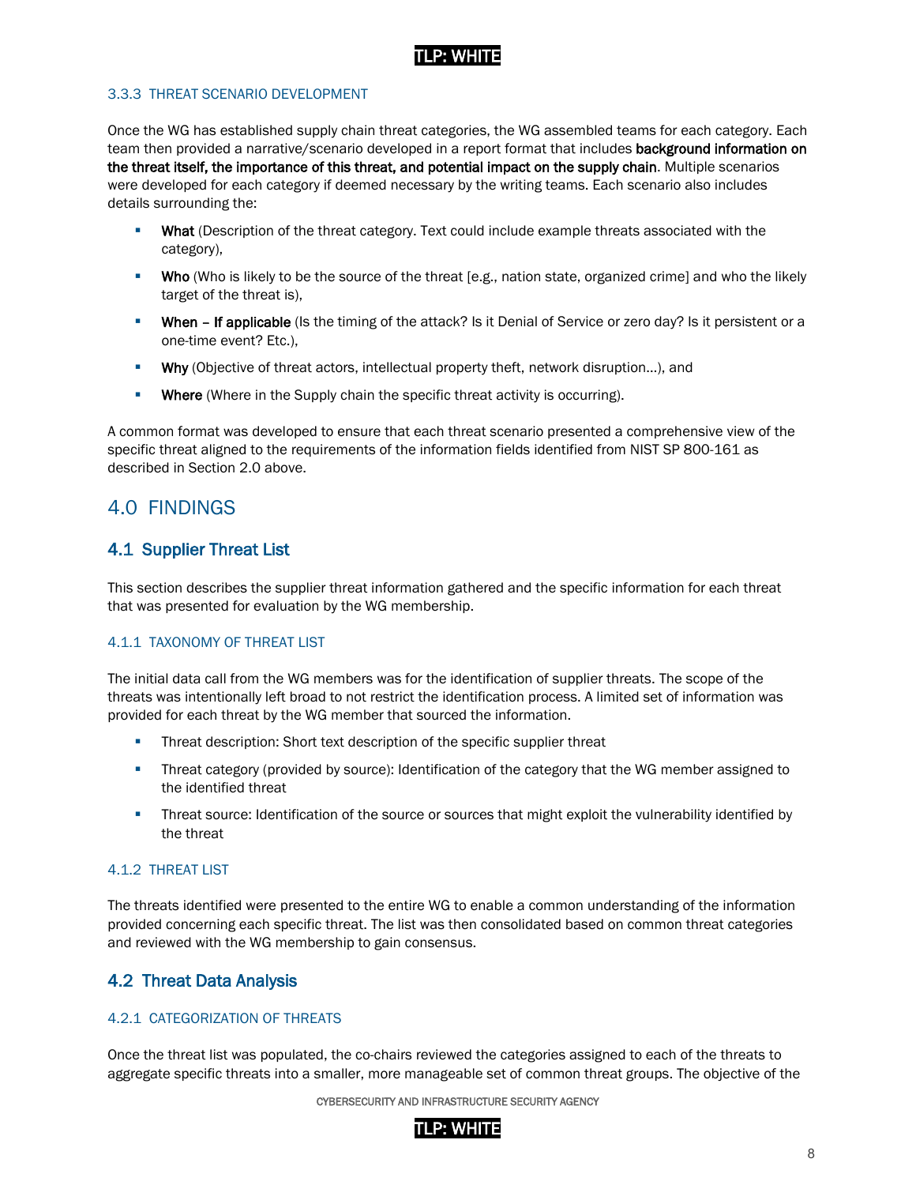#### 3.3.3 THREAT SCENARIO DEVELOPMENT

Once the WG has established supply chain threat categories, the WG assembled teams for each category. Each team then provided a narrative/scenario developed in a report format that includes **background information on the threat itself, the importance of this threat, and potential impact on the supply chain**. Multiple scenarios were developed for each category if deemed necessary by the writing teams. Each scenario also includes details surrounding the:

- **What** (Description of the threat category. Text could include example threats associated with the category),
- **Who** (Who is likely to be the source of the threat [e.g., nation state, organized crime] and who the likely target of the threat is),
- **When – If applicable** (Is the timing of the attack? Is it Denial of Service or zero day? Is it persistent or a one-time event? Etc.),
- **Why** (Objective of threat actors, intellectual property theft, network disruption…), and
- **Where** (Where in the Supply chain the specific threat activity is occurring).

A common format was developed to ensure that each threat scenario presented a comprehensive view of the specific threat aligned to the requirements of the information fields identified from NIST SP 800-161 as described in Section 2.0 above.

## 4.0 FINDINGS

### 4.1 Supplier Threat List

This section describes the supplier threat information gathered and the specific information for each threat that was presented for evaluation by the WG membership.

#### 4.1.1 TAXONOMY OF THREAT LIST

The initial data call from the WG members was for the identification of supplier threats. The scope of the threats was intentionally left broad to not restrict the identification process. A limited set of information was provided for each threat by the WG member that sourced the information.

- Threat description: Short text description of the specific supplier threat
- Threat category (provided by source): Identification of the category that the WG member assigned to the identified threat
- Threat source: Identification of the source or sources that might exploit the vulnerability identified by the threat

#### 4.1.2 THREAT LIST

The threats identified were presented to the entire WG to enable a common understanding of the information provided concerning each specific threat. The list was then consolidated based on common threat categories and reviewed with the WG membership to gain consensus.

### 4.2 Threat Data Analysis

#### 4.2.1 CATEGORIZATION OF THREATS

Once the threat list was populated, the co-chairs reviewed the categories assigned to each of the threats to aggregate specific threats into a smaller, more manageable set of common threat groups. The objective of the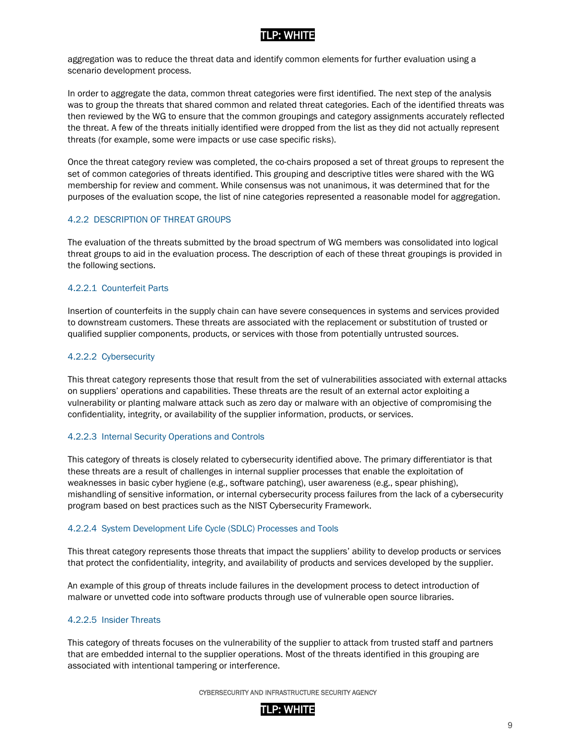aggregation was to reduce the threat data and identify common elements for further evaluation using a scenario development process.

In order to aggregate the data, common threat categories were first identified. The next step of the analysis was to group the threats that shared common and related threat categories. Each of the identified threats was then reviewed by the WG to ensure that the common groupings and category assignments accurately reflected the threat. A few of the threats initially identified were dropped from the list as they did not actually represent threats (for example, some were impacts or use case specific risks).

Once the threat category review was completed, the co-chairs proposed a set of threat groups to represent the set of common categories of threats identified. This grouping and descriptive titles were shared with the WG membership for review and comment. While consensus was not unanimous, it was determined that for the purposes of the evaluation scope, the list of nine categories represented a reasonable model for aggregation.

### 4.2.2 DESCRIPTION OF THREAT GROUPS

The evaluation of the threats submitted by the broad spectrum of WG members was consolidated into logical threat groups to aid in the evaluation process. The description of each of these threat groupings is provided in the following sections.

#### 4.2.2.1 Counterfeit Parts

Insertion of counterfeits in the supply chain can have severe consequences in systems and services provided to downstream customers. These threats are associated with the replacement or substitution of trusted or qualified supplier components, products, or services with those from potentially untrusted sources.

#### 4.2.2.2 Cybersecurity

This threat category represents those that result from the set of vulnerabilities associated with external attacks on suppliers' operations and capabilities. These threats are the result of an external actor exploiting a vulnerability or planting malware attack such as zero day or malware with an objective of compromising the confidentiality, integrity, or availability of the supplier information, products, or services.

#### 4.2.2.3 Internal Security Operations and Controls

This category of threats is closely related to cybersecurity identified above. The primary differentiator is that these threats are a result of challenges in internal supplier processes that enable the exploitation of weaknesses in basic cyber hygiene (e.g., software patching), user awareness (e.g., spear phishing), mishandling of sensitive information, or internal cybersecurity process failures from the lack of a cybersecurity program based on best practices such as the NIST Cybersecurity Framework.

#### 4.2.2.4 System Development Life Cycle (SDLC) Processes and Tools

This threat category represents those threats that impact the suppliers' ability to develop products or services that protect the confidentiality, integrity, and availability of products and services developed by the supplier.

An example of this group of threats include failures in the development process to detect introduction of malware or unvetted code into software products through use of vulnerable open source libraries.

#### 4.2.2.5 Insider Threats

This category of threats focuses on the vulnerability of the supplier to attack from trusted staff and partners that are embedded internal to the supplier operations. Most of the threats identified in this grouping are associated with intentional tampering or interference.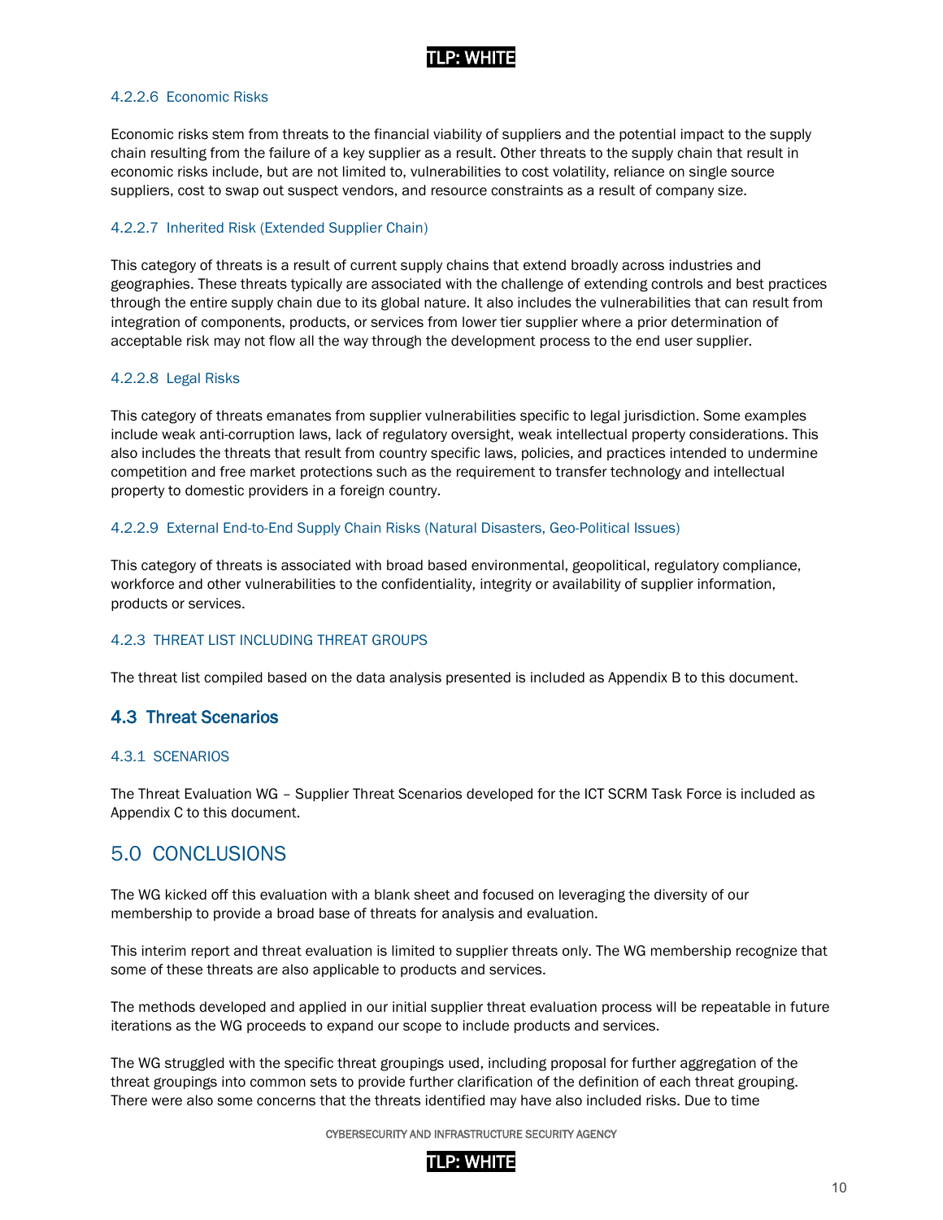#### 4.2.2.6 Economic Risks

Economic risks stem from threats to the financial viability of suppliers and the potential impact to the supply chain resulting from the failure of a key supplier as a result. Other threats to the supply chain that result in economic risks include, but are not limited to, vulnerabilities to cost volatility, reliance on single source suppliers, cost to swap out suspect vendors, and resource constraints as a result of company size.

#### 4.2.2.7 Inherited Risk (Extended Supplier Chain)

This category of threats is a result of current supply chains that extend broadly across industries and geographies. These threats typically are associated with the challenge of extending controls and best practices through the entire supply chain due to its global nature. It also includes the vulnerabilities that can result from integration of components, products, or services from lower tier supplier where a prior determination of acceptable risk may not flow all the way through the development process to the end user supplier.

#### 4.2.2.8 Legal Risks

This category of threats emanates from supplier vulnerabilities specific to legal jurisdiction. Some examples include weak anti-corruption laws, lack of regulatory oversight, weak intellectual property considerations. This also includes the threats that result from country specific laws, policies, and practices intended to undermine competition and free market protections such as the requirement to transfer technology and intellectual property to domestic providers in a foreign country.

#### 4.2.2.9 External End-to-End Supply Chain Risks (Natural Disasters, Geo-Political Issues)

This category of threats is associated with broad based environmental, geopolitical, regulatory compliance, workforce and other vulnerabilities to the confidentiality, integrity or availability of supplier information, products or services.

### 4.2.3 THREAT LIST INCLUDING THREAT GROUPS

The threat list compiled based on the data analysis presented is included as Appendix B to this document.

## 4.3 Threat Scenarios

### 4.3.1 SCENARIOS

The Threat Evaluation WG – Supplier Threat Scenarios developed for the ICT SCRM Task Force is included as Appendix C to this document.

# 5.0 CONCLUSIONS

The WG kicked off this evaluation with a blank sheet and focused on leveraging the diversity of our membership to provide a broad base of threats for analysis and evaluation.

This interim report and threat evaluation is limited to supplier threats only. The WG membership recognize that some of these threats are also applicable to products and services.

The methods developed and applied in our initial supplier threat evaluation process will be repeatable in future iterations as the WG proceeds to expand our scope to include products and services.

The WG struggled with the specific threat groupings used, including proposal for further aggregation of the threat groupings into common sets to provide further clarification of the definition of each threat grouping. There were also some concerns that the threats identified may have also included risks. Due to time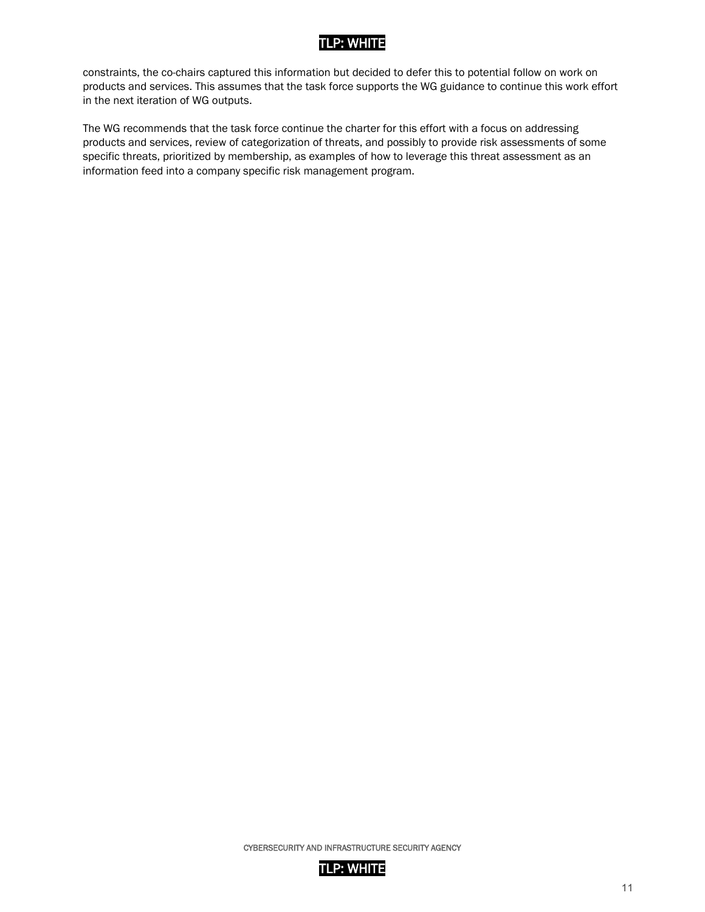constraints, the co-chairs captured this information but decided to defer this to potential follow on work on products and services. This assumes that the task force supports the WG guidance to continue this work effort in the next iteration of WG outputs.

The WG recommends that the task force continue the charter for this effort with a focus on addressing products and services, review of categorization of threats, and possibly to provide risk assessments of some specific threats, prioritized by membership, as examples of how to leverage this threat assessment as an information feed into a company specific risk management program.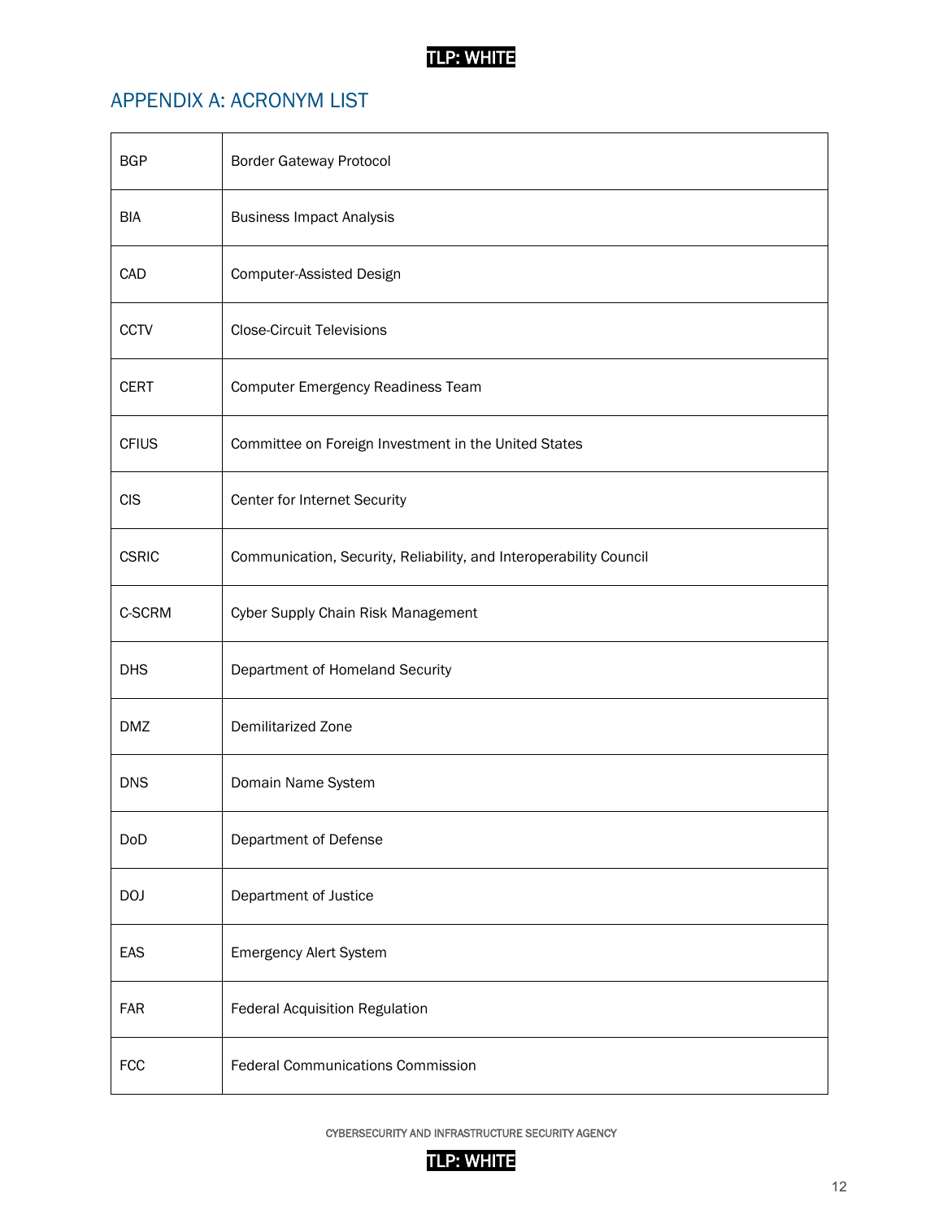TLP: WHITE

## APPENDIX A: ACRONYM LIST

| | |
|---|---|
| BGP | Border Gateway Protocol |
| BIA | Business Impact Analysis |
| CAD | Computer-Assisted Design |
| CCTV | Close-Circuit Televisions |
| CERT | Computer Emergency Readiness Team |
| CFIUS | Committee on Foreign Investment in the United States |
| CIS | Center for Internet Security |
| CSRIC | Communication, Security, Reliability, and Interoperability Council |
| C-SCRM | Cyber Supply Chain Risk Management |
| DHS | Department of Homeland Security |
| DMZ | Demilitarized Zone |
| DNS | Domain Name System |
| DoD | Department of Defense |
| DOJ | Department of Justice |
| EAS | Emergency Alert System |
| FAR | Federal Acquisition Regulation |
| FCC | Federal Communications Commission |

CYBERSECURITY AND INFRASTRUCTURE SECURITY AGENCY

TLP: WHITE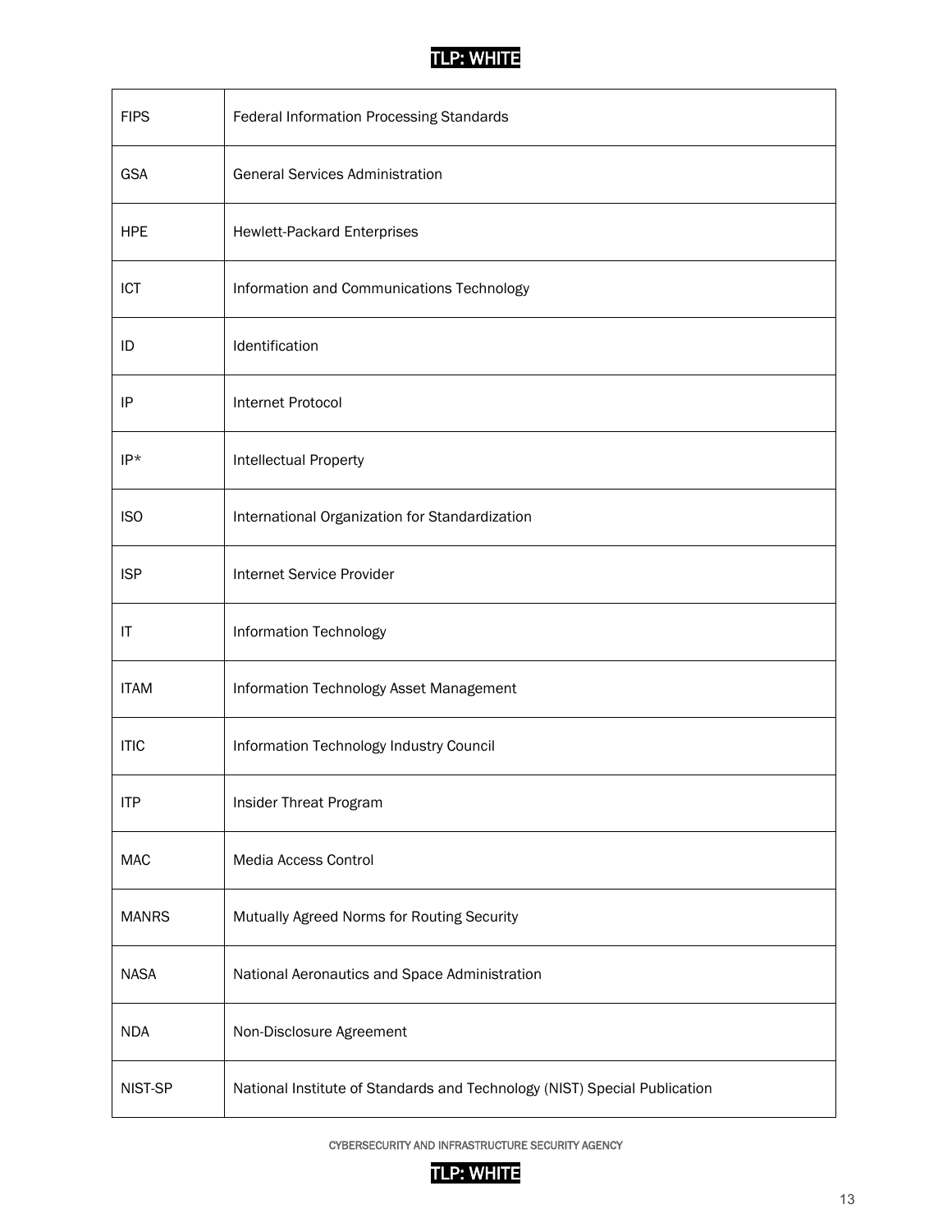| | |
|---|---|
| FIPS | Federal Information Processing Standards |
| GSA | General Services Administration |
| HPE | Hewlett-Packard Enterprises |
| ICT | Information and Communications Technology |
| ID | Identification |
| IP | Internet Protocol |
| IP* | Intellectual Property |
| ISO | International Organization for Standardization |
| ISP | Internet Service Provider |
| IT | Information Technology |
| ITAM | Information Technology Asset Management |
| ITIC | Information Technology Industry Council |
| ITP | Insider Threat Program |
| MAC | Media Access Control |
| MANRS | Mutually Agreed Norms for Routing Security |
| NASA | National Aeronautics and Space Administration |
| NDA | Non-Disclosure Agreement |
| NIST-SP | National Institute of Standards and Technology (NIST) Special Publication |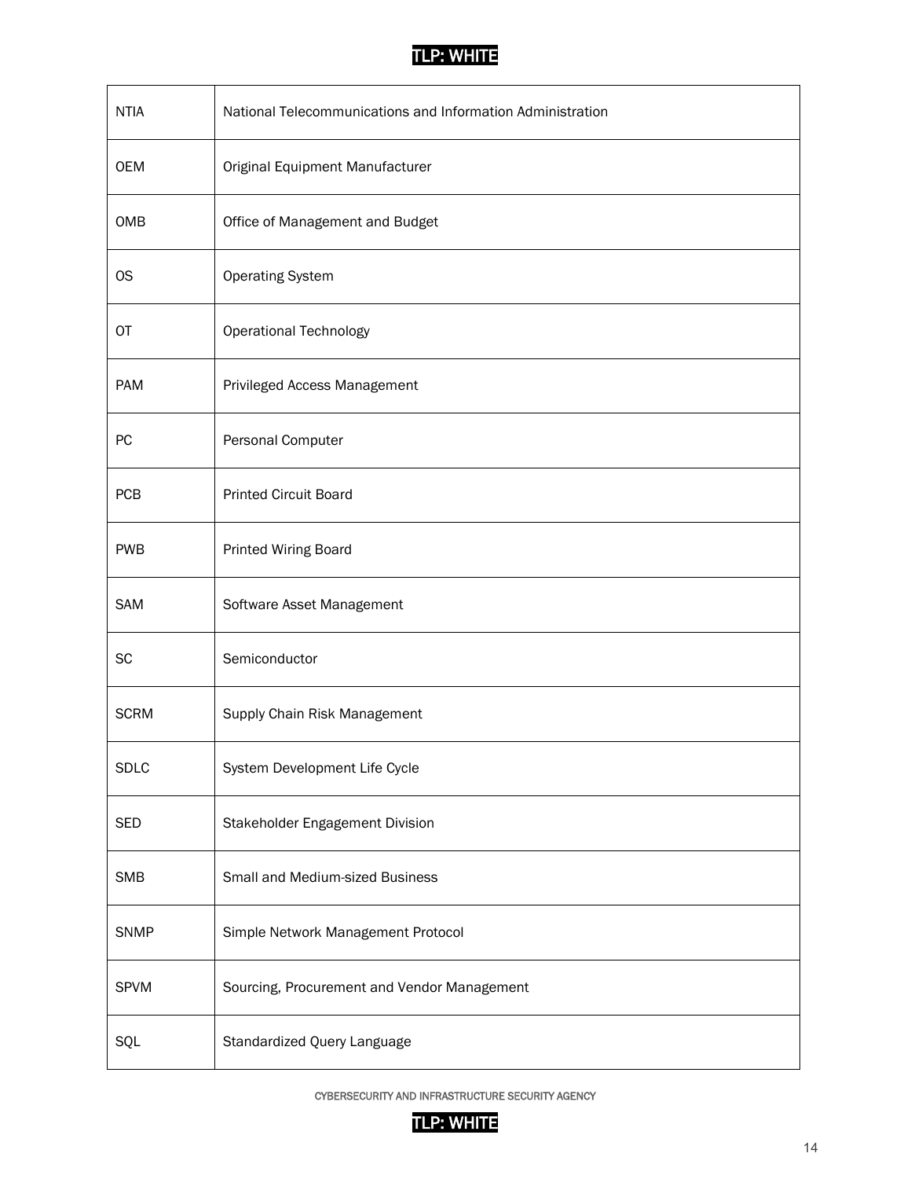| | |
|---|---|
| NTIA | National Telecommunications and Information Administration |
| OEM | Original Equipment Manufacturer |
| OMB | Office of Management and Budget |
| OS | Operating System |
| OT | Operational Technology |
| PAM | Privileged Access Management |
| PC | Personal Computer |
| PCB | Printed Circuit Board |
| PWB | Printed Wiring Board |
| SAM | Software Asset Management |
| SC | Semiconductor |
| SCRM | Supply Chain Risk Management |
| SDLC | System Development Life Cycle |
| SED | Stakeholder Engagement Division |
| SMB | Small and Medium-sized Business |
| SNMP | Simple Network Management Protocol |
| SPVM | Sourcing, Procurement and Vendor Management |
| SQL | Standardized Query Language |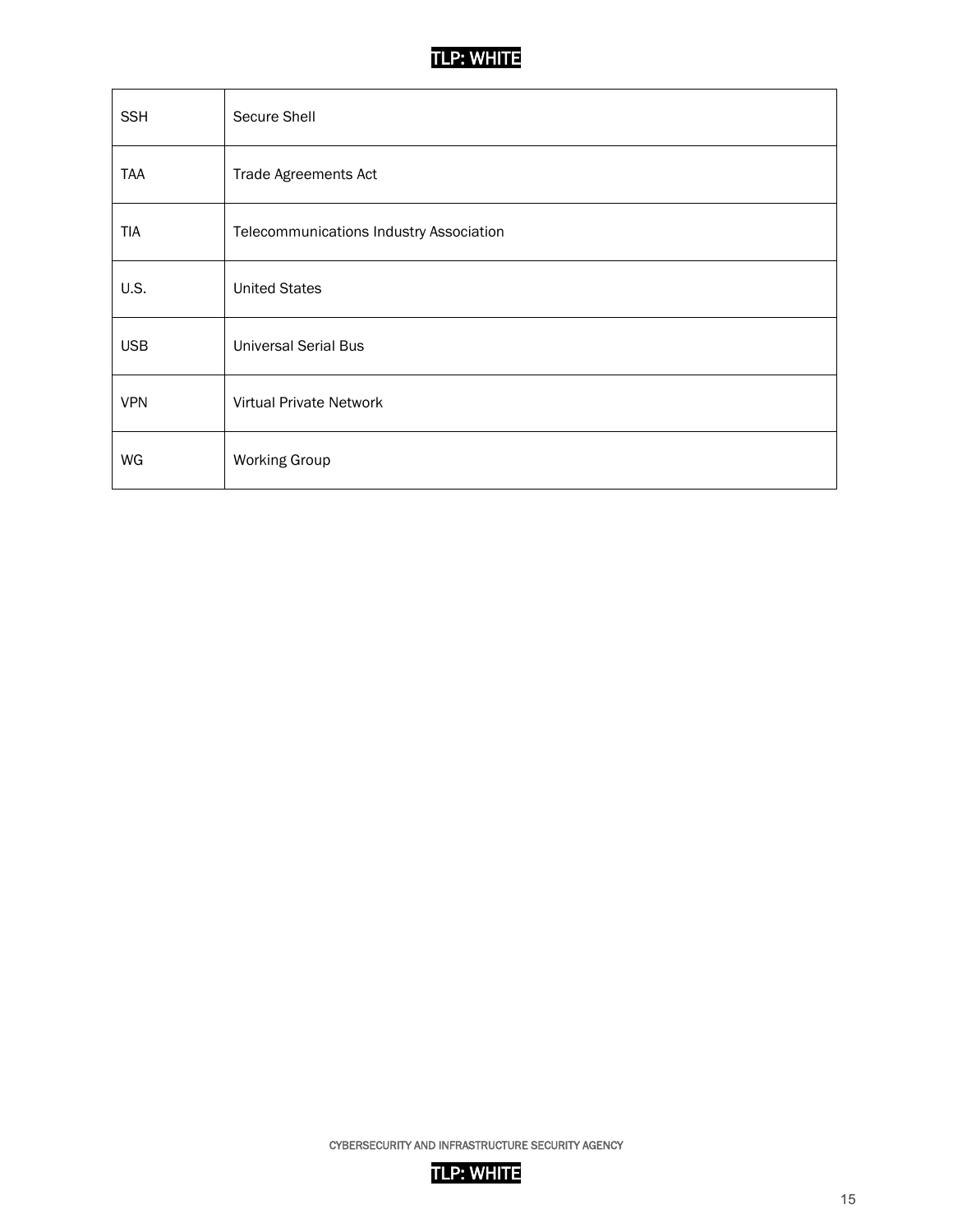| | |
|---|---|
| SSH | Secure Shell |
| TAA | Trade Agreements Act |
| TIA | Telecommunications Industry Association |
| U.S. | United States |
| USB | Universal Serial Bus |
| VPN | Virtual Private Network |
| WG | Working Group |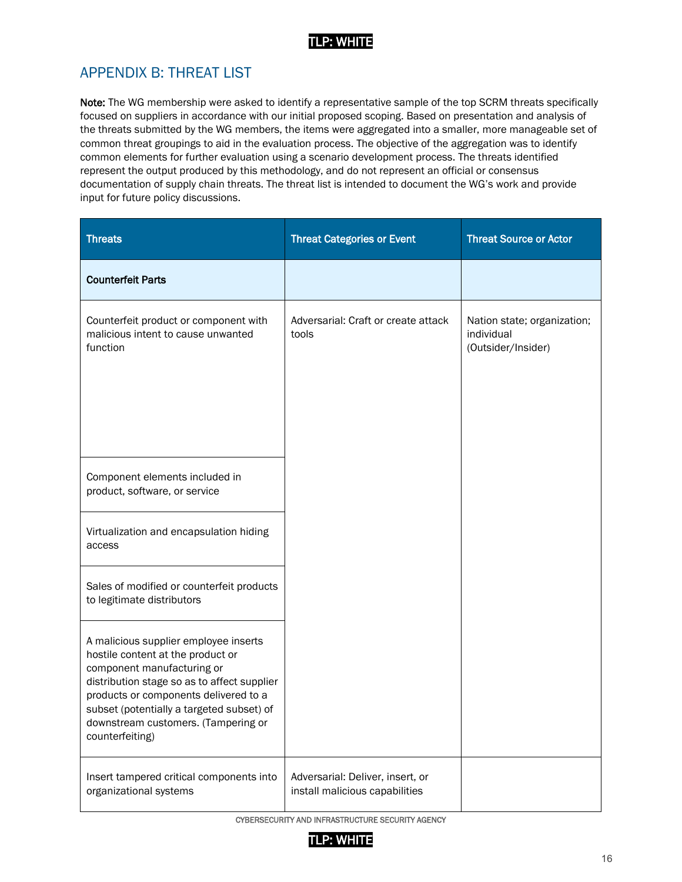## APPENDIX B: THREAT LIST

**Note:** The WG membership were asked to identify a representative sample of the top SCRM threats specifically focused on suppliers in accordance with our initial proposed scoping. Based on presentation and analysis of the threats submitted by the WG members, the items were aggregated into a smaller, more manageable set of common threat groupings to aid in the evaluation process. The objective of the aggregation was to identify common elements for further evaluation using a scenario development process. The threats identified represent the output produced by this methodology, and do not represent an official or consensus documentation of supply chain threats. The threat list is intended to document the WG's work and provide input for future policy discussions.

| Threats | Threat Categories or Event | Threat Source or Actor |
|---|---|---|
| **Counterfeit Parts** | | |
| Counterfeit product or component with malicious intent to cause unwanted function | Adversarial: Craft or create attack tools | Nation state; organization; individual (Outsider/Insider) |
| Component elements included in product, software, or service | | |
| Virtualization and encapsulation hiding access | | |
| Sales of modified or counterfeit products to legitimate distributors | | |
| A malicious supplier employee inserts hostile content at the product or component manufacturing or distribution stage so as to affect supplier products or components delivered to a subset (potentially a targeted subset) of downstream customers. (Tampering or counterfeiting) | | |
| Insert tampered critical components into organizational systems | Adversarial: Deliver, insert, or install malicious capabilities | |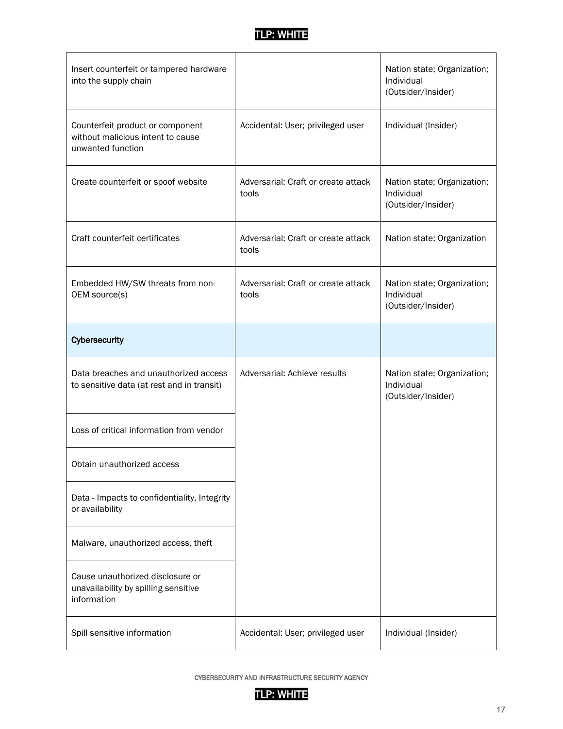| | | |
|---|---|---|
| Insert counterfeit or tampered hardware into the supply chain | | Nation state; Organization; Individual (Outsider/Insider) |
| Counterfeit product or component without malicious intent to cause unwanted function | Accidental: User; privileged user | Individual (Insider) |
| Create counterfeit or spoof website | Adversarial: Craft or create attack tools | Nation state; Organization; Individual (Outsider/Insider) |
| Craft counterfeit certificates | Adversarial: Craft or create attack tools | Nation state; Organization |
| Embedded HW/SW threats from non-OEM source(s) | Adversarial: Craft or create attack tools | Nation state; Organization; Individual (Outsider/Insider) |
| **Cybersecurity** | | |
| Data breaches and unauthorized access to sensitive data (at rest and in transit) | Adversarial: Achieve results | Nation state; Organization; Individual (Outsider/Insider) |
| Loss of critical information from vendor | | |
| Obtain unauthorized access | | |
| Data - Impacts to confidentiality, Integrity or availability | | |
| Malware, unauthorized access, theft | | |
| Cause unauthorized disclosure or unavailability by spilling sensitive information | | |
| Spill sensitive information | Accidental: User; privileged user | Individual (Insider) |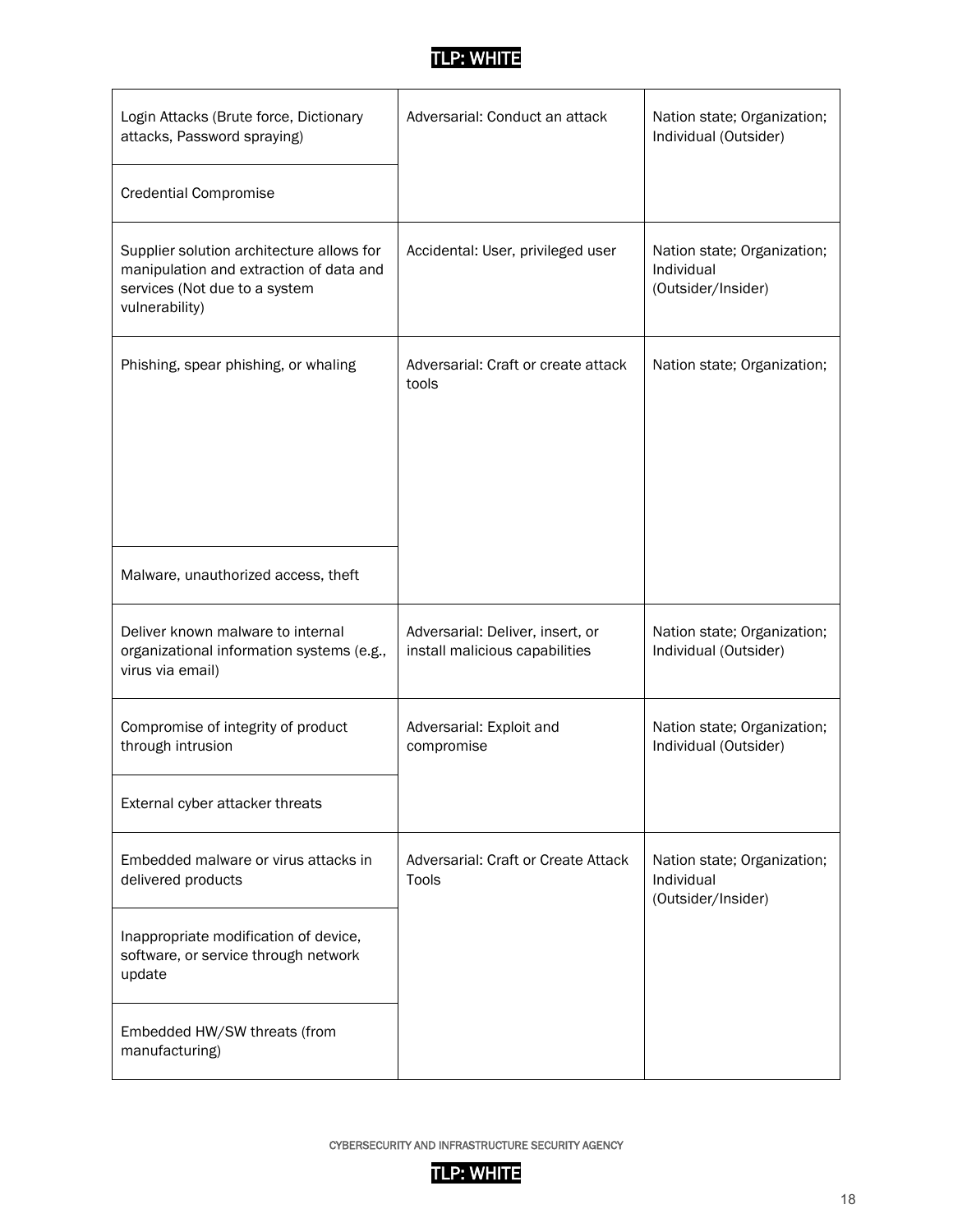| | | |
|---|---|---|
| Login Attacks (Brute force, Dictionary attacks, Password spraying) | Adversarial: Conduct an attack | Nation state; Organization; Individual (Outsider) |
| Credential Compromise | | |
| Supplier solution architecture allows for manipulation and extraction of data and services (Not due to a system vulnerability) | Accidental: User, privileged user | Nation state; Organization; Individual (Outsider/Insider) |
| Phishing, spear phishing, or whaling | Adversarial: Craft or create attack tools | Nation state; Organization; |
| Malware, unauthorized access, theft | | |
| Deliver known malware to internal organizational information systems (e.g., virus via email) | Adversarial: Deliver, insert, or install malicious capabilities | Nation state; Organization; Individual (Outsider) |
| Compromise of integrity of product through intrusion | Adversarial: Exploit and compromise | Nation state; Organization; Individual (Outsider) |
| External cyber attacker threats | | |
| Embedded malware or virus attacks in delivered products | Adversarial: Craft or Create Attack Tools | Nation state; Organization; Individual (Outsider/Insider) |
| Inappropriate modification of device, software, or service through network update | | |
| Embedded HW/SW threats (from manufacturing) | | |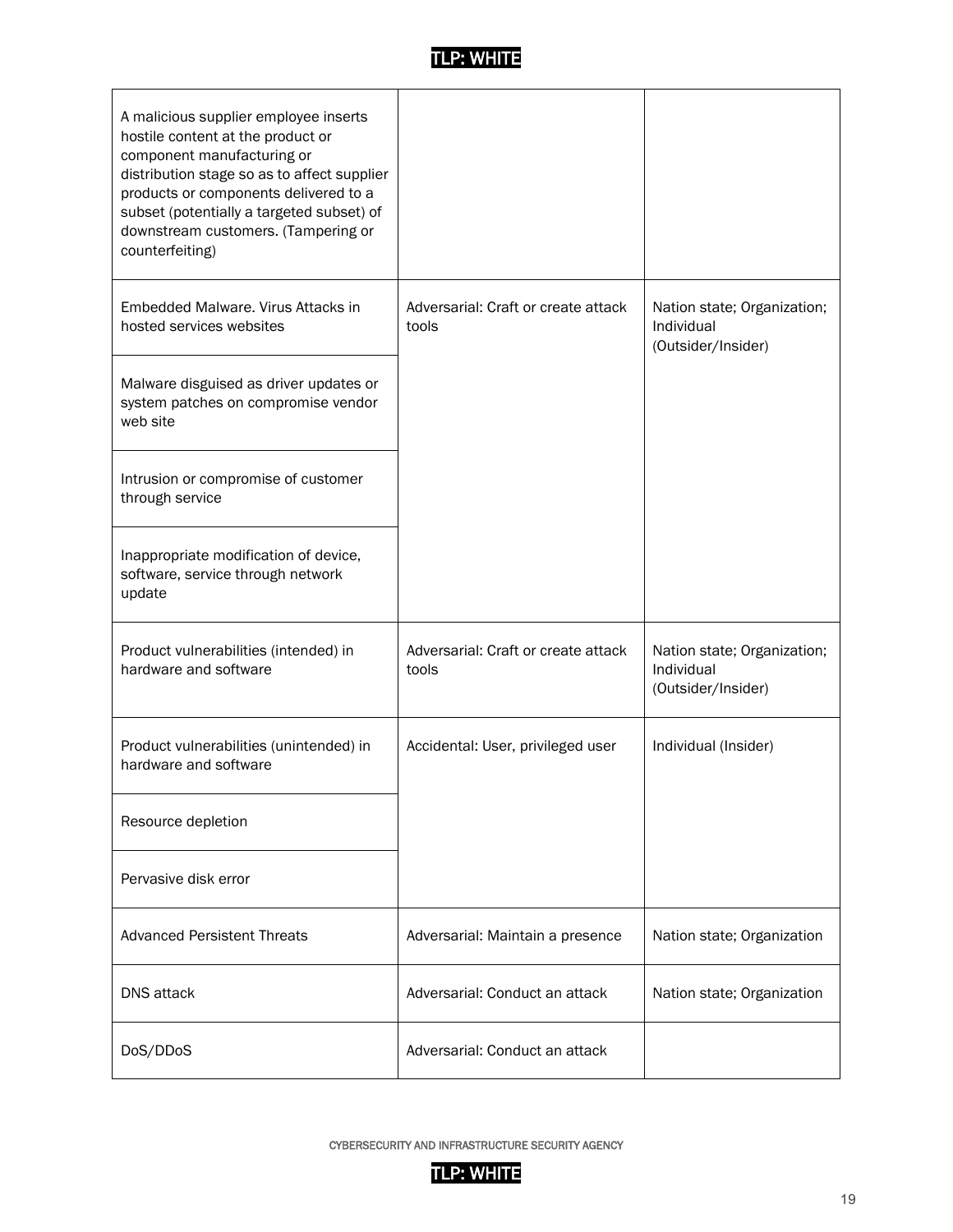| | | |
|---|---|---|
| A malicious supplier employee inserts hostile content at the product or component manufacturing or distribution stage so as to affect supplier products or components delivered to a subset (potentially a targeted subset) of downstream customers. (Tampering or counterfeiting) | | |
| Embedded Malware. Virus Attacks in hosted services websites | Adversarial: Craft or create attack tools | Nation state; Organization; Individual (Outsider/Insider) |
| Malware disguised as driver updates or system patches on compromise vendor web site | | |
| Intrusion or compromise of customer through service | | |
| Inappropriate modification of device, software, service through network update | | |
| Product vulnerabilities (intended) in hardware and software | Adversarial: Craft or create attack tools | Nation state; Organization; Individual (Outsider/Insider) |
| Product vulnerabilities (unintended) in hardware and software | Accidental: User, privileged user | Individual (Insider) |
| Resource depletion | | |
| Pervasive disk error | | |
| Advanced Persistent Threats | Adversarial: Maintain a presence | Nation state; Organization |
| DNS attack | Adversarial: Conduct an attack | Nation state; Organization |
| DoS/DDoS | Adversarial: Conduct an attack | |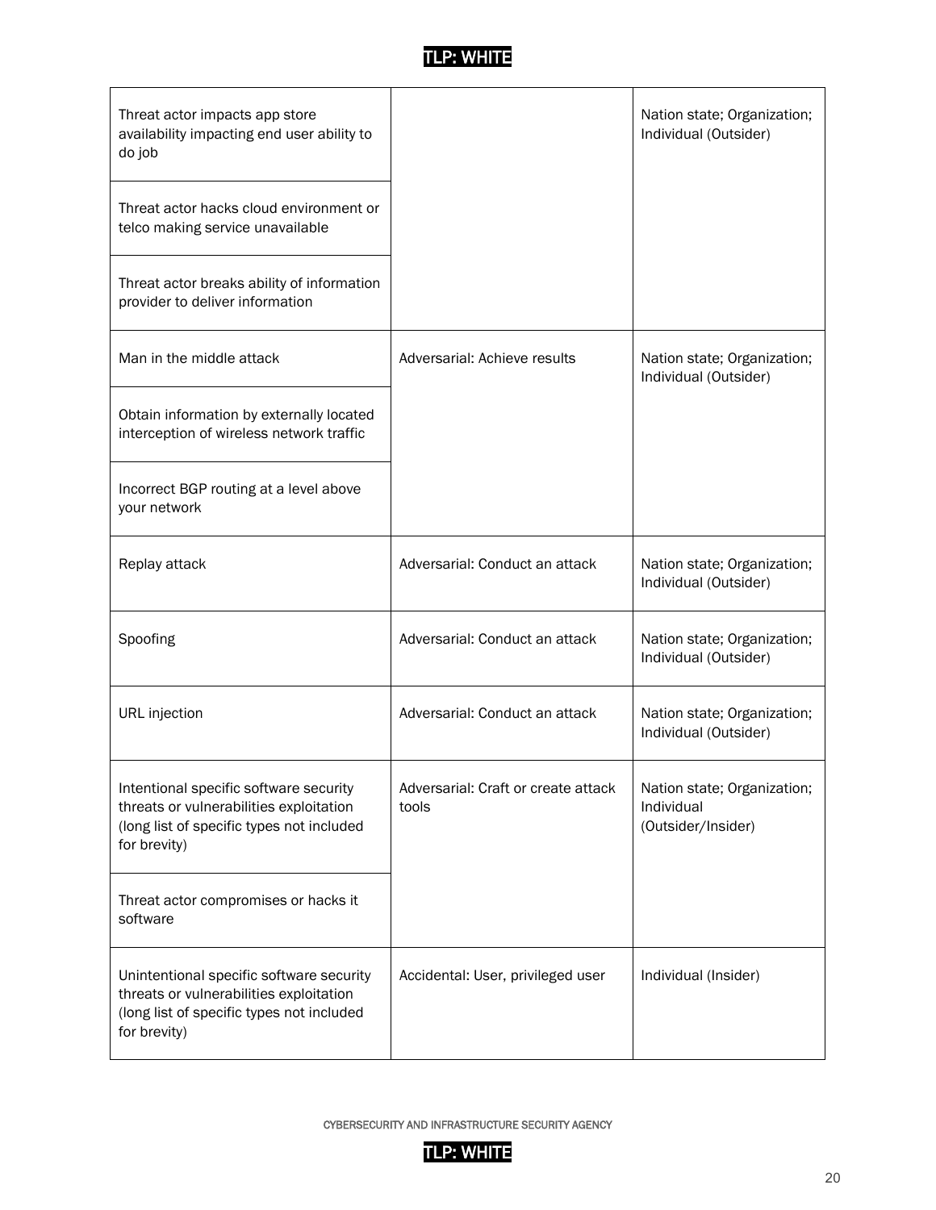| | | |
|---|---|---|
| Threat actor impacts app store availability impacting end user ability to do job | | Nation state; Organization; Individual (Outsider) |
| Threat actor hacks cloud environment or telco making service unavailable | | |
| Threat actor breaks ability of information provider to deliver information | | |
| Man in the middle attack | Adversarial: Achieve results | Nation state; Organization; Individual (Outsider) |
| Obtain information by externally located interception of wireless network traffic | | |
| Incorrect BGP routing at a level above your network | | |
| Replay attack | Adversarial: Conduct an attack | Nation state; Organization; Individual (Outsider) |
| Spoofing | Adversarial: Conduct an attack | Nation state; Organization; Individual (Outsider) |
| URL injection | Adversarial: Conduct an attack | Nation state; Organization; Individual (Outsider) |
| Intentional specific software security threats or vulnerabilities exploitation (long list of specific types not included for brevity) | Adversarial: Craft or create attack tools | Nation state; Organization; Individual (Outsider/Insider) |
| Threat actor compromises or hacks it software | | |
| Unintentional specific software security threats or vulnerabilities exploitation (long list of specific types not included for brevity) | Accidental: User, privileged user | Individual (Insider) |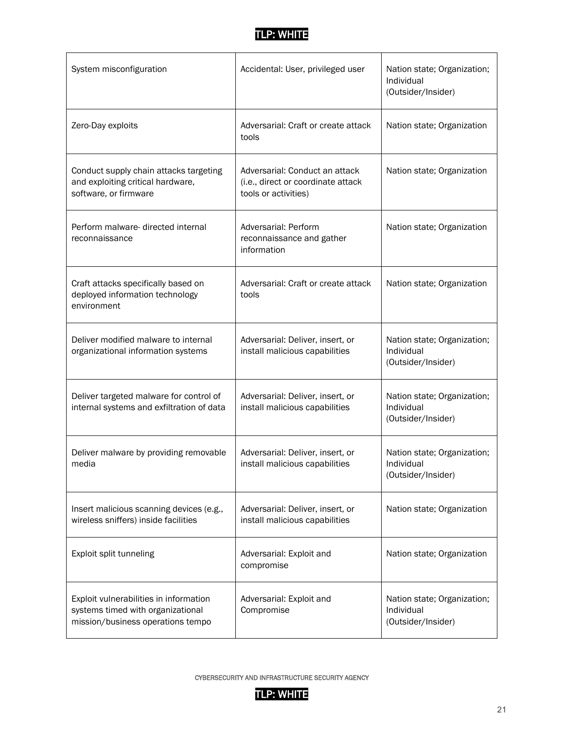| System misconfiguration | Accidental: User, privileged user | Nation state; Organization; Individual (Outsider/Insider) |
|---|---|---|
| Zero-Day exploits | Adversarial: Craft or create attack tools | Nation state; Organization |
| Conduct supply chain attacks targeting and exploiting critical hardware, software, or firmware | Adversarial: Conduct an attack (i.e., direct or coordinate attack tools or activities) | Nation state; Organization |
| Perform malware- directed internal reconnaissance | Adversarial: Perform reconnaissance and gather information | Nation state; Organization |
| Craft attacks specifically based on deployed information technology environment | Adversarial: Craft or create attack tools | Nation state; Organization |
| Deliver modified malware to internal organizational information systems | Adversarial: Deliver, insert, or install malicious capabilities | Nation state; Organization; Individual (Outsider/Insider) |
| Deliver targeted malware for control of internal systems and exfiltration of data | Adversarial: Deliver, insert, or install malicious capabilities | Nation state; Organization; Individual (Outsider/Insider) |
| Deliver malware by providing removable media | Adversarial: Deliver, insert, or install malicious capabilities | Nation state; Organization; Individual (Outsider/Insider) |
| Insert malicious scanning devices (e.g., wireless sniffers) inside facilities | Adversarial: Deliver, insert, or install malicious capabilities | Nation state; Organization |
| Exploit split tunneling | Adversarial: Exploit and compromise | Nation state; Organization |
| Exploit vulnerabilities in information systems timed with organizational mission/business operations tempo | Adversarial: Exploit and Compromise | Nation state; Organization; Individual (Outsider/Insider) |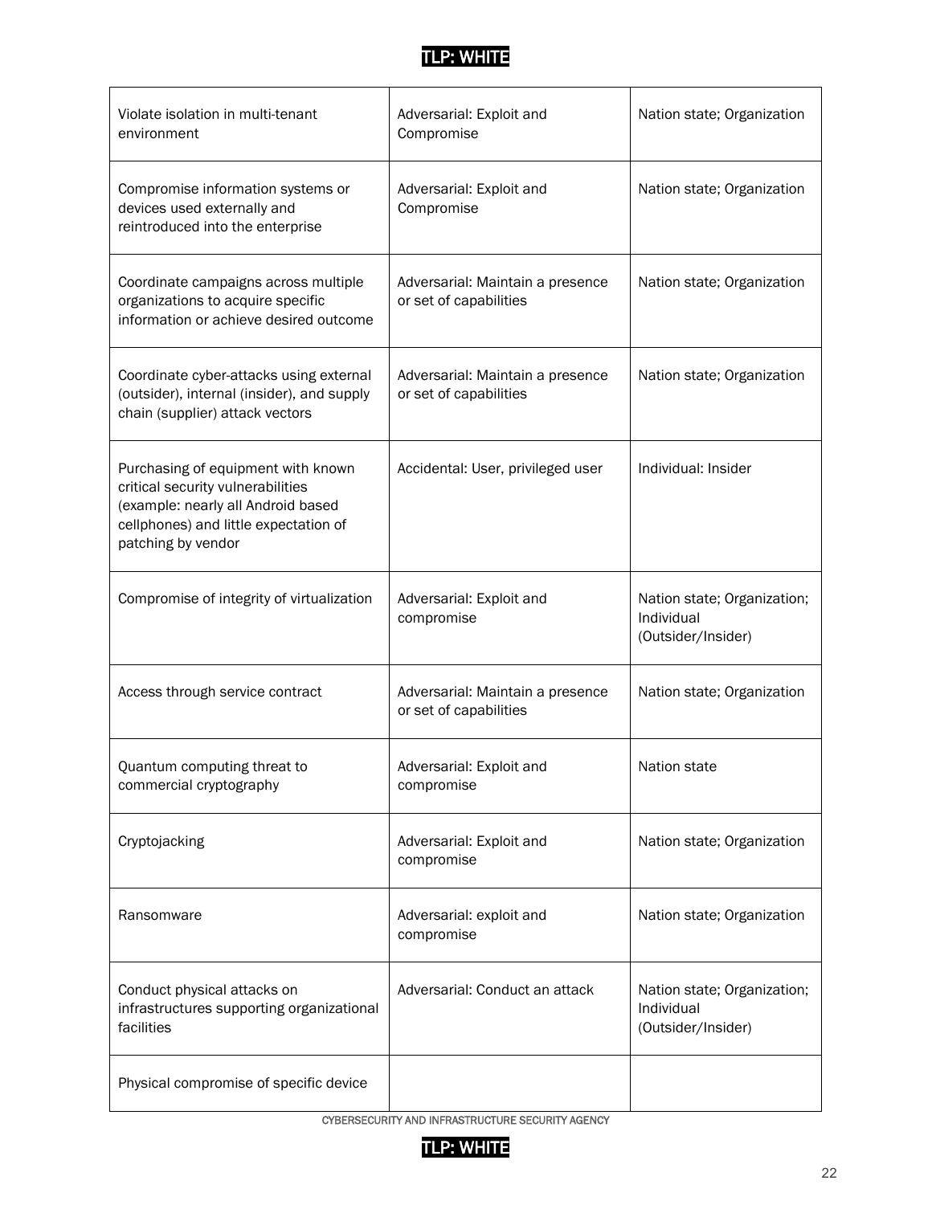| | | |
|---|---|---|
| Violate isolation in multi-tenant environment | Adversarial: Exploit and Compromise | Nation state; Organization |
| Compromise information systems or devices used externally and reintroduced into the enterprise | Adversarial: Exploit and Compromise | Nation state; Organization |
| Coordinate campaigns across multiple organizations to acquire specific information or achieve desired outcome | Adversarial: Maintain a presence or set of capabilities | Nation state; Organization |
| Coordinate cyber-attacks using external (outsider), internal (insider), and supply chain (supplier) attack vectors | Adversarial: Maintain a presence or set of capabilities | Nation state; Organization |
| Purchasing of equipment with known critical security vulnerabilities (example: nearly all Android based cellphones) and little expectation of patching by vendor | Accidental: User, privileged user | Individual: Insider |
| Compromise of integrity of virtualization | Adversarial: Exploit and compromise | Nation state; Organization; Individual (Outsider/Insider) |
| Access through service contract | Adversarial: Maintain a presence or set of capabilities | Nation state; Organization |
| Quantum computing threat to commercial cryptography | Adversarial: Exploit and compromise | Nation state |
| Cryptojacking | Adversarial: Exploit and compromise | Nation state; Organization |
| Ransomware | Adversarial: exploit and compromise | Nation state; Organization |
| Conduct physical attacks on infrastructures supporting organizational facilities | Adversarial: Conduct an attack | Nation state; Organization; Individual (Outsider/Insider) |
| Physical compromise of specific device | | |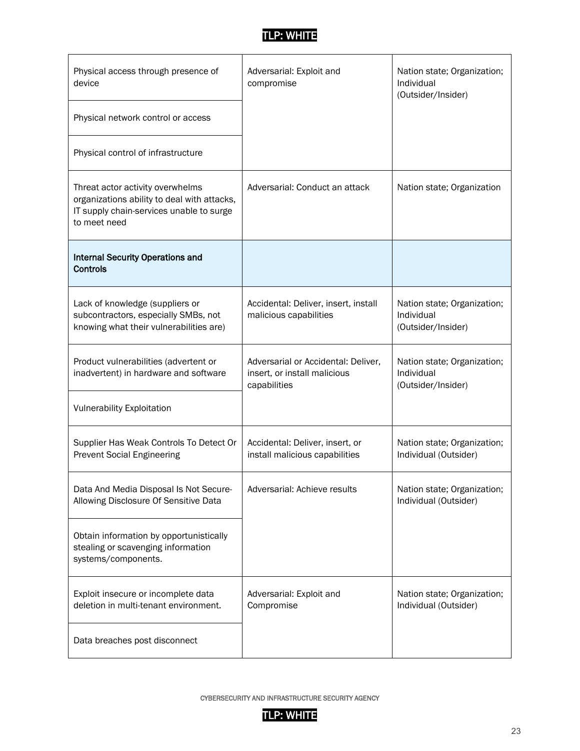| | | |
|---|---|---|
| Physical access through presence of device | Adversarial: Exploit and compromise | Nation state; Organization; Individual (Outsider/Insider) |
| Physical network control or access | | |
| Physical control of infrastructure | | |
| Threat actor activity overwhelms organizations ability to deal with attacks, IT supply chain-services unable to surge to meet need | Adversarial: Conduct an attack | Nation state; Organization |
| **Internal Security Operations and Controls** | | |
| Lack of knowledge (suppliers or subcontractors, especially SMBs, not knowing what their vulnerabilities are) | Accidental: Deliver, insert, install malicious capabilities | Nation state; Organization; Individual (Outsider/Insider) |
| Product vulnerabilities (advertent or inadvertent) in hardware and software | Adversarial or Accidental: Deliver, insert, or install malicious capabilities | Nation state; Organization; Individual (Outsider/Insider) |
| Vulnerability Exploitation | | |
| Supplier Has Weak Controls To Detect Or Prevent Social Engineering | Accidental: Deliver, insert, or install malicious capabilities | Nation state; Organization; Individual (Outsider) |
| Data And Media Disposal Is Not Secure-Allowing Disclosure Of Sensitive Data | Adversarial: Achieve results | Nation state; Organization; Individual (Outsider) |
| Obtain information by opportunistically stealing or scavenging information systems/components. | | |
| Exploit insecure or incomplete data deletion in multi-tenant environment. | Adversarial: Exploit and Compromise | Nation state; Organization; Individual (Outsider) |
| Data breaches post disconnect | | |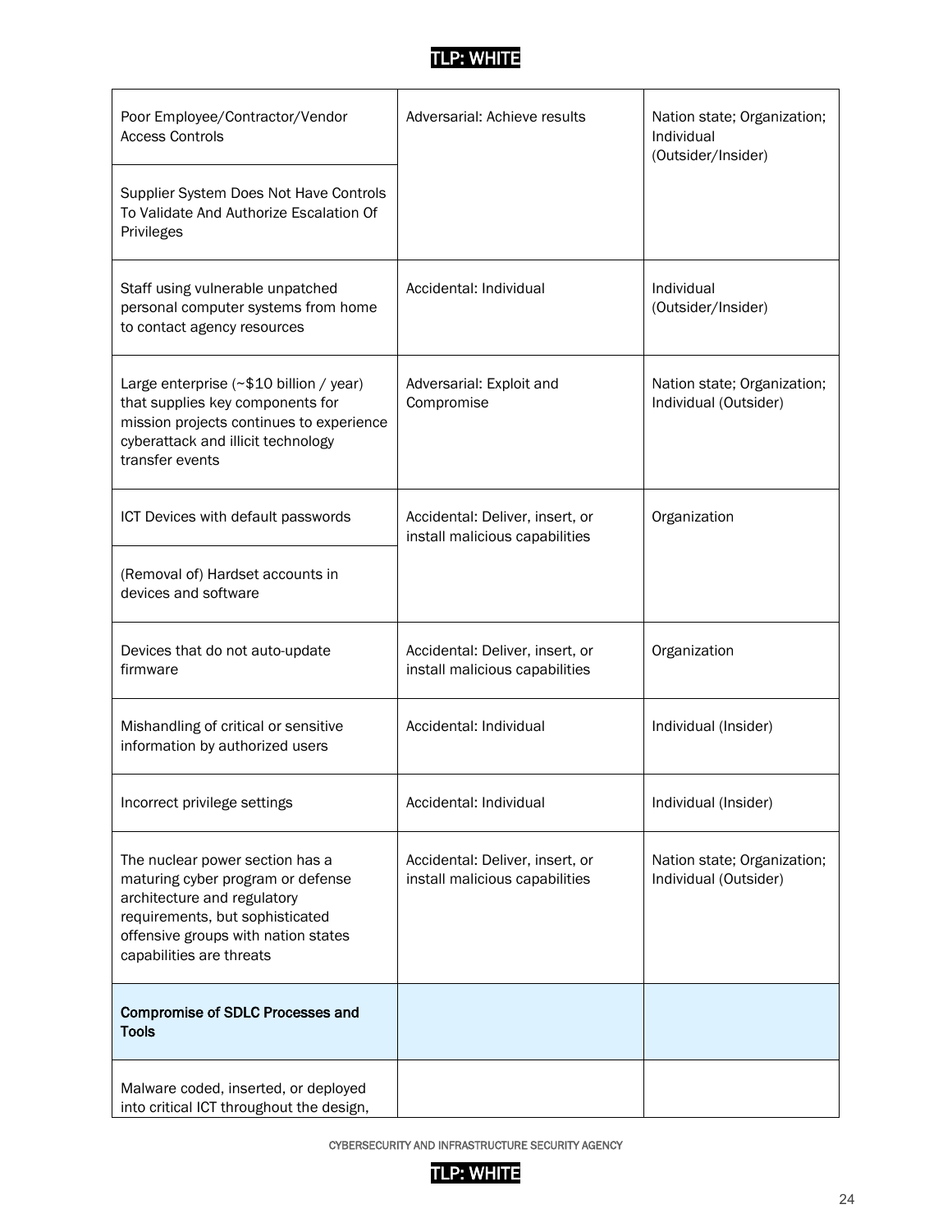| | | |
|---|---|---|
| Poor Employee/Contractor/Vendor Access Controls | Adversarial: Achieve results | Nation state; Organization; Individual (Outsider/Insider) |
| Supplier System Does Not Have Controls To Validate And Authorize Escalation Of Privileges | | |
| Staff using vulnerable unpatched personal computer systems from home to contact agency resources | Accidental: Individual | Individual (Outsider/Insider) |
| Large enterprise (~$10 billion / year) that supplies key components for mission projects continues to experience cyberattack and illicit technology transfer events | Adversarial: Exploit and Compromise | Nation state; Organization; Individual (Outsider) |
| ICT Devices with default passwords | Accidental: Deliver, insert, or install malicious capabilities | Organization |
| (Removal of) Hardset accounts in devices and software | | |
| Devices that do not auto-update firmware | Accidental: Deliver, insert, or install malicious capabilities | Organization |
| Mishandling of critical or sensitive information by authorized users | Accidental: Individual | Individual (Insider) |
| Incorrect privilege settings | Accidental: Individual | Individual (Insider) |
| The nuclear power section has a maturing cyber program or defense architecture and regulatory requirements, but sophisticated offensive groups with nation states capabilities are threats | Accidental: Deliver, insert, or install malicious capabilities | Nation state; Organization; Individual (Outsider) |
| **Compromise of SDLC Processes and Tools** | | |
| Malware coded, inserted, or deployed into critical ICT throughout the design, | | |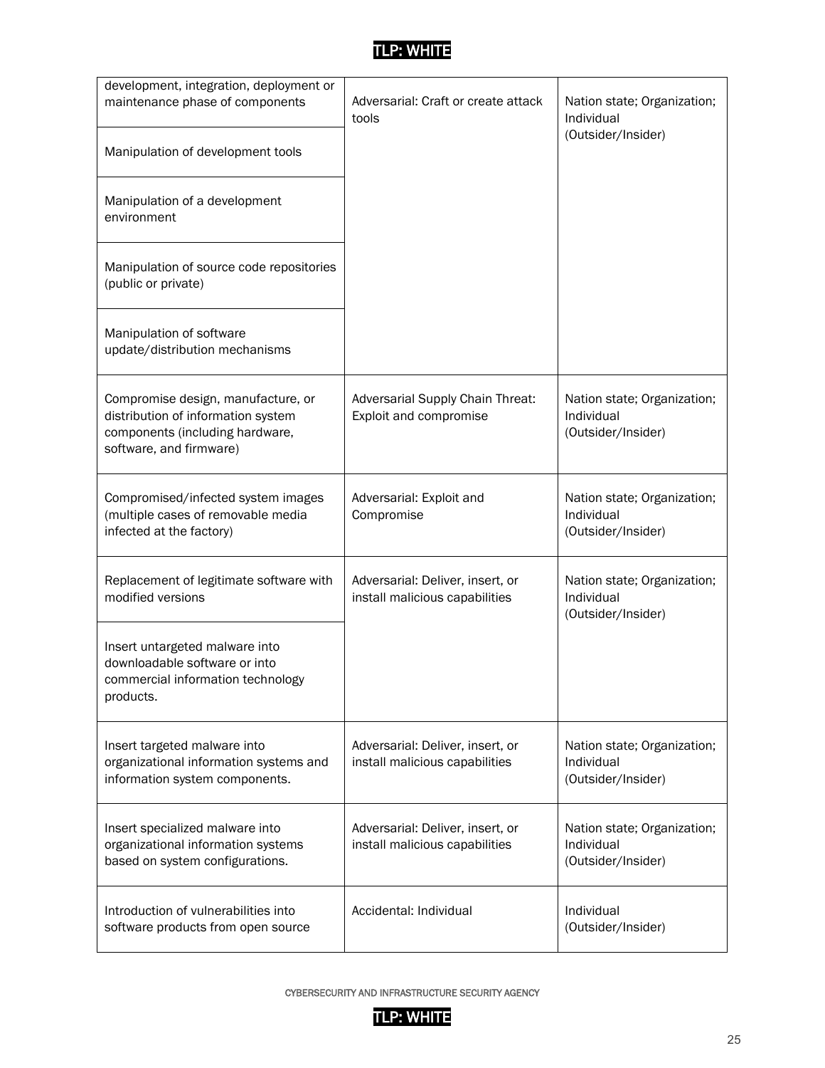| | | |
|---|---|---|
| development, integration, deployment or maintenance phase of components | Adversarial: Craft or create attack tools | Nation state; Organization; Individual (Outsider/Insider) |
| Manipulation of development tools | | |
| Manipulation of a development environment | | |
| Manipulation of source code repositories (public or private) | | |
| Manipulation of software update/distribution mechanisms | | |
| Compromise design, manufacture, or distribution of information system components (including hardware, software, and firmware) | Adversarial Supply Chain Threat: Exploit and compromise | Nation state; Organization; Individual (Outsider/Insider) |
| Compromised/infected system images (multiple cases of removable media infected at the factory) | Adversarial: Exploit and Compromise | Nation state; Organization; Individual (Outsider/Insider) |
| Replacement of legitimate software with modified versions | Adversarial: Deliver, insert, or install malicious capabilities | Nation state; Organization; Individual (Outsider/Insider) |
| Insert untargeted malware into downloadable software or into commercial information technology products. | | |
| Insert targeted malware into organizational information systems and information system components. | Adversarial: Deliver, insert, or install malicious capabilities | Nation state; Organization; Individual (Outsider/Insider) |
| Insert specialized malware into organizational information systems based on system configurations. | Adversarial: Deliver, insert, or install malicious capabilities | Nation state; Organization; Individual (Outsider/Insider) |
| Introduction of vulnerabilities into software products from open source | Accidental: Individual | Individual (Outsider/Insider) |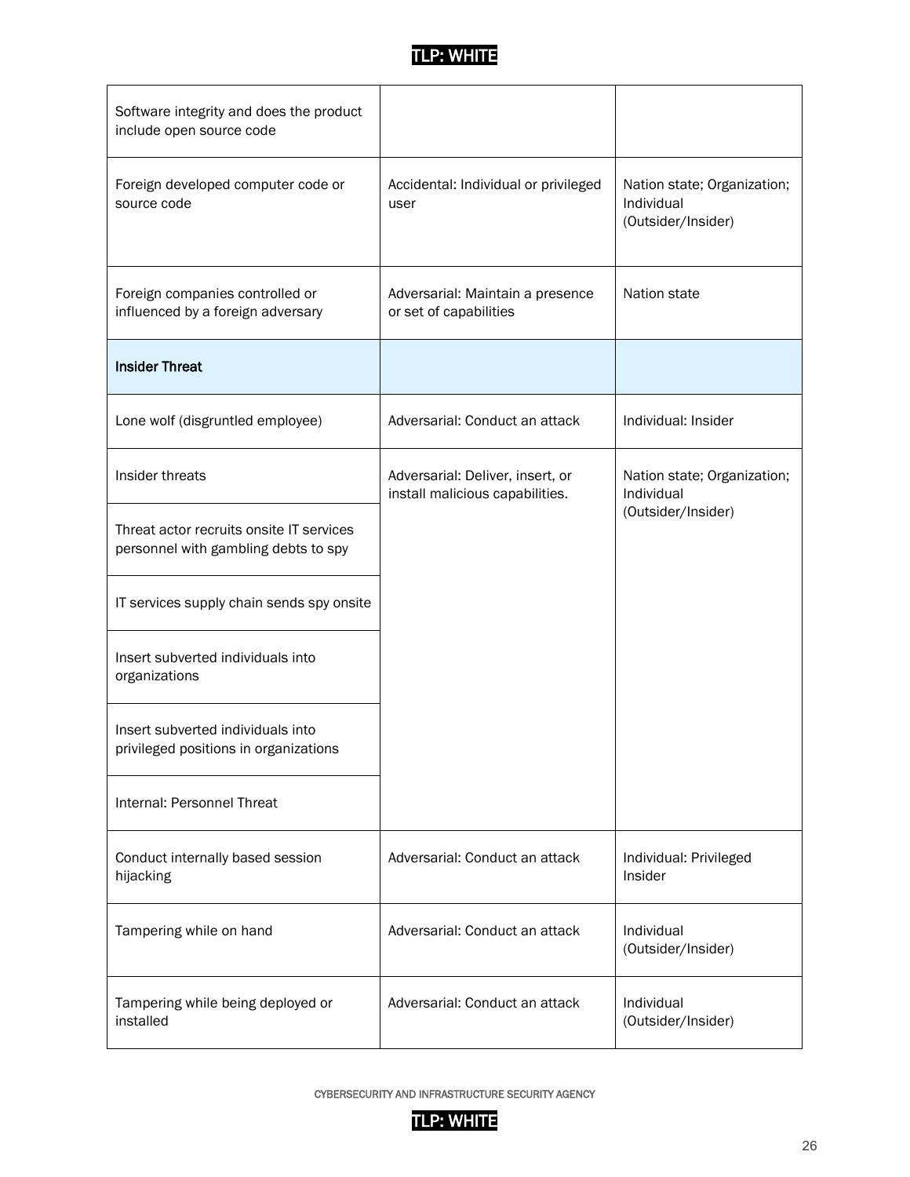| | | |
|---|---|---|
| Software integrity and does the product include open source code | | |
| Foreign developed computer code or source code | Accidental: Individual or privileged user | Nation state; Organization; Individual (Outsider/Insider) |
| Foreign companies controlled or influenced by a foreign adversary | Adversarial: Maintain a presence or set of capabilities | Nation state |
| **Insider Threat** | | |
| Lone wolf (disgruntled employee) | Adversarial: Conduct an attack | Individual: Insider |
| Insider threats | Adversarial: Deliver, insert, or install malicious capabilities. | Nation state; Organization; Individual (Outsider/Insider) |
| Threat actor recruits onsite IT services personnel with gambling debts to spy | | |
| IT services supply chain sends spy onsite | | |
| Insert subverted individuals into organizations | | |
| Insert subverted individuals into privileged positions in organizations | | |
| Internal: Personnel Threat | | |
| Conduct internally based session hijacking | Adversarial: Conduct an attack | Individual: Privileged Insider |
| Tampering while on hand | Adversarial: Conduct an attack | Individual (Outsider/Insider) |
| Tampering while being deployed or installed | Adversarial: Conduct an attack | Individual (Outsider/Insider) |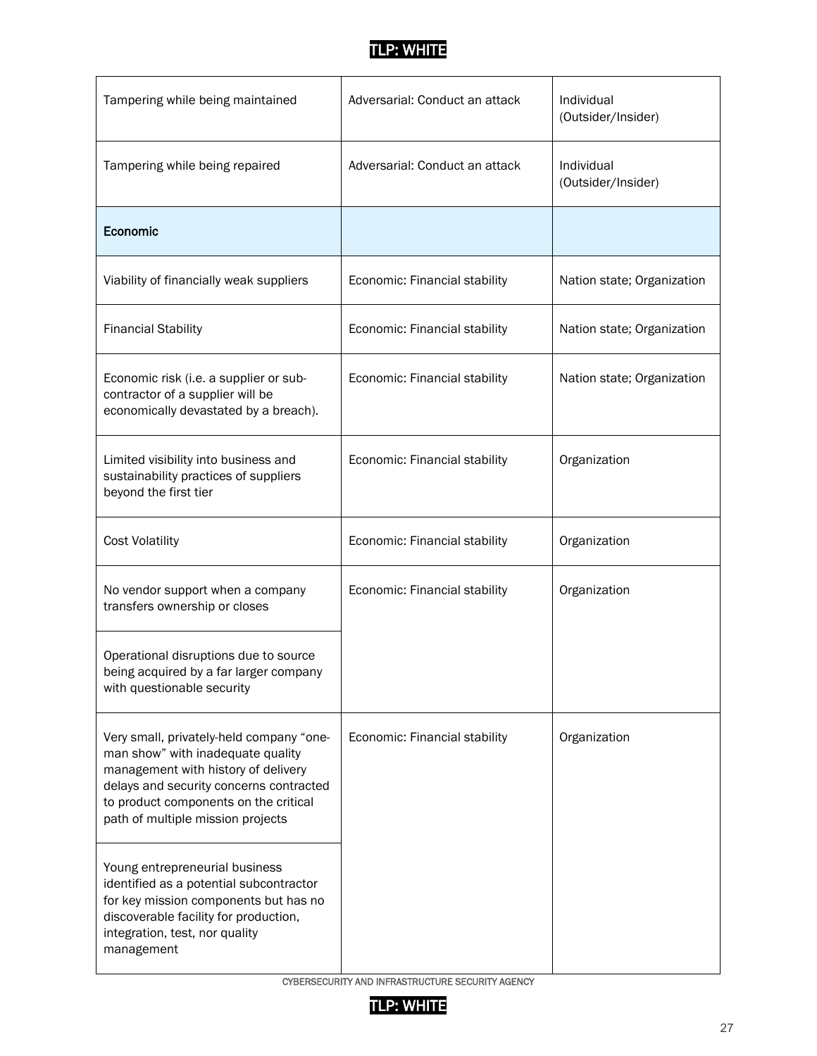| | | |
|---|---|---|
| Tampering while being maintained | Adversarial: Conduct an attack | Individual (Outsider/Insider) |
| Tampering while being repaired | Adversarial: Conduct an attack | Individual (Outsider/Insider) |
| **Economic** | | |
| Viability of financially weak suppliers | Economic: Financial stability | Nation state; Organization |
| Financial Stability | Economic: Financial stability | Nation state; Organization |
| Economic risk (i.e. a supplier or sub-contractor of a supplier will be economically devastated by a breach). | Economic: Financial stability | Nation state; Organization |
| Limited visibility into business and sustainability practices of suppliers beyond the first tier | Economic: Financial stability | Organization |
| Cost Volatility | Economic: Financial stability | Organization |
| No vendor support when a company transfers ownership or closes | Economic: Financial stability | Organization |
| Operational disruptions due to source being acquired by a far larger company with questionable security | | |
| Very small, privately-held company "one-man show" with inadequate quality management with history of delivery delays and security concerns contracted to product components on the critical path of multiple mission projects | Economic: Financial stability | Organization |
| Young entrepreneurial business identified as a potential subcontractor for key mission components but has no discoverable facility for production, integration, test, nor quality management | | |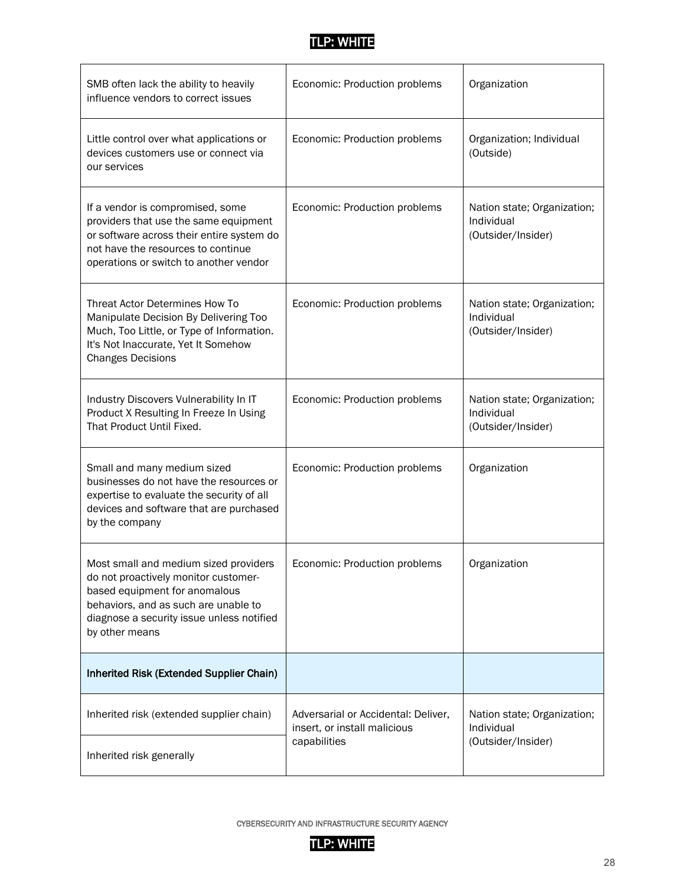| | | |
|---|---|---|
| SMB often lack the ability to heavily influence vendors to correct issues | Economic: Production problems | Organization |
| Little control over what applications or devices customers use or connect via our services | Economic: Production problems | Organization; Individual (Outside) |
| If a vendor is compromised, some providers that use the same equipment or software across their entire system do not have the resources to continue operations or switch to another vendor | Economic: Production problems | Nation state; Organization; Individual (Outsider/Insider) |
| Threat Actor Determines How To Manipulate Decision By Delivering Too Much, Too Little, or Type of Information. It's Not Inaccurate, Yet It Somehow Changes Decisions | Economic: Production problems | Nation state; Organization; Individual (Outsider/Insider) |
| Industry Discovers Vulnerability In IT Product X Resulting In Freeze In Using That Product Until Fixed. | Economic: Production problems | Nation state; Organization; Individual (Outsider/Insider) |
| Small and many medium sized businesses do not have the resources or expertise to evaluate the security of all devices and software that are purchased by the company | Economic: Production problems | Organization |
| Most small and medium sized providers do not proactively monitor customer-based equipment for anomalous behaviors, and as such are unable to diagnose a security issue unless notified by other means | Economic: Production problems | Organization |
| **Inherited Risk (Extended Supplier Chain)** | | |
| Inherited risk (extended supplier chain) | Adversarial or Accidental: Deliver, insert, or install malicious capabilities | Nation state; Organization; Individual (Outsider/Insider) |
| Inherited risk generally | | |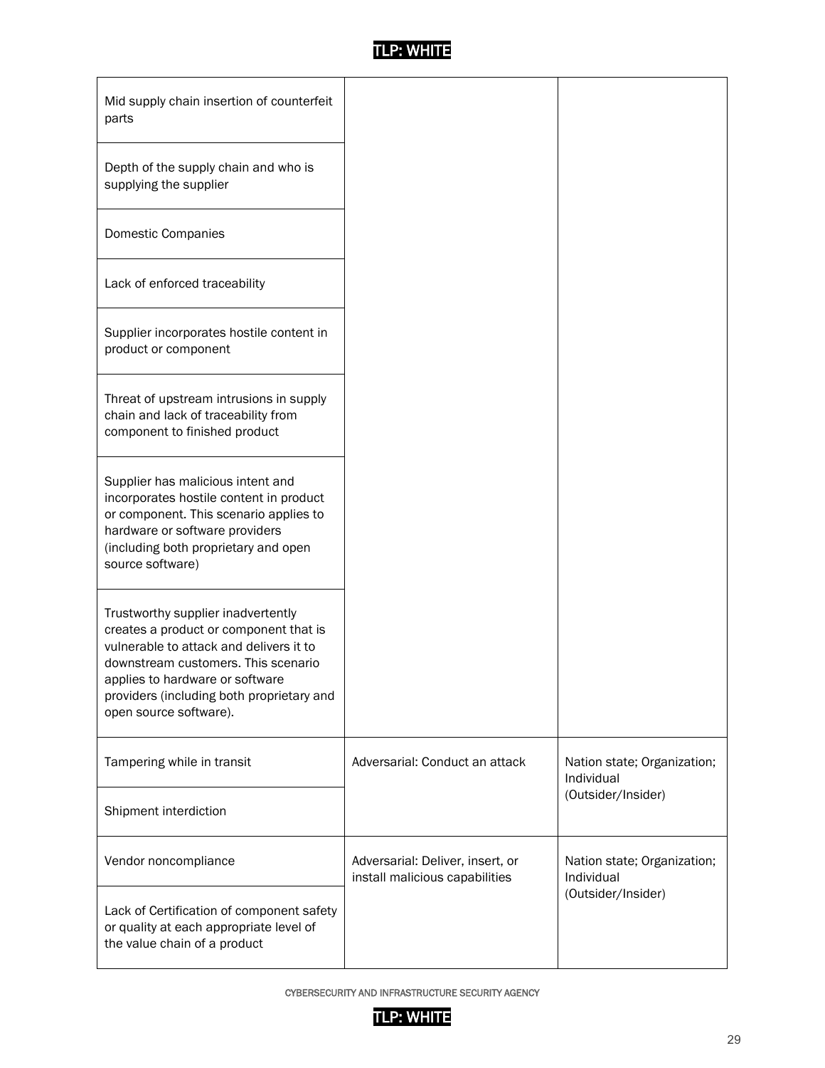| | | |
|---|---|---|
| Mid supply chain insertion of counterfeit parts | | |
| Depth of the supply chain and who is supplying the supplier | | |
| Domestic Companies | | |
| Lack of enforced traceability | | |
| Supplier incorporates hostile content in product or component | | |
| Threat of upstream intrusions in supply chain and lack of traceability from component to finished product | | |
| Supplier has malicious intent and incorporates hostile content in product or component. This scenario applies to hardware or software providers (including both proprietary and open source software) | | |
| Trustworthy supplier inadvertently creates a product or component that is vulnerable to attack and delivers it to downstream customers. This scenario applies to hardware or software providers (including both proprietary and open source software). | | |
| Tampering while in transit | Adversarial: Conduct an attack | Nation state; Organization; Individual (Outsider/Insider) |
| Shipment interdiction | | |
| Vendor noncompliance | Adversarial: Deliver, insert, or install malicious capabilities | Nation state; Organization; Individual (Outsider/Insider) |
| Lack of Certification of component safety or quality at each appropriate level of the value chain of a product | | |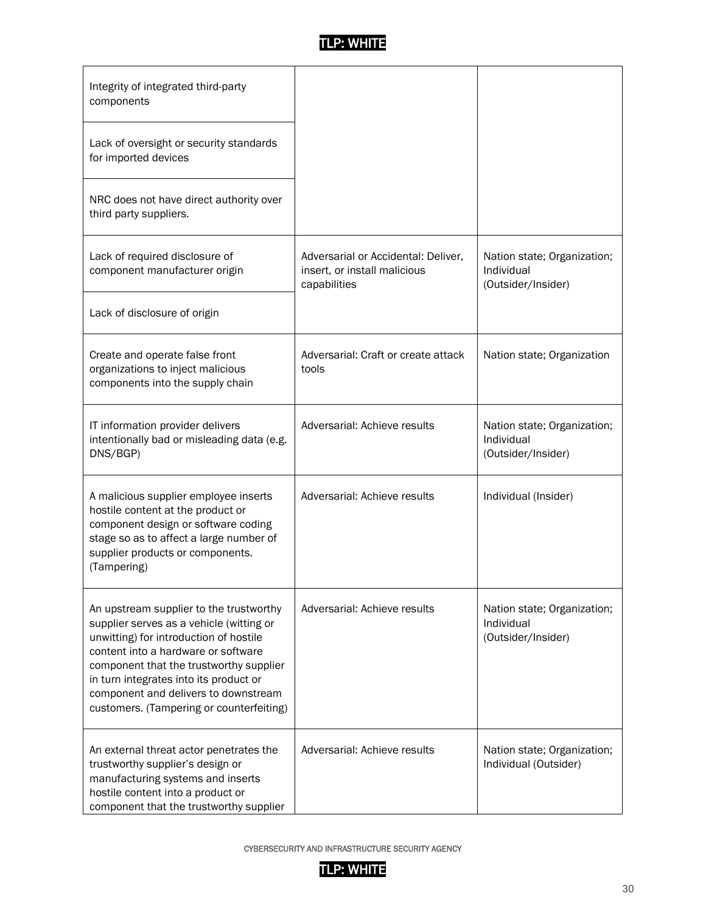| | | |
|---|---|---|
| Integrity of integrated third-party components | | |
| Lack of oversight or security standards for imported devices | | |
| NRC does not have direct authority over third party suppliers. | | |
| Lack of required disclosure of component manufacturer origin | Adversarial or Accidental: Deliver, insert, or install malicious capabilities | Nation state; Organization; Individual (Outsider/Insider) |
| Lack of disclosure of origin | | |
| Create and operate false front organizations to inject malicious components into the supply chain | Adversarial: Craft or create attack tools | Nation state; Organization |
| IT information provider delivers intentionally bad or misleading data (e.g. DNS/BGP) | Adversarial: Achieve results | Nation state; Organization; Individual (Outsider/Insider) |
| A malicious supplier employee inserts hostile content at the product or component design or software coding stage so as to affect a large number of supplier products or components. (Tampering) | Adversarial: Achieve results | Individual (Insider) |
| An upstream supplier to the trustworthy supplier serves as a vehicle (witting or unwitting) for introduction of hostile content into a hardware or software component that the trustworthy supplier in turn integrates into its product or component and delivers to downstream customers. (Tampering or counterfeiting) | Adversarial: Achieve results | Nation state; Organization; Individual (Outsider/Insider) |
| An external threat actor penetrates the trustworthy supplier's design or manufacturing systems and inserts hostile content into a product or component that the trustworthy supplier | Adversarial: Achieve results | Nation state; Organization; Individual (Outsider) |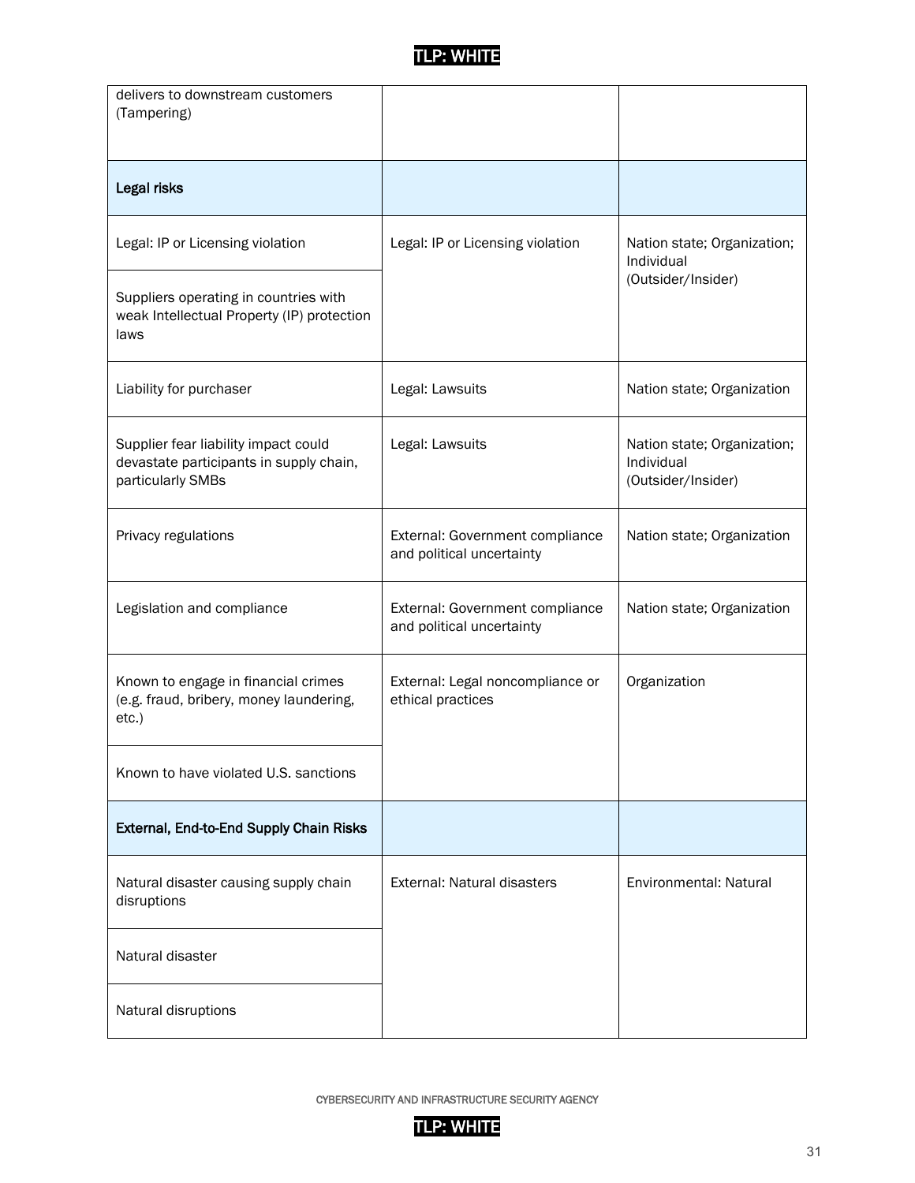| | | |
|---|---|---|
| delivers to downstream customers (Tampering) | | |
| **Legal risks** | | |
| Legal: IP or Licensing violation | Legal: IP or Licensing violation | Nation state; Organization; Individual (Outsider/Insider) |
| Suppliers operating in countries with weak Intellectual Property (IP) protection laws | | |
| Liability for purchaser | Legal: Lawsuits | Nation state; Organization |
| Supplier fear liability impact could devastate participants in supply chain, particularly SMBs | Legal: Lawsuits | Nation state; Organization; Individual (Outsider/Insider) |
| Privacy regulations | External: Government compliance and political uncertainty | Nation state; Organization |
| Legislation and compliance | External: Government compliance and political uncertainty | Nation state; Organization |
| Known to engage in financial crimes (e.g. fraud, bribery, money laundering, etc.) | External: Legal noncompliance or ethical practices | Organization |
| Known to have violated U.S. sanctions | | |
| **External, End-to-End Supply Chain Risks** | | |
| Natural disaster causing supply chain disruptions | External: Natural disasters | Environmental: Natural |
| Natural disaster | | |
| Natural disruptions | | |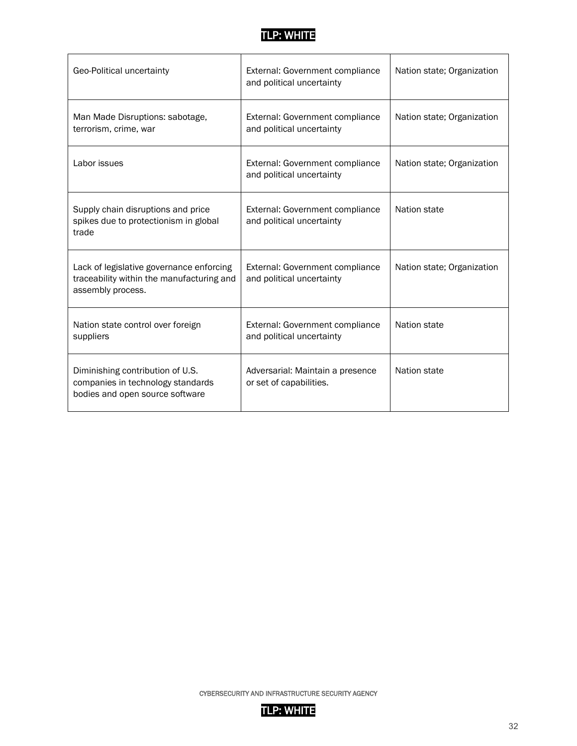| | | |
|---|---|---|
| Geo-Political uncertainty | External: Government compliance and political uncertainty | Nation state; Organization |
| Man Made Disruptions: sabotage, terrorism, crime, war | External: Government compliance and political uncertainty | Nation state; Organization |
| Labor issues | External: Government compliance and political uncertainty | Nation state; Organization |
| Supply chain disruptions and price spikes due to protectionism in global trade | External: Government compliance and political uncertainty | Nation state |
| Lack of legislative governance enforcing traceability within the manufacturing and assembly process. | External: Government compliance and political uncertainty | Nation state; Organization |
| Nation state control over foreign suppliers | External: Government compliance and political uncertainty | Nation state |
| Diminishing contribution of U.S. companies in technology standards bodies and open source software | Adversarial: Maintain a presence or set of capabilities. | Nation state |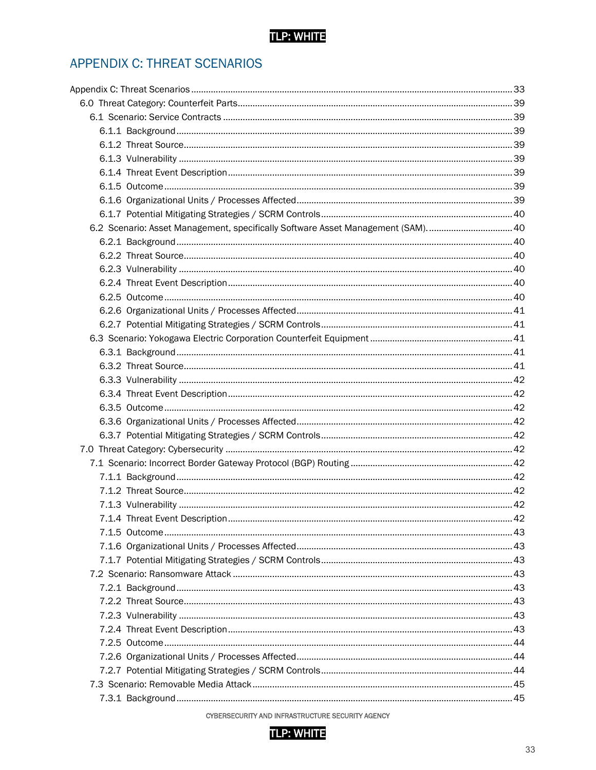# APPENDIX C: THREAT SCENARIOS

- Appendix C: Threat Scenarios ..... 33
  - 6.0 Threat Category: Counterfeit Parts ..... 39
    - 6.1 Scenario: Service Contracts ..... 39
      - 6.1.1 Background ..... 39
      - 6.1.2 Threat Source ..... 39
      - 6.1.3 Vulnerability ..... 39
      - 6.1.4 Threat Event Description ..... 39
      - 6.1.5 Outcome ..... 39
      - 6.1.6 Organizational Units / Processes Affected ..... 39
      - 6.1.7 Potential Mitigating Strategies / SCRM Controls ..... 40
    - 6.2 Scenario: Asset Management, specifically Software Asset Management (SAM). ..... 40
      - 6.2.1 Background ..... 40
      - 6.2.2 Threat Source ..... 40
      - 6.2.3 Vulnerability ..... 40
      - 6.2.4 Threat Event Description ..... 40
      - 6.2.5 Outcome ..... 40
      - 6.2.6 Organizational Units / Processes Affected ..... 41
      - 6.2.7 Potential Mitigating Strategies / SCRM Controls ..... 41
    - 6.3 Scenario: Yokogawa Electric Corporation Counterfeit Equipment ..... 41
      - 6.3.1 Background ..... 41
      - 6.3.2 Threat Source ..... 41
      - 6.3.3 Vulnerability ..... 42
      - 6.3.4 Threat Event Description ..... 42
      - 6.3.5 Outcome ..... 42
      - 6.3.6 Organizational Units / Processes Affected ..... 42
      - 6.3.7 Potential Mitigating Strategies / SCRM Controls ..... 42
  - 7.0 Threat Category: Cybersecurity ..... 42
    - 7.1 Scenario: Incorrect Border Gateway Protocol (BGP) Routing ..... 42
      - 7.1.1 Background ..... 42
      - 7.1.2 Threat Source ..... 42
      - 7.1.3 Vulnerability ..... 42
      - 7.1.4 Threat Event Description ..... 42
      - 7.1.5 Outcome ..... 43
      - 7.1.6 Organizational Units / Processes Affected ..... 43
      - 7.1.7 Potential Mitigating Strategies / SCRM Controls ..... 43
    - 7.2 Scenario: Ransomware Attack ..... 43
      - 7.2.1 Background ..... 43
      - 7.2.2 Threat Source ..... 43
      - 7.2.3 Vulnerability ..... 43
      - 7.2.4 Threat Event Description ..... 43
      - 7.2.5 Outcome ..... 44
      - 7.2.6 Organizational Units / Processes Affected ..... 44
      - 7.2.7 Potential Mitigating Strategies / SCRM Controls ..... 44
    - 7.3 Scenario: Removable Media Attack ..... 45
      - 7.3.1 Background ..... 45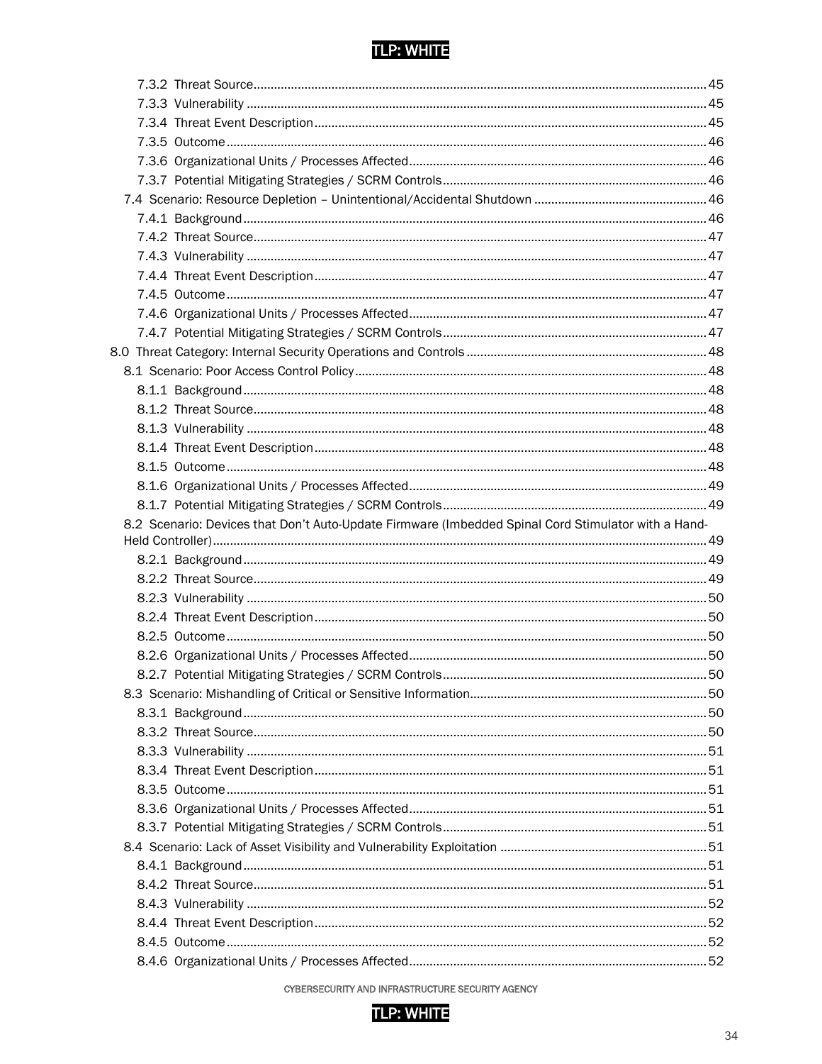7.3.2 Threat Source ..... 45
7.3.3 Vulnerability ..... 45
7.3.4 Threat Event Description ..... 45
7.3.5 Outcome ..... 46
7.3.6 Organizational Units / Processes Affected ..... 46
7.3.7 Potential Mitigating Strategies / SCRM Controls ..... 46

7.4 Scenario: Resource Depletion – Unintentional/Accidental Shutdown ..... 46
7.4.1 Background ..... 46
7.4.2 Threat Source ..... 47
7.4.3 Vulnerability ..... 47
7.4.4 Threat Event Description ..... 47
7.4.5 Outcome ..... 47
7.4.6 Organizational Units / Processes Affected ..... 47
7.4.7 Potential Mitigating Strategies / SCRM Controls ..... 47

8.0 Threat Category: Internal Security Operations and Controls ..... 48

8.1 Scenario: Poor Access Control Policy ..... 48
8.1.1 Background ..... 48
8.1.2 Threat Source ..... 48
8.1.3 Vulnerability ..... 48
8.1.4 Threat Event Description ..... 48
8.1.5 Outcome ..... 48
8.1.6 Organizational Units / Processes Affected ..... 49
8.1.7 Potential Mitigating Strategies / SCRM Controls ..... 49

8.2 Scenario: Devices that Don't Auto-Update Firmware (Imbedded Spinal Cord Stimulator with a Hand-Held Controller) ..... 49
8.2.1 Background ..... 49
8.2.2 Threat Source ..... 49
8.2.3 Vulnerability ..... 50
8.2.4 Threat Event Description ..... 50
8.2.5 Outcome ..... 50
8.2.6 Organizational Units / Processes Affected ..... 50
8.2.7 Potential Mitigating Strategies / SCRM Controls ..... 50

8.3 Scenario: Mishandling of Critical or Sensitive Information ..... 50
8.3.1 Background ..... 50
8.3.2 Threat Source ..... 50
8.3.3 Vulnerability ..... 51
8.3.4 Threat Event Description ..... 51
8.3.5 Outcome ..... 51
8.3.6 Organizational Units / Processes Affected ..... 51
8.3.7 Potential Mitigating Strategies / SCRM Controls ..... 51

8.4 Scenario: Lack of Asset Visibility and Vulnerability Exploitation ..... 51
8.4.1 Background ..... 51
8.4.2 Threat Source ..... 51
8.4.3 Vulnerability ..... 52
8.4.4 Threat Event Description ..... 52
8.4.5 Outcome ..... 52
8.4.6 Organizational Units / Processes Affected ..... 52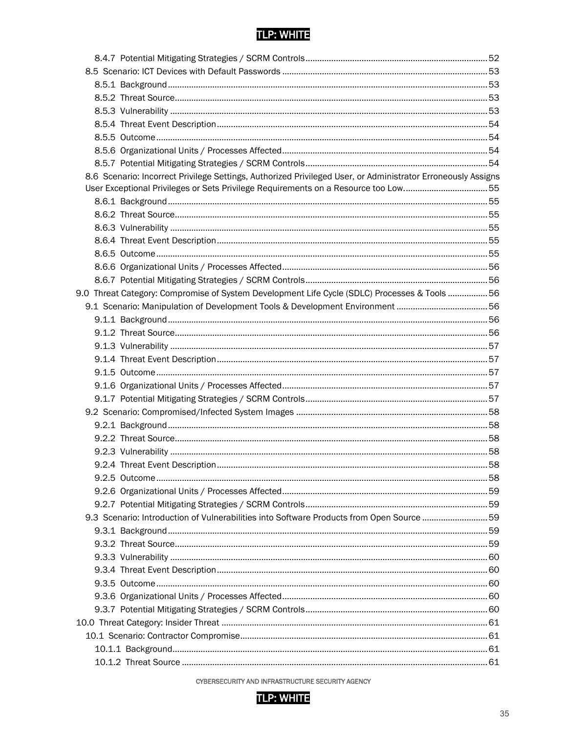8.4.7 Potential Mitigating Strategies / SCRM Controls ..... 52

8.5 Scenario: ICT Devices with Default Passwords ..... 53

8.5.1 Background ..... 53

8.5.2 Threat Source ..... 53

8.5.3 Vulnerability ..... 53

8.5.4 Threat Event Description ..... 54

8.5.5 Outcome ..... 54

8.5.6 Organizational Units / Processes Affected ..... 54

8.5.7 Potential Mitigating Strategies / SCRM Controls ..... 54

8.6 Scenario: Incorrect Privilege Settings, Authorized Privileged User, or Administrator Erroneously Assigns User Exceptional Privileges or Sets Privilege Requirements on a Resource too Low. ..... 55

8.6.1 Background ..... 55

8.6.2 Threat Source ..... 55

8.6.3 Vulnerability ..... 55

8.6.4 Threat Event Description ..... 55

8.6.5 Outcome ..... 55

8.6.6 Organizational Units / Processes Affected ..... 56

8.6.7 Potential Mitigating Strategies / SCRM Controls ..... 56

9.0 Threat Category: Compromise of System Development Life Cycle (SDLC) Processes & Tools ..... 56

9.1 Scenario: Manipulation of Development Tools & Development Environment ..... 56

9.1.1 Background ..... 56

9.1.2 Threat Source ..... 56

9.1.3 Vulnerability ..... 57

9.1.4 Threat Event Description ..... 57

9.1.5 Outcome ..... 57

9.1.6 Organizational Units / Processes Affected ..... 57

9.1.7 Potential Mitigating Strategies / SCRM Controls ..... 57

9.2 Scenario: Compromised/Infected System Images ..... 58

9.2.1 Background ..... 58

9.2.2 Threat Source ..... 58

9.2.3 Vulnerability ..... 58

9.2.4 Threat Event Description ..... 58

9.2.5 Outcome ..... 58

9.2.6 Organizational Units / Processes Affected ..... 59

9.2.7 Potential Mitigating Strategies / SCRM Controls ..... 59

9.3 Scenario: Introduction of Vulnerabilities into Software Products from Open Source ..... 59

9.3.1 Background ..... 59

9.3.2 Threat Source ..... 59

9.3.3 Vulnerability ..... 60

9.3.4 Threat Event Description ..... 60

9.3.5 Outcome ..... 60

9.3.6 Organizational Units / Processes Affected ..... 60

9.3.7 Potential Mitigating Strategies / SCRM Controls ..... 60

10.0 Threat Category: Insider Threat ..... 61

10.1 Scenario: Contractor Compromise ..... 61

10.1.1 Background ..... 61

10.1.2 Threat Source ..... 61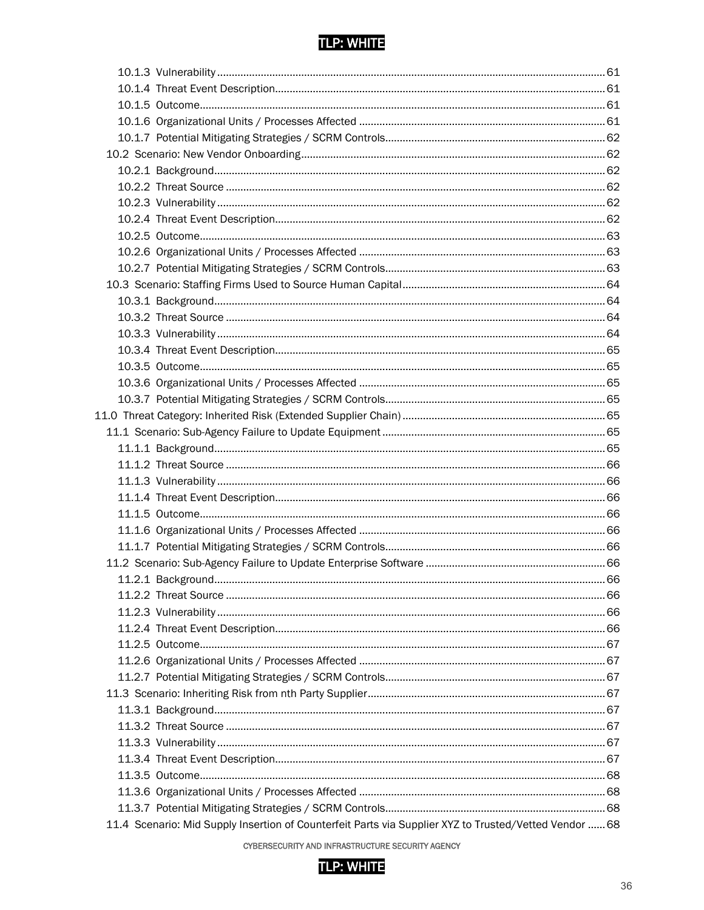10.1.3 Vulnerability ........................................................................................................................ 61
10.1.4 Threat Event Description.................................................................................................... 61
10.1.5 Outcome.............................................................................................................................. 61
10.1.6 Organizational Units / Processes Affected ....................................................................... 61
10.1.7 Potential Mitigating Strategies / SCRM Controls............................................................... 62
10.2 Scenario: New Vendor Onboarding.......................................................................................... 62
10.2.1 Background......................................................................................................................... 62
10.2.2 Threat Source ..................................................................................................................... 62
10.2.3 Vulnerability ........................................................................................................................ 62
10.2.4 Threat Event Description.................................................................................................... 62
10.2.5 Outcome.............................................................................................................................. 63
10.2.6 Organizational Units / Processes Affected ....................................................................... 63
10.2.7 Potential Mitigating Strategies / SCRM Controls............................................................... 63
10.3 Scenario: Staffing Firms Used to Source Human Capital........................................................ 64
10.3.1 Background......................................................................................................................... 64
10.3.2 Threat Source ..................................................................................................................... 64
10.3.3 Vulnerability ........................................................................................................................ 64
10.3.4 Threat Event Description.................................................................................................... 65
10.3.5 Outcome.............................................................................................................................. 65
10.3.6 Organizational Units / Processes Affected ....................................................................... 65
10.3.7 Potential Mitigating Strategies / SCRM Controls............................................................... 65
11.0 Threat Category: Inherited Risk (Extended Supplier Chain) ........................................................ 65
11.1 Scenario: Sub-Agency Failure to Update Equipment ............................................................... 65
11.1.1 Background......................................................................................................................... 65
11.1.2 Threat Source ..................................................................................................................... 66
11.1.3 Vulnerability ........................................................................................................................ 66
11.1.4 Threat Event Description.................................................................................................... 66
11.1.5 Outcome.............................................................................................................................. 66
11.1.6 Organizational Units / Processes Affected ....................................................................... 66
11.1.7 Potential Mitigating Strategies / SCRM Controls............................................................... 66
11.2 Scenario: Sub-Agency Failure to Update Enterprise Software ................................................ 66
11.2.1 Background......................................................................................................................... 66
11.2.2 Threat Source ..................................................................................................................... 66
11.2.3 Vulnerability ........................................................................................................................ 66
11.2.4 Threat Event Description.................................................................................................... 66
11.2.5 Outcome.............................................................................................................................. 67
11.2.6 Organizational Units / Processes Affected ....................................................................... 67
11.2.7 Potential Mitigating Strategies / SCRM Controls............................................................... 67
11.3 Scenario: Inheriting Risk from nth Party Supplier.................................................................... 67
11.3.1 Background......................................................................................................................... 67
11.3.2 Threat Source ..................................................................................................................... 67
11.3.3 Vulnerability ........................................................................................................................ 67
11.3.4 Threat Event Description.................................................................................................... 67
11.3.5 Outcome.............................................................................................................................. 68
11.3.6 Organizational Units / Processes Affected ....................................................................... 68
11.3.7 Potential Mitigating Strategies / SCRM Controls............................................................... 68
11.4 Scenario: Mid Supply Insertion of Counterfeit Parts via Supplier XYZ to Trusted/Vetted Vendor ...... 68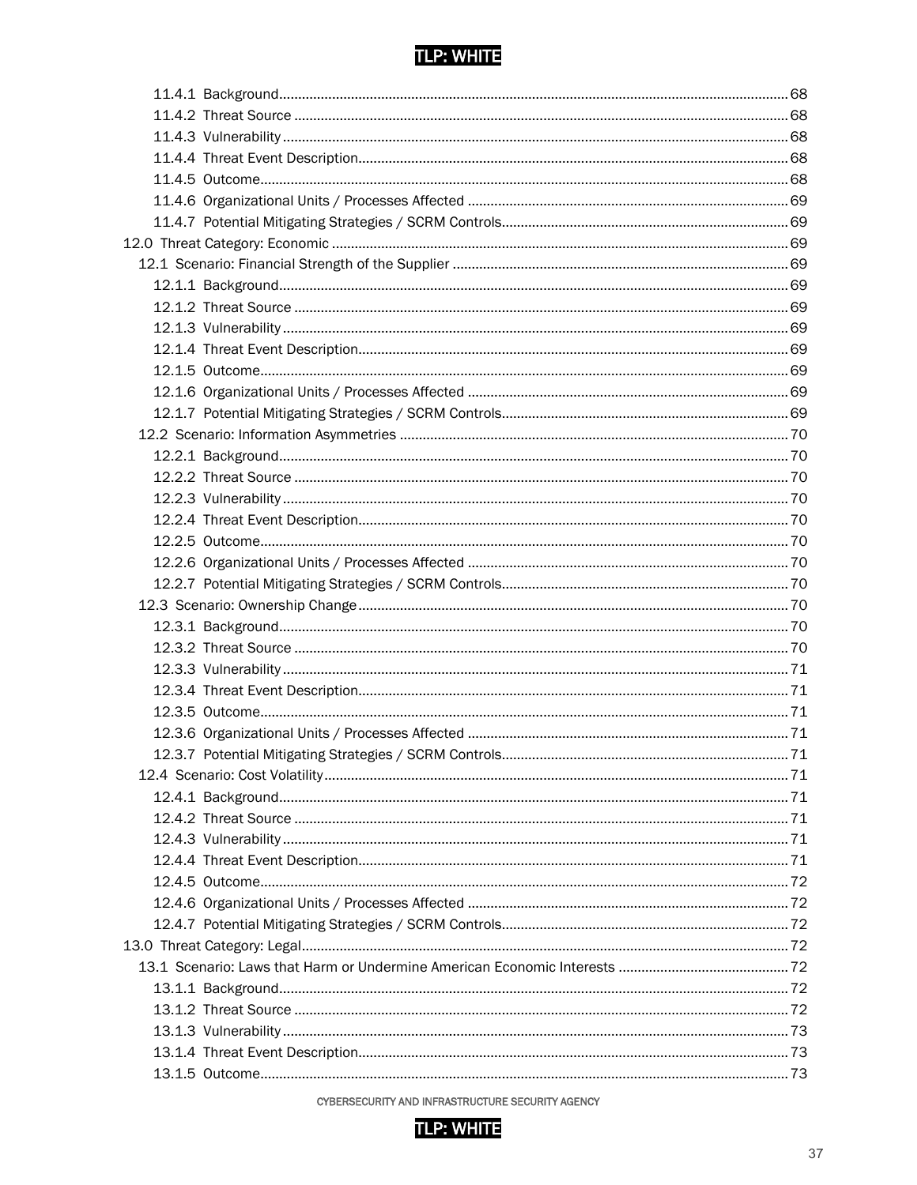11.4.1 Background .......... 68
11.4.2 Threat Source .......... 68
11.4.3 Vulnerability .......... 68
11.4.4 Threat Event Description .......... 68
11.4.5 Outcome .......... 68
11.4.6 Organizational Units / Processes Affected .......... 69
11.4.7 Potential Mitigating Strategies / SCRM Controls .......... 69
12.0 Threat Category: Economic .......... 69
12.1 Scenario: Financial Strength of the Supplier .......... 69
12.1.1 Background .......... 69
12.1.2 Threat Source .......... 69
12.1.3 Vulnerability .......... 69
12.1.4 Threat Event Description .......... 69
12.1.5 Outcome .......... 69
12.1.6 Organizational Units / Processes Affected .......... 69
12.1.7 Potential Mitigating Strategies / SCRM Controls .......... 69
12.2 Scenario: Information Asymmetries .......... 70
12.2.1 Background .......... 70
12.2.2 Threat Source .......... 70
12.2.3 Vulnerability .......... 70
12.2.4 Threat Event Description .......... 70
12.2.5 Outcome .......... 70
12.2.6 Organizational Units / Processes Affected .......... 70
12.2.7 Potential Mitigating Strategies / SCRM Controls .......... 70
12.3 Scenario: Ownership Change .......... 70
12.3.1 Background .......... 70
12.3.2 Threat Source .......... 70
12.3.3 Vulnerability .......... 71
12.3.4 Threat Event Description .......... 71
12.3.5 Outcome .......... 71
12.3.6 Organizational Units / Processes Affected .......... 71
12.3.7 Potential Mitigating Strategies / SCRM Controls .......... 71
12.4 Scenario: Cost Volatility .......... 71
12.4.1 Background .......... 71
12.4.2 Threat Source .......... 71
12.4.3 Vulnerability .......... 71
12.4.4 Threat Event Description .......... 71
12.4.5 Outcome .......... 72
12.4.6 Organizational Units / Processes Affected .......... 72
12.4.7 Potential Mitigating Strategies / SCRM Controls .......... 72
13.0 Threat Category: Legal .......... 72
13.1 Scenario: Laws that Harm or Undermine American Economic Interests .......... 72
13.1.1 Background .......... 72
13.1.2 Threat Source .......... 72
13.1.3 Vulnerability .......... 73
13.1.4 Threat Event Description .......... 73
13.1.5 Outcome .......... 73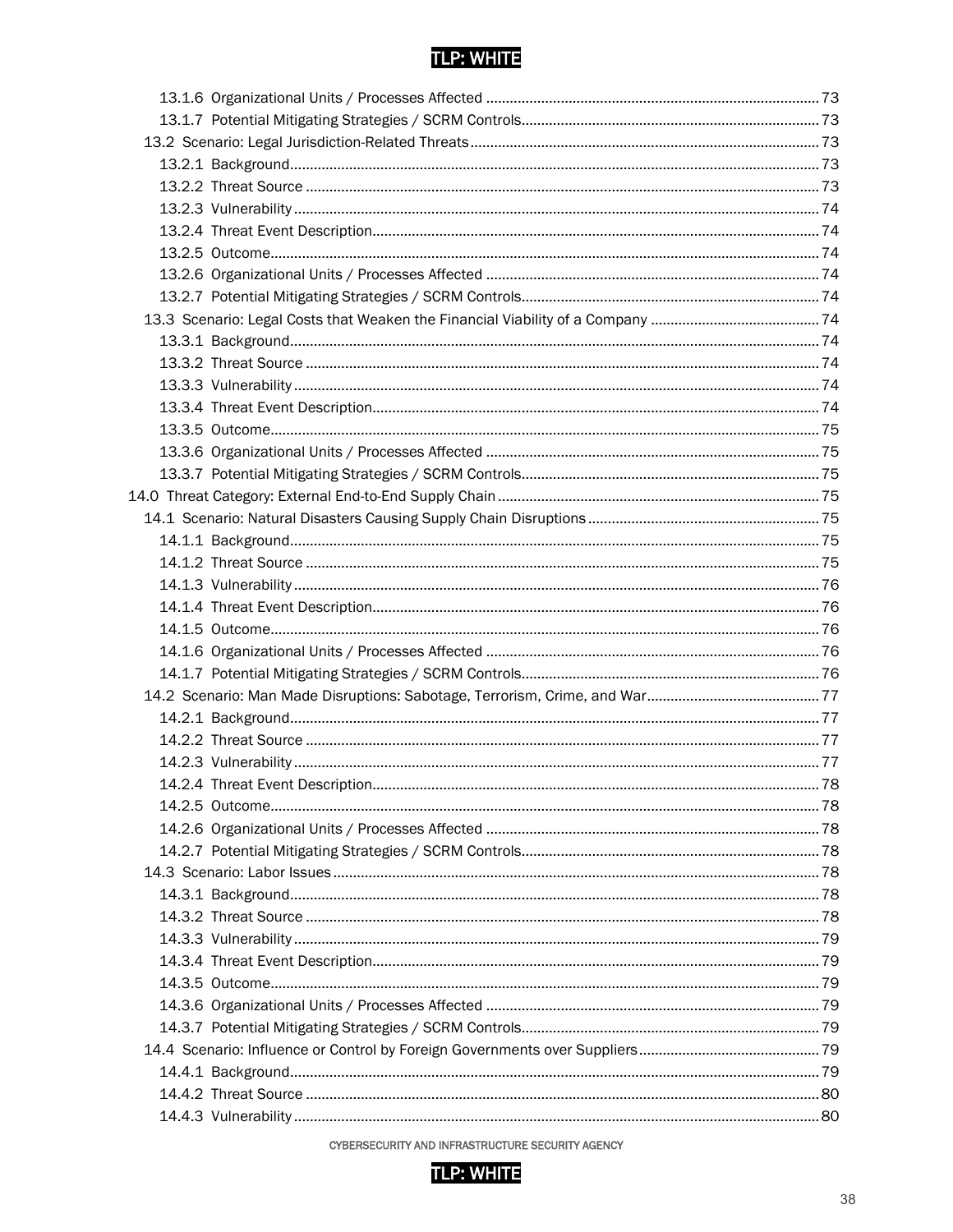13.1.6 Organizational Units / Processes Affected ..... 73
13.1.7 Potential Mitigating Strategies / SCRM Controls ..... 73
13.2 Scenario: Legal Jurisdiction-Related Threats ..... 73
13.2.1 Background ..... 73
13.2.2 Threat Source ..... 73
13.2.3 Vulnerability ..... 74
13.2.4 Threat Event Description ..... 74
13.2.5 Outcome ..... 74
13.2.6 Organizational Units / Processes Affected ..... 74
13.2.7 Potential Mitigating Strategies / SCRM Controls ..... 74
13.3 Scenario: Legal Costs that Weaken the Financial Viability of a Company ..... 74
13.3.1 Background ..... 74
13.3.2 Threat Source ..... 74
13.3.3 Vulnerability ..... 74
13.3.4 Threat Event Description ..... 74
13.3.5 Outcome ..... 75
13.3.6 Organizational Units / Processes Affected ..... 75
13.3.7 Potential Mitigating Strategies / SCRM Controls ..... 75
14.0 Threat Category: External End-to-End Supply Chain ..... 75
14.1 Scenario: Natural Disasters Causing Supply Chain Disruptions ..... 75
14.1.1 Background ..... 75
14.1.2 Threat Source ..... 75
14.1.3 Vulnerability ..... 76
14.1.4 Threat Event Description ..... 76
14.1.5 Outcome ..... 76
14.1.6 Organizational Units / Processes Affected ..... 76
14.1.7 Potential Mitigating Strategies / SCRM Controls ..... 76
14.2 Scenario: Man Made Disruptions: Sabotage, Terrorism, Crime, and War ..... 77
14.2.1 Background ..... 77
14.2.2 Threat Source ..... 77
14.2.3 Vulnerability ..... 77
14.2.4 Threat Event Description ..... 78
14.2.5 Outcome ..... 78
14.2.6 Organizational Units / Processes Affected ..... 78
14.2.7 Potential Mitigating Strategies / SCRM Controls ..... 78
14.3 Scenario: Labor Issues ..... 78
14.3.1 Background ..... 78
14.3.2 Threat Source ..... 78
14.3.3 Vulnerability ..... 79
14.3.4 Threat Event Description ..... 79
14.3.5 Outcome ..... 79
14.3.6 Organizational Units / Processes Affected ..... 79
14.3.7 Potential Mitigating Strategies / SCRM Controls ..... 79
14.4 Scenario: Influence or Control by Foreign Governments over Suppliers ..... 79
14.4.1 Background ..... 79
14.4.2 Threat Source ..... 80
14.4.3 Vulnerability ..... 80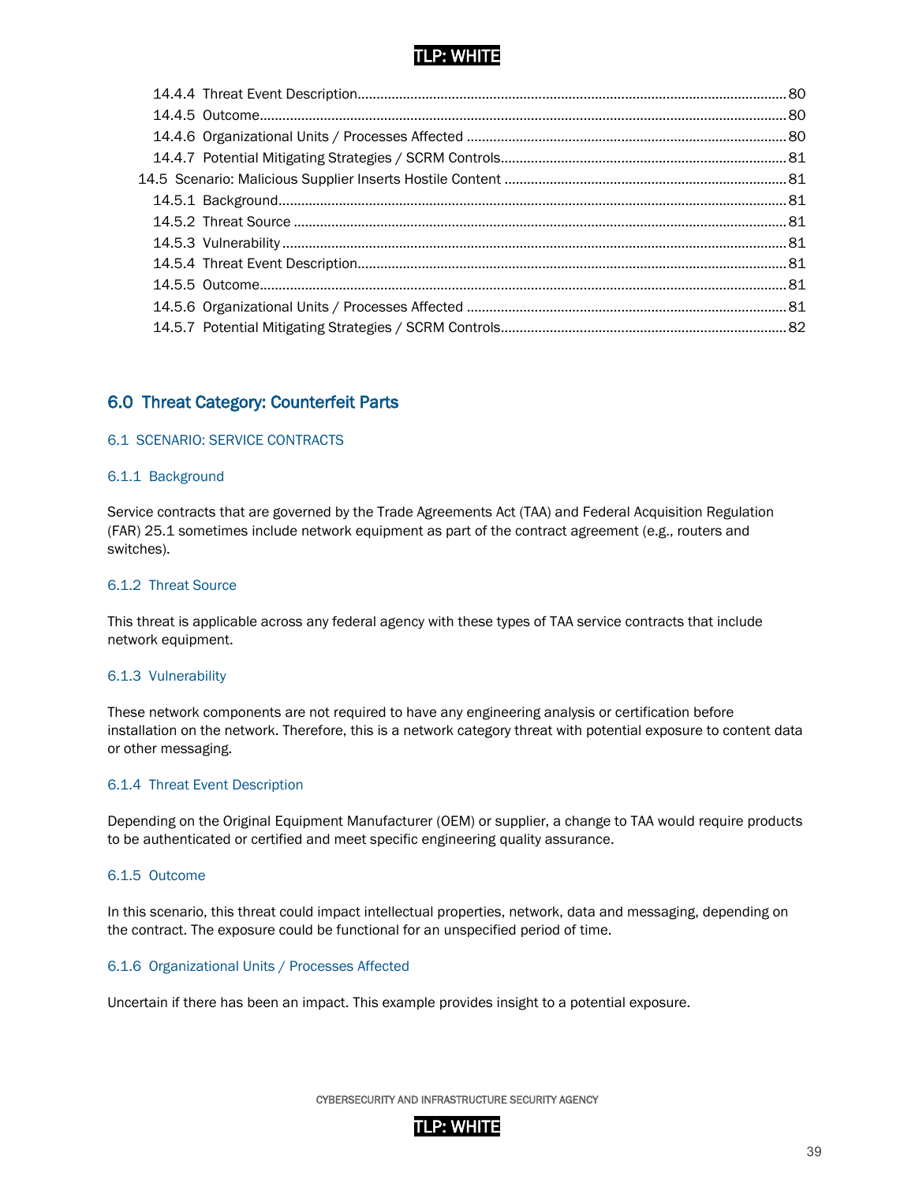14.4.4 Threat Event Description........................................................................................................80
14.4.5 Outcome........................................................................................................................80
14.4.6 Organizational Units / Processes Affected .....................................................................80
14.4.7 Potential Mitigating Strategies / SCRM Controls.............................................................81
14.5 Scenario: Malicious Supplier Inserts Hostile Content ...........................................................81
14.5.1 Background....................................................................................................................81
14.5.2 Threat Source ................................................................................................................81
14.5.3 Vulnerability ...................................................................................................................81
14.5.4 Threat Event Description................................................................................................81
14.5.5 Outcome........................................................................................................................81
14.5.6 Organizational Units / Processes Affected .....................................................................81
14.5.7 Potential Mitigating Strategies / SCRM Controls.............................................................82

## 6.0 Threat Category: Counterfeit Parts

### 6.1 SCENARIO: SERVICE CONTRACTS

#### 6.1.1 Background

Service contracts that are governed by the Trade Agreements Act (TAA) and Federal Acquisition Regulation (FAR) 25.1 sometimes include network equipment as part of the contract agreement (e.g., routers and switches).

#### 6.1.2 Threat Source

This threat is applicable across any federal agency with these types of TAA service contracts that include network equipment.

#### 6.1.3 Vulnerability

These network components are not required to have any engineering analysis or certification before installation on the network. Therefore, this is a network category threat with potential exposure to content data or other messaging.

#### 6.1.4 Threat Event Description

Depending on the Original Equipment Manufacturer (OEM) or supplier, a change to TAA would require products to be authenticated or certified and meet specific engineering quality assurance.

#### 6.1.5 Outcome

In this scenario, this threat could impact intellectual properties, network, data and messaging, depending on the contract. The exposure could be functional for an unspecified period of time.

#### 6.1.6 Organizational Units / Processes Affected

Uncertain if there has been an impact. This example provides insight to a potential exposure.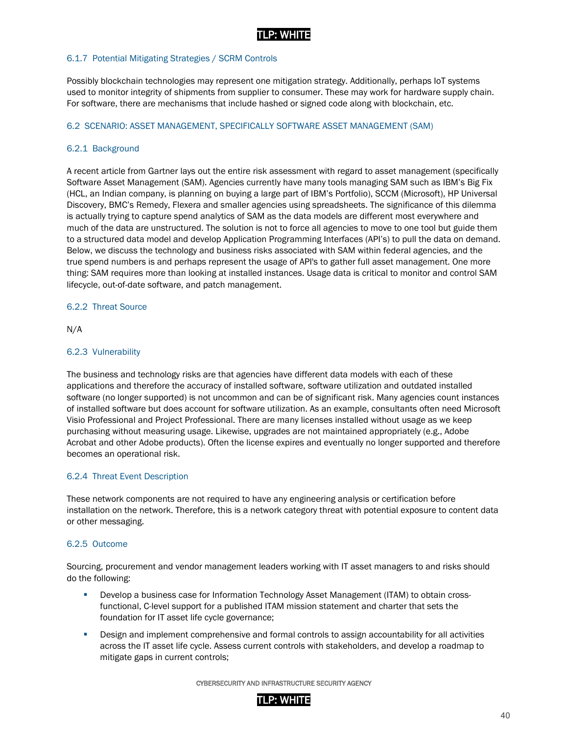### 6.1.7 Potential Mitigating Strategies / SCRM Controls

Possibly blockchain technologies may represent one mitigation strategy. Additionally, perhaps IoT systems used to monitor integrity of shipments from supplier to consumer. These may work for hardware supply chain. For software, there are mechanisms that include hashed or signed code along with blockchain, etc.

## 6.2 SCENARIO: ASSET MANAGEMENT, SPECIFICALLY SOFTWARE ASSET MANAGEMENT (SAM)

### 6.2.1 Background

A recent article from Gartner lays out the entire risk assessment with regard to asset management (specifically Software Asset Management (SAM). Agencies currently have many tools managing SAM such as IBM's Big Fix (HCL, an Indian company, is planning on buying a large part of IBM's Portfolio), SCCM (Microsoft), HP Universal Discovery, BMC's Remedy, Flexera and smaller agencies using spreadsheets. The significance of this dilemma is actually trying to capture spend analytics of SAM as the data models are different most everywhere and much of the data are unstructured. The solution is not to force all agencies to move to one tool but guide them to a structured data model and develop Application Programming Interfaces (API's) to pull the data on demand. Below, we discuss the technology and business risks associated with SAM within federal agencies, and the true spend numbers is and perhaps represent the usage of API's to gather full asset management. One more thing: SAM requires more than looking at installed instances. Usage data is critical to monitor and control SAM lifecycle, out-of-date software, and patch management.

### 6.2.2 Threat Source

N/A

### 6.2.3 Vulnerability

The business and technology risks are that agencies have different data models with each of these applications and therefore the accuracy of installed software, software utilization and outdated installed software (no longer supported) is not uncommon and can be of significant risk. Many agencies count instances of installed software but does account for software utilization. As an example, consultants often need Microsoft Visio Professional and Project Professional. There are many licenses installed without usage as we keep purchasing without measuring usage. Likewise, upgrades are not maintained appropriately (e.g., Adobe Acrobat and other Adobe products). Often the license expires and eventually no longer supported and therefore becomes an operational risk.

### 6.2.4 Threat Event Description

These network components are not required to have any engineering analysis or certification before installation on the network. Therefore, this is a network category threat with potential exposure to content data or other messaging.

### 6.2.5 Outcome

Sourcing, procurement and vendor management leaders working with IT asset managers to and risks should do the following:

- Develop a business case for Information Technology Asset Management (ITAM) to obtain cross-functional, C-level support for a published ITAM mission statement and charter that sets the foundation for IT asset life cycle governance;
- Design and implement comprehensive and formal controls to assign accountability for all activities across the IT asset life cycle. Assess current controls with stakeholders, and develop a roadmap to mitigate gaps in current controls;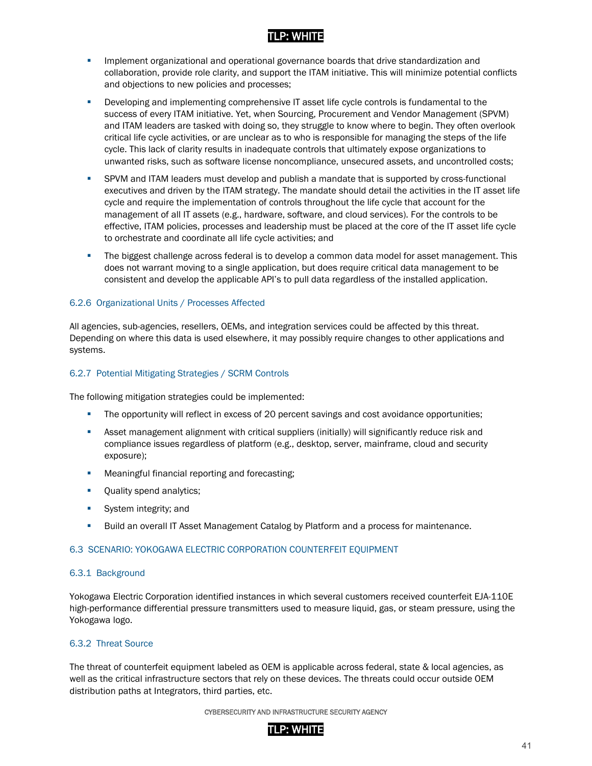- Implement organizational and operational governance boards that drive standardization and collaboration, provide role clarity, and support the ITAM initiative. This will minimize potential conflicts and objections to new policies and processes;
- Developing and implementing comprehensive IT asset life cycle controls is fundamental to the success of every ITAM initiative. Yet, when Sourcing, Procurement and Vendor Management (SPVM) and ITAM leaders are tasked with doing so, they struggle to know where to begin. They often overlook critical life cycle activities, or are unclear as to who is responsible for managing the steps of the life cycle. This lack of clarity results in inadequate controls that ultimately expose organizations to unwanted risks, such as software license noncompliance, unsecured assets, and uncontrolled costs;
- SPVM and ITAM leaders must develop and publish a mandate that is supported by cross-functional executives and driven by the ITAM strategy. The mandate should detail the activities in the IT asset life cycle and require the implementation of controls throughout the life cycle that account for the management of all IT assets (e.g., hardware, software, and cloud services). For the controls to be effective, ITAM policies, processes and leadership must be placed at the core of the IT asset life cycle to orchestrate and coordinate all life cycle activities; and
- The biggest challenge across federal is to develop a common data model for asset management. This does not warrant moving to a single application, but does require critical data management to be consistent and develop the applicable API's to pull data regardless of the installed application.

#### 6.2.6 Organizational Units / Processes Affected

All agencies, sub-agencies, resellers, OEMs, and integration services could be affected by this threat. Depending on where this data is used elsewhere, it may possibly require changes to other applications and systems.

#### 6.2.7 Potential Mitigating Strategies / SCRM Controls

The following mitigation strategies could be implemented:

- The opportunity will reflect in excess of 20 percent savings and cost avoidance opportunities;
- Asset management alignment with critical suppliers (initially) will significantly reduce risk and compliance issues regardless of platform (e.g., desktop, server, mainframe, cloud and security exposure);
- Meaningful financial reporting and forecasting;
- Quality spend analytics;
- System integrity; and
- Build an overall IT Asset Management Catalog by Platform and a process for maintenance.

### 6.3 SCENARIO: YOKOGAWA ELECTRIC CORPORATION COUNTERFEIT EQUIPMENT

#### 6.3.1 Background

Yokogawa Electric Corporation identified instances in which several customers received counterfeit EJA-110E high-performance differential pressure transmitters used to measure liquid, gas, or steam pressure, using the Yokogawa logo.

#### 6.3.2 Threat Source

The threat of counterfeit equipment labeled as OEM is applicable across federal, state & local agencies, as well as the critical infrastructure sectors that rely on these devices. The threats could occur outside OEM distribution paths at Integrators, third parties, etc.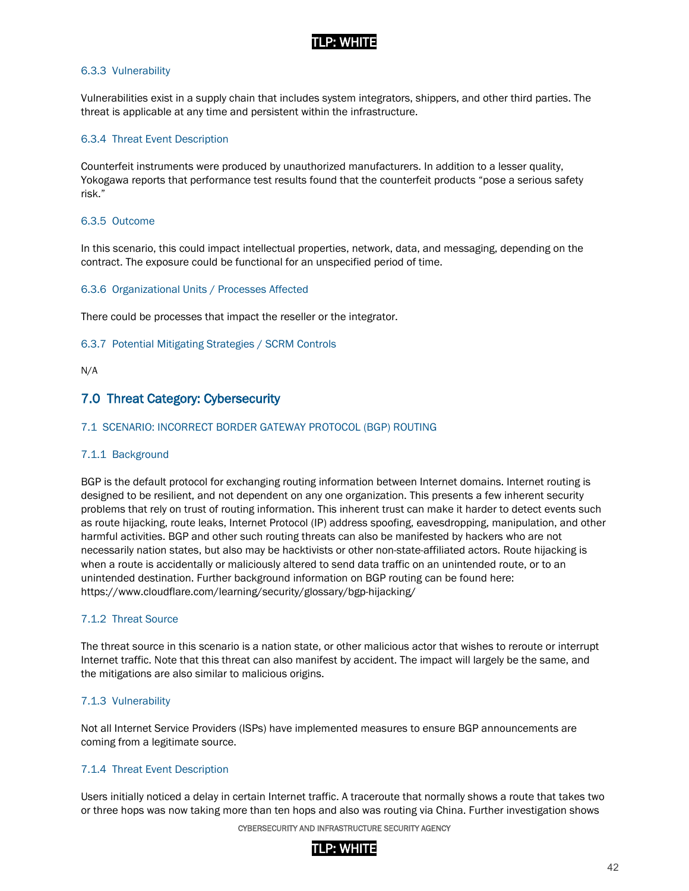#### 6.3.3 Vulnerability

Vulnerabilities exist in a supply chain that includes system integrators, shippers, and other third parties. The threat is applicable at any time and persistent within the infrastructure.

#### 6.3.4 Threat Event Description

Counterfeit instruments were produced by unauthorized manufacturers. In addition to a lesser quality, Yokogawa reports that performance test results found that the counterfeit products "pose a serious safety risk."

#### 6.3.5 Outcome

In this scenario, this could impact intellectual properties, network, data, and messaging, depending on the contract. The exposure could be functional for an unspecified period of time.

#### 6.3.6 Organizational Units / Processes Affected

There could be processes that impact the reseller or the integrator.

#### 6.3.7 Potential Mitigating Strategies / SCRM Controls

N/A

## 7.0 Threat Category: Cybersecurity

### 7.1 SCENARIO: INCORRECT BORDER GATEWAY PROTOCOL (BGP) ROUTING

#### 7.1.1 Background

BGP is the default protocol for exchanging routing information between Internet domains. Internet routing is designed to be resilient, and not dependent on any one organization. This presents a few inherent security problems that rely on trust of routing information. This inherent trust can make it harder to detect events such as route hijacking, route leaks, Internet Protocol (IP) address spoofing, eavesdropping, manipulation, and other harmful activities. BGP and other such routing threats can also be manifested by hackers who are not necessarily nation states, but also may be hacktivists or other non-state-affiliated actors. Route hijacking is when a route is accidentally or maliciously altered to send data traffic on an unintended route, or to an unintended destination. Further background information on BGP routing can be found here: https://www.cloudflare.com/learning/security/glossary/bgp-hijacking/

#### 7.1.2 Threat Source

The threat source in this scenario is a nation state, or other malicious actor that wishes to reroute or interrupt Internet traffic. Note that this threat can also manifest by accident. The impact will largely be the same, and the mitigations are also similar to malicious origins.

#### 7.1.3 Vulnerability

Not all Internet Service Providers (ISPs) have implemented measures to ensure BGP announcements are coming from a legitimate source.

#### 7.1.4 Threat Event Description

Users initially noticed a delay in certain Internet traffic. A traceroute that normally shows a route that takes two or three hops was now taking more than ten hops and also was routing via China. Further investigation shows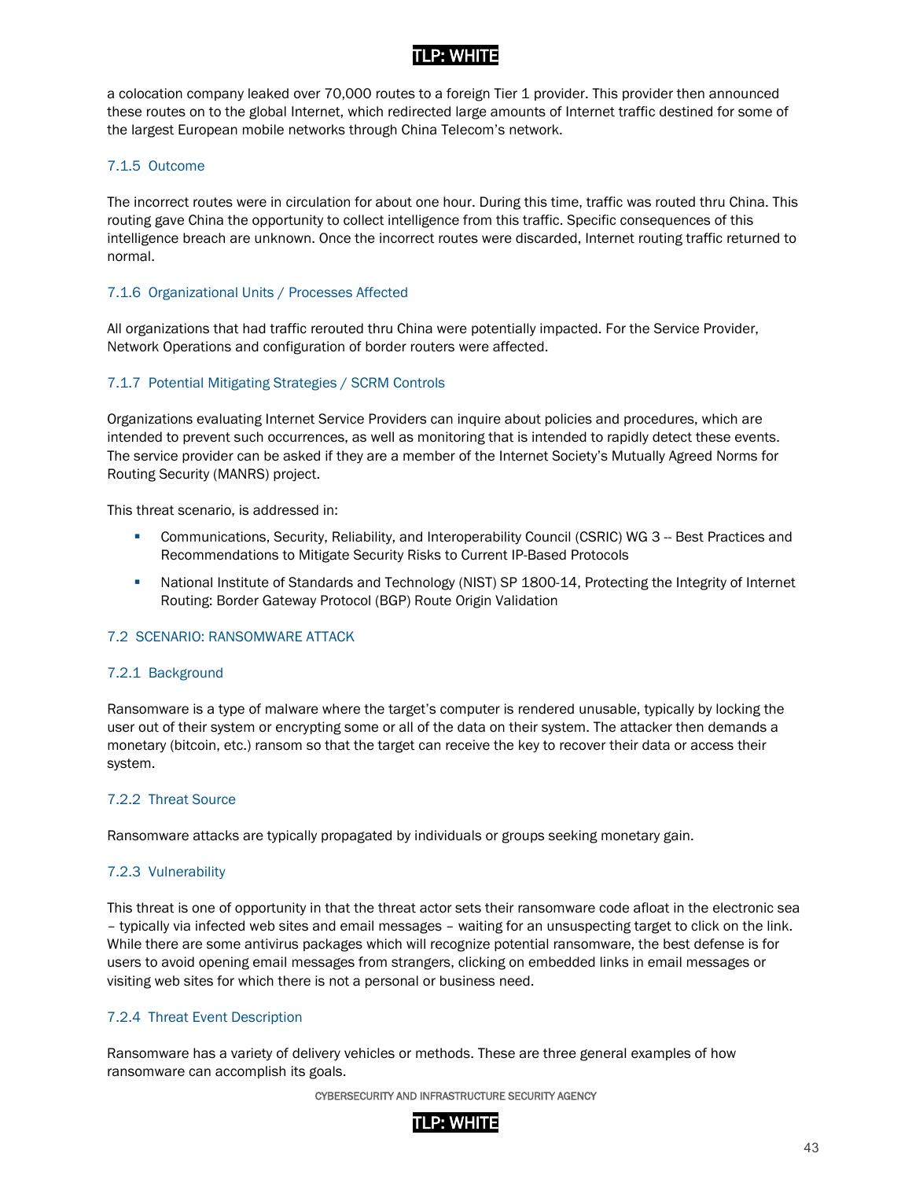a colocation company leaked over 70,000 routes to a foreign Tier 1 provider. This provider then announced these routes on to the global Internet, which redirected large amounts of Internet traffic destined for some of the largest European mobile networks through China Telecom's network.

#### 7.1.5 Outcome

The incorrect routes were in circulation for about one hour. During this time, traffic was routed thru China. This routing gave China the opportunity to collect intelligence from this traffic. Specific consequences of this intelligence breach are unknown. Once the incorrect routes were discarded, Internet routing traffic returned to normal.

#### 7.1.6 Organizational Units / Processes Affected

All organizations that had traffic rerouted thru China were potentially impacted. For the Service Provider, Network Operations and configuration of border routers were affected.

#### 7.1.7 Potential Mitigating Strategies / SCRM Controls

Organizations evaluating Internet Service Providers can inquire about policies and procedures, which are intended to prevent such occurrences, as well as monitoring that is intended to rapidly detect these events. The service provider can be asked if they are a member of the Internet Society's Mutually Agreed Norms for Routing Security (MANRS) project.

This threat scenario, is addressed in:

- Communications, Security, Reliability, and Interoperability Council (CSRIC) WG 3 -- Best Practices and Recommendations to Mitigate Security Risks to Current IP-Based Protocols
- National Institute of Standards and Technology (NIST) SP 1800-14, Protecting the Integrity of Internet Routing: Border Gateway Protocol (BGP) Route Origin Validation

### 7.2 SCENARIO: RANSOMWARE ATTACK

#### 7.2.1 Background

Ransomware is a type of malware where the target's computer is rendered unusable, typically by locking the user out of their system or encrypting some or all of the data on their system. The attacker then demands a monetary (bitcoin, etc.) ransom so that the target can receive the key to recover their data or access their system.

#### 7.2.2 Threat Source

Ransomware attacks are typically propagated by individuals or groups seeking monetary gain.

#### 7.2.3 Vulnerability

This threat is one of opportunity in that the threat actor sets their ransomware code afloat in the electronic sea – typically via infected web sites and email messages – waiting for an unsuspecting target to click on the link. While there are some antivirus packages which will recognize potential ransomware, the best defense is for users to avoid opening email messages from strangers, clicking on embedded links in email messages or visiting web sites for which there is not a personal or business need.

#### 7.2.4 Threat Event Description

Ransomware has a variety of delivery vehicles or methods. These are three general examples of how ransomware can accomplish its goals.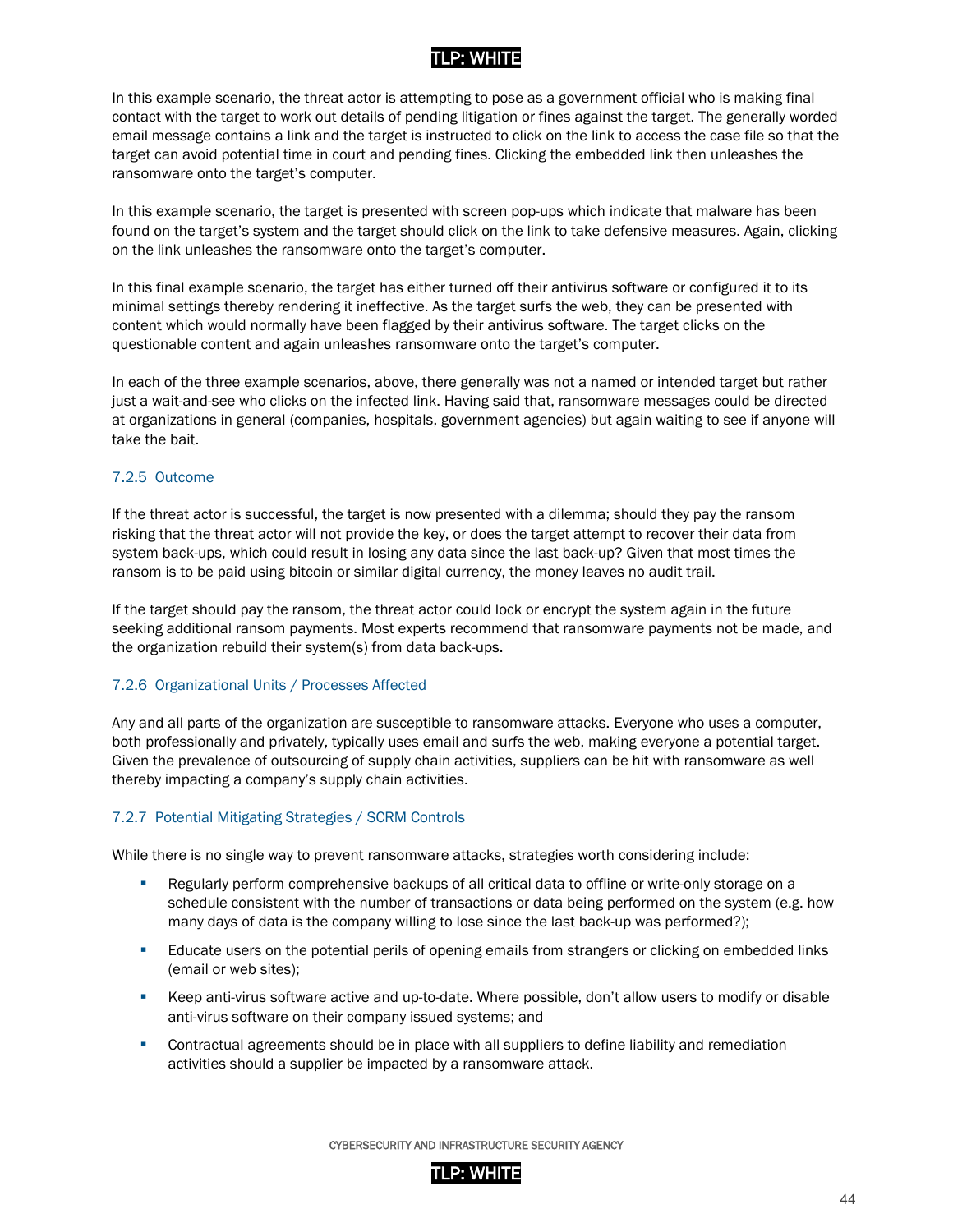In this example scenario, the threat actor is attempting to pose as a government official who is making final contact with the target to work out details of pending litigation or fines against the target. The generally worded email message contains a link and the target is instructed to click on the link to access the case file so that the target can avoid potential time in court and pending fines. Clicking the embedded link then unleashes the ransomware onto the target's computer.

In this example scenario, the target is presented with screen pop-ups which indicate that malware has been found on the target's system and the target should click on the link to take defensive measures. Again, clicking on the link unleashes the ransomware onto the target's computer.

In this final example scenario, the target has either turned off their antivirus software or configured it to its minimal settings thereby rendering it ineffective. As the target surfs the web, they can be presented with content which would normally have been flagged by their antivirus software. The target clicks on the questionable content and again unleashes ransomware onto the target's computer.

In each of the three example scenarios, above, there generally was not a named or intended target but rather just a wait-and-see who clicks on the infected link. Having said that, ransomware messages could be directed at organizations in general (companies, hospitals, government agencies) but again waiting to see if anyone will take the bait.

#### 7.2.5 Outcome

If the threat actor is successful, the target is now presented with a dilemma; should they pay the ransom risking that the threat actor will not provide the key, or does the target attempt to recover their data from system back-ups, which could result in losing any data since the last back-up? Given that most times the ransom is to be paid using bitcoin or similar digital currency, the money leaves no audit trail.

If the target should pay the ransom, the threat actor could lock or encrypt the system again in the future seeking additional ransom payments. Most experts recommend that ransomware payments not be made, and the organization rebuild their system(s) from data back-ups.

#### 7.2.6 Organizational Units / Processes Affected

Any and all parts of the organization are susceptible to ransomware attacks. Everyone who uses a computer, both professionally and privately, typically uses email and surfs the web, making everyone a potential target. Given the prevalence of outsourcing of supply chain activities, suppliers can be hit with ransomware as well thereby impacting a company's supply chain activities.

#### 7.2.7 Potential Mitigating Strategies / SCRM Controls

While there is no single way to prevent ransomware attacks, strategies worth considering include:

- Regularly perform comprehensive backups of all critical data to offline or write-only storage on a schedule consistent with the number of transactions or data being performed on the system (e.g. how many days of data is the company willing to lose since the last back-up was performed?);
- Educate users on the potential perils of opening emails from strangers or clicking on embedded links (email or web sites);
- Keep anti-virus software active and up-to-date. Where possible, don't allow users to modify or disable anti-virus software on their company issued systems; and
- Contractual agreements should be in place with all suppliers to define liability and remediation activities should a supplier be impacted by a ransomware attack.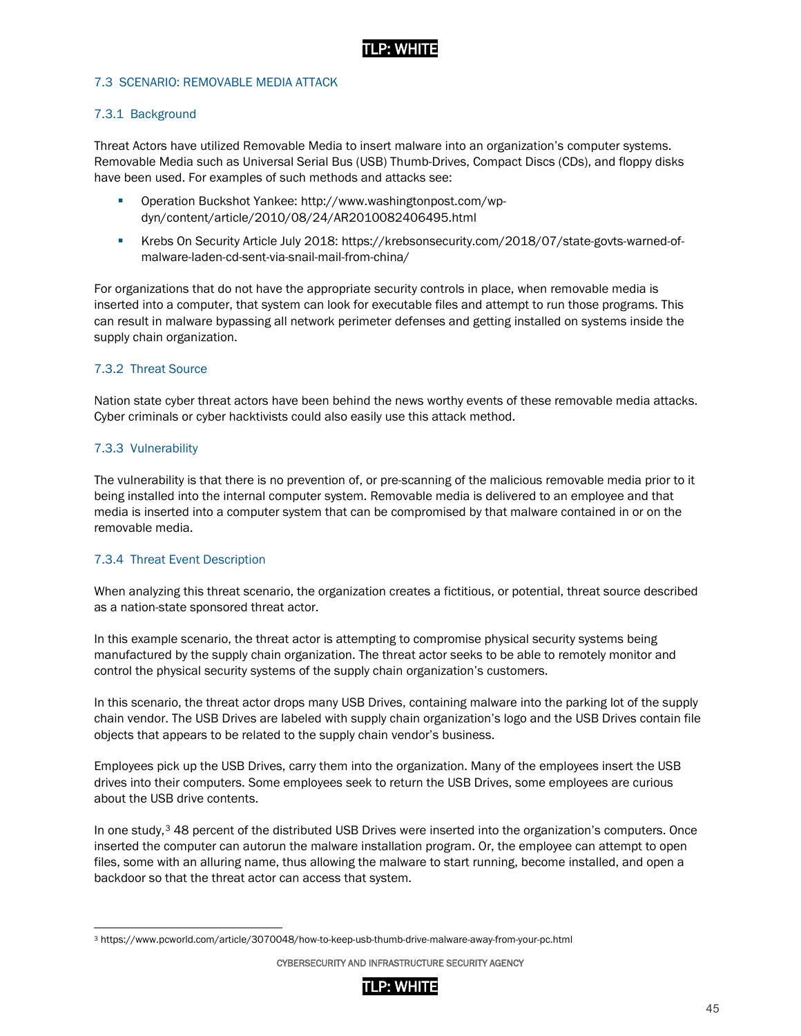### 7.3 SCENARIO: REMOVABLE MEDIA ATTACK

#### 7.3.1 Background

Threat Actors have utilized Removable Media to insert malware into an organization's computer systems. Removable Media such as Universal Serial Bus (USB) Thumb-Drives, Compact Discs (CDs), and floppy disks have been used. For examples of such methods and attacks see:

- Operation Buckshot Yankee: http://www.washingtonpost.com/wp-dyn/content/article/2010/08/24/AR2010082406495.html
- Krebs On Security Article July 2018: https://krebsonsecurity.com/2018/07/state-govts-warned-of-malware-laden-cd-sent-via-snail-mail-from-china/

For organizations that do not have the appropriate security controls in place, when removable media is inserted into a computer, that system can look for executable files and attempt to run those programs. This can result in malware bypassing all network perimeter defenses and getting installed on systems inside the supply chain organization.

#### 7.3.2 Threat Source

Nation state cyber threat actors have been behind the news worthy events of these removable media attacks. Cyber criminals or cyber hacktivists could also easily use this attack method.

#### 7.3.3 Vulnerability

The vulnerability is that there is no prevention of, or pre-scanning of the malicious removable media prior to it being installed into the internal computer system. Removable media is delivered to an employee and that media is inserted into a computer system that can be compromised by that malware contained in or on the removable media.

#### 7.3.4 Threat Event Description

When analyzing this threat scenario, the organization creates a fictitious, or potential, threat source described as a nation-state sponsored threat actor.

In this example scenario, the threat actor is attempting to compromise physical security systems being manufactured by the supply chain organization. The threat actor seeks to be able to remotely monitor and control the physical security systems of the supply chain organization's customers.

In this scenario, the threat actor drops many USB Drives, containing malware into the parking lot of the supply chain vendor. The USB Drives are labeled with supply chain organization's logo and the USB Drives contain file objects that appears to be related to the supply chain vendor's business.

Employees pick up the USB Drives, carry them into the organization. Many of the employees insert the USB drives into their computers. Some employees seek to return the USB Drives, some employees are curious about the USB drive contents.

In one study,[3] 48 percent of the distributed USB Drives were inserted into the organization's computers. Once inserted the computer can autorun the malware installation program. Or, the employee can attempt to open files, some with an alluring name, thus allowing the malware to start running, become installed, and open a backdoor so that the threat actor can access that system.

---

[3] https://www.pcworld.com/article/3070048/how-to-keep-usb-thumb-drive-malware-away-from-your-pc.html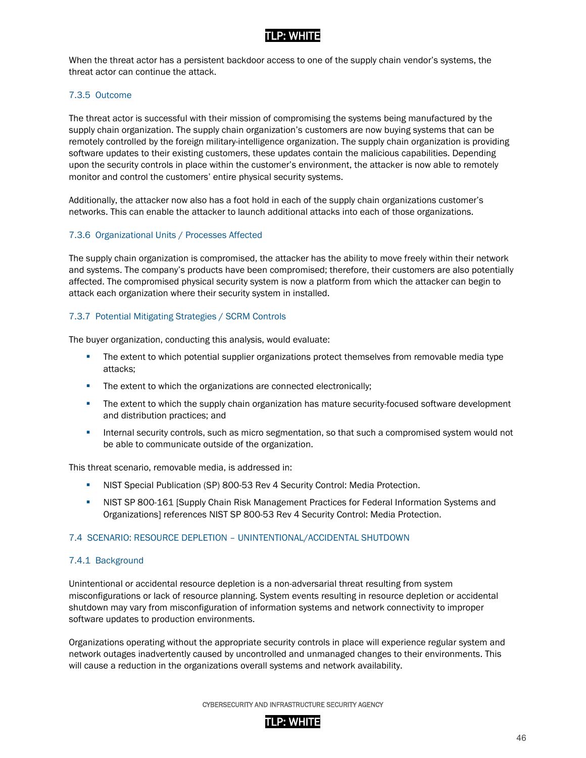When the threat actor has a persistent backdoor access to one of the supply chain vendor's systems, the threat actor can continue the attack.

#### 7.3.5 Outcome

The threat actor is successful with their mission of compromising the systems being manufactured by the supply chain organization. The supply chain organization's customers are now buying systems that can be remotely controlled by the foreign military-intelligence organization. The supply chain organization is providing software updates to their existing customers, these updates contain the malicious capabilities. Depending upon the security controls in place within the customer's environment, the attacker is now able to remotely monitor and control the customers' entire physical security systems.

Additionally, the attacker now also has a foot hold in each of the supply chain organizations customer's networks. This can enable the attacker to launch additional attacks into each of those organizations.

#### 7.3.6 Organizational Units / Processes Affected

The supply chain organization is compromised, the attacker has the ability to move freely within their network and systems. The company's products have been compromised; therefore, their customers are also potentially affected. The compromised physical security system is now a platform from which the attacker can begin to attack each organization where their security system in installed.

#### 7.3.7 Potential Mitigating Strategies / SCRM Controls

The buyer organization, conducting this analysis, would evaluate:

- The extent to which potential supplier organizations protect themselves from removable media type attacks;
- The extent to which the organizations are connected electronically;
- The extent to which the supply chain organization has mature security-focused software development and distribution practices; and
- Internal security controls, such as micro segmentation, so that such a compromised system would not be able to communicate outside of the organization.

This threat scenario, removable media, is addressed in:

- NIST Special Publication (SP) 800-53 Rev 4 Security Control: Media Protection.
- NIST SP 800-161 [Supply Chain Risk Management Practices for Federal Information Systems and Organizations] references NIST SP 800-53 Rev 4 Security Control: Media Protection.

### 7.4 SCENARIO: RESOURCE DEPLETION – UNINTENTIONAL/ACCIDENTAL SHUTDOWN

#### 7.4.1 Background

Unintentional or accidental resource depletion is a non-adversarial threat resulting from system misconfigurations or lack of resource planning. System events resulting in resource depletion or accidental shutdown may vary from misconfiguration of information systems and network connectivity to improper software updates to production environments.

Organizations operating without the appropriate security controls in place will experience regular system and network outages inadvertently caused by uncontrolled and unmanaged changes to their environments. This will cause a reduction in the organizations overall systems and network availability.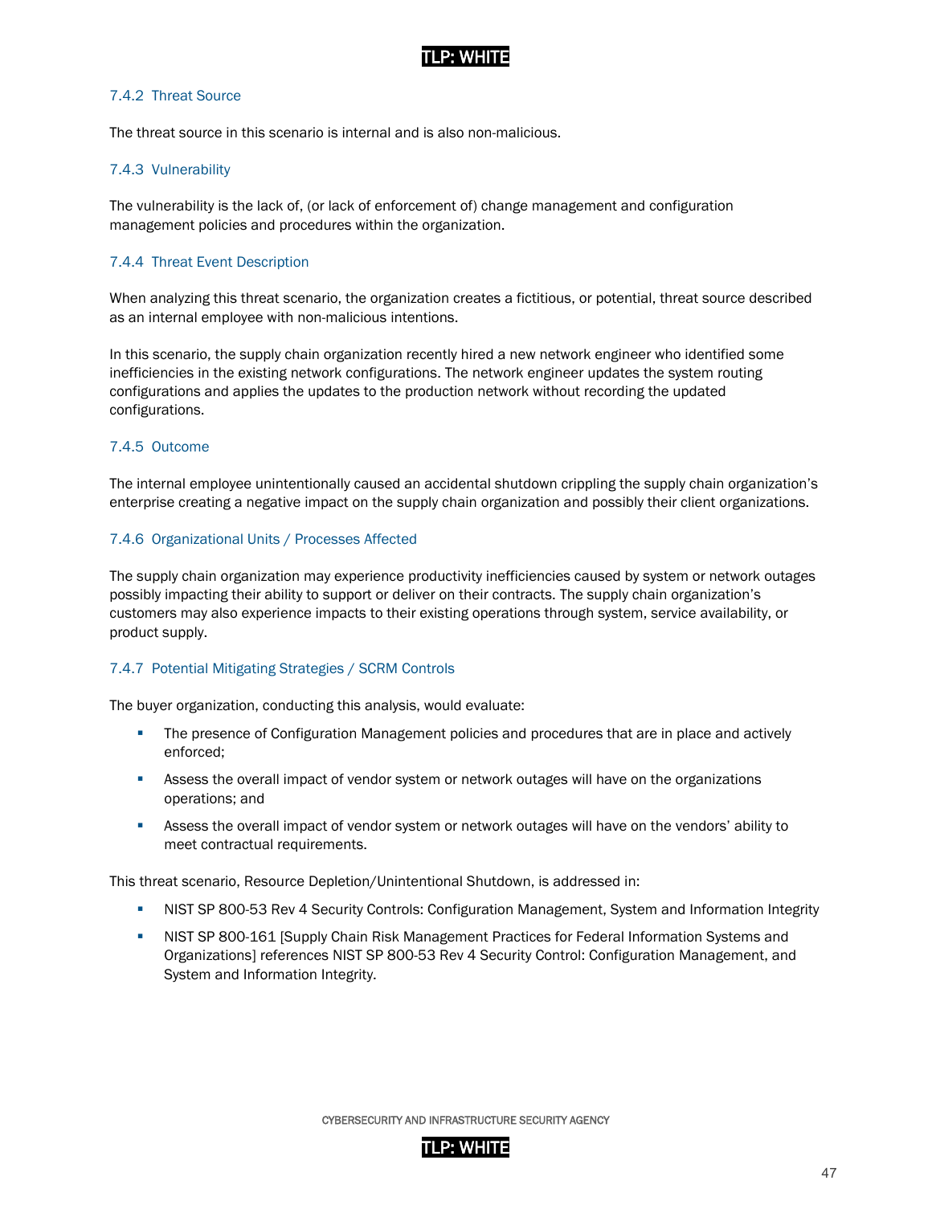### 7.4.2 Threat Source

The threat source in this scenario is internal and is also non-malicious.

### 7.4.3 Vulnerability

The vulnerability is the lack of, (or lack of enforcement of) change management and configuration management policies and procedures within the organization.

### 7.4.4 Threat Event Description

When analyzing this threat scenario, the organization creates a fictitious, or potential, threat source described as an internal employee with non-malicious intentions.

In this scenario, the supply chain organization recently hired a new network engineer who identified some inefficiencies in the existing network configurations. The network engineer updates the system routing configurations and applies the updates to the production network without recording the updated configurations.

### 7.4.5 Outcome

The internal employee unintentionally caused an accidental shutdown crippling the supply chain organization's enterprise creating a negative impact on the supply chain organization and possibly their client organizations.

### 7.4.6 Organizational Units / Processes Affected

The supply chain organization may experience productivity inefficiencies caused by system or network outages possibly impacting their ability to support or deliver on their contracts. The supply chain organization's customers may also experience impacts to their existing operations through system, service availability, or product supply.

### 7.4.7 Potential Mitigating Strategies / SCRM Controls

The buyer organization, conducting this analysis, would evaluate:

- The presence of Configuration Management policies and procedures that are in place and actively enforced;
- Assess the overall impact of vendor system or network outages will have on the organizations operations; and
- Assess the overall impact of vendor system or network outages will have on the vendors' ability to meet contractual requirements.

This threat scenario, Resource Depletion/Unintentional Shutdown, is addressed in:

- NIST SP 800-53 Rev 4 Security Controls: Configuration Management, System and Information Integrity
- NIST SP 800-161 [Supply Chain Risk Management Practices for Federal Information Systems and Organizations] references NIST SP 800-53 Rev 4 Security Control: Configuration Management, and System and Information Integrity.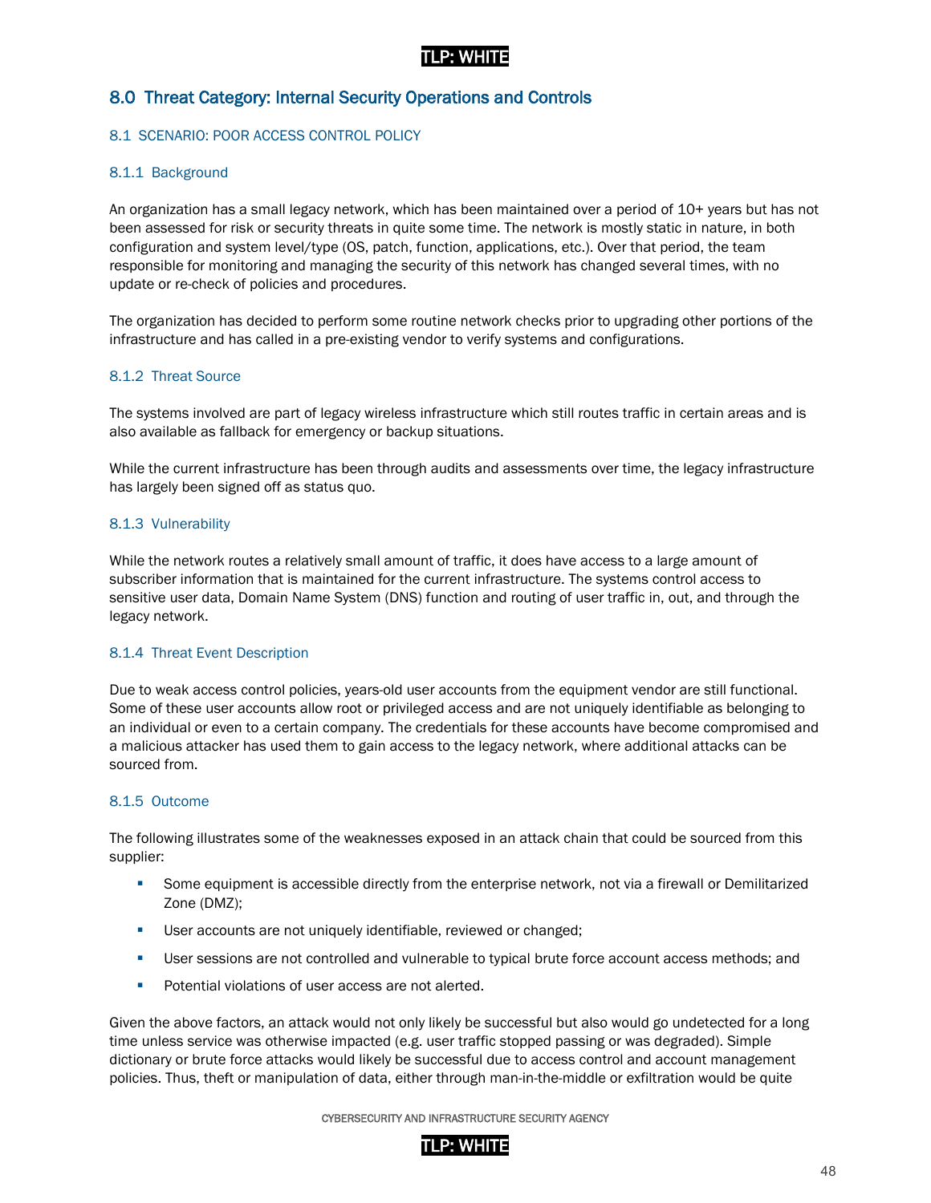## 8.0 Threat Category: Internal Security Operations and Controls

### 8.1 SCENARIO: POOR ACCESS CONTROL POLICY

#### 8.1.1 Background

An organization has a small legacy network, which has been maintained over a period of 10+ years but has not been assessed for risk or security threats in quite some time. The network is mostly static in nature, in both configuration and system level/type (OS, patch, function, applications, etc.). Over that period, the team responsible for monitoring and managing the security of this network has changed several times, with no update or re-check of policies and procedures.

The organization has decided to perform some routine network checks prior to upgrading other portions of the infrastructure and has called in a pre-existing vendor to verify systems and configurations.

#### 8.1.2 Threat Source

The systems involved are part of legacy wireless infrastructure which still routes traffic in certain areas and is also available as fallback for emergency or backup situations.

While the current infrastructure has been through audits and assessments over time, the legacy infrastructure has largely been signed off as status quo.

#### 8.1.3 Vulnerability

While the network routes a relatively small amount of traffic, it does have access to a large amount of subscriber information that is maintained for the current infrastructure. The systems control access to sensitive user data, Domain Name System (DNS) function and routing of user traffic in, out, and through the legacy network.

#### 8.1.4 Threat Event Description

Due to weak access control policies, years-old user accounts from the equipment vendor are still functional. Some of these user accounts allow root or privileged access and are not uniquely identifiable as belonging to an individual or even to a certain company. The credentials for these accounts have become compromised and a malicious attacker has used them to gain access to the legacy network, where additional attacks can be sourced from.

#### 8.1.5 Outcome

The following illustrates some of the weaknesses exposed in an attack chain that could be sourced from this supplier:

- Some equipment is accessible directly from the enterprise network, not via a firewall or Demilitarized Zone (DMZ);
- User accounts are not uniquely identifiable, reviewed or changed;
- User sessions are not controlled and vulnerable to typical brute force account access methods; and
- Potential violations of user access are not alerted.

Given the above factors, an attack would not only likely be successful but also would go undetected for a long time unless service was otherwise impacted (e.g. user traffic stopped passing or was degraded). Simple dictionary or brute force attacks would likely be successful due to access control and account management policies. Thus, theft or manipulation of data, either through man-in-the-middle or exfiltration would be quite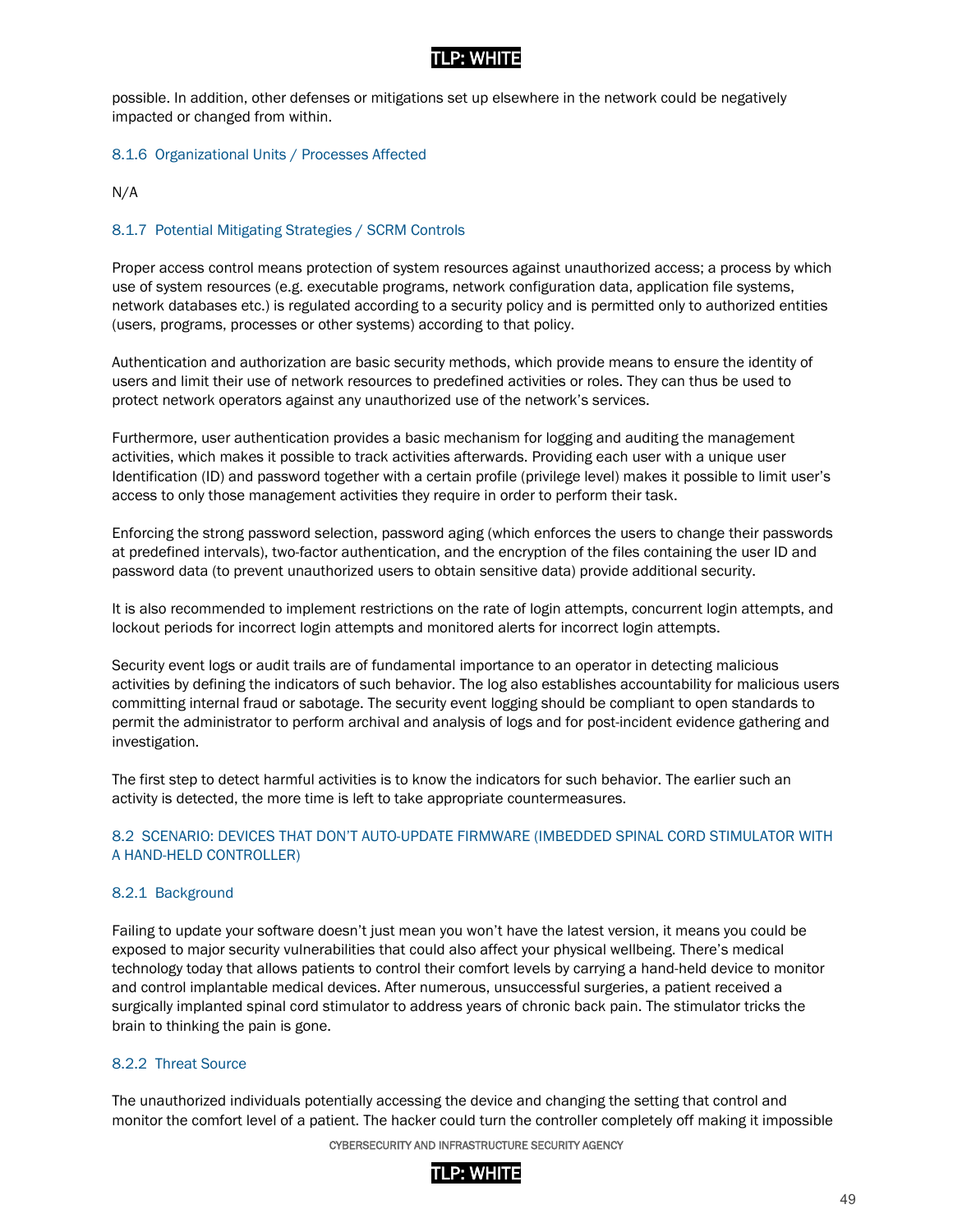possible. In addition, other defenses or mitigations set up elsewhere in the network could be negatively impacted or changed from within.

### 8.1.6 Organizational Units / Processes Affected

N/A

### 8.1.7 Potential Mitigating Strategies / SCRM Controls

Proper access control means protection of system resources against unauthorized access; a process by which use of system resources (e.g. executable programs, network configuration data, application file systems, network databases etc.) is regulated according to a security policy and is permitted only to authorized entities (users, programs, processes or other systems) according to that policy.

Authentication and authorization are basic security methods, which provide means to ensure the identity of users and limit their use of network resources to predefined activities or roles. They can thus be used to protect network operators against any unauthorized use of the network's services.

Furthermore, user authentication provides a basic mechanism for logging and auditing the management activities, which makes it possible to track activities afterwards. Providing each user with a unique user Identification (ID) and password together with a certain profile (privilege level) makes it possible to limit user's access to only those management activities they require in order to perform their task.

Enforcing the strong password selection, password aging (which enforces the users to change their passwords at predefined intervals), two-factor authentication, and the encryption of the files containing the user ID and password data (to prevent unauthorized users to obtain sensitive data) provide additional security.

It is also recommended to implement restrictions on the rate of login attempts, concurrent login attempts, and lockout periods for incorrect login attempts and monitored alerts for incorrect login attempts.

Security event logs or audit trails are of fundamental importance to an operator in detecting malicious activities by defining the indicators of such behavior. The log also establishes accountability for malicious users committing internal fraud or sabotage. The security event logging should be compliant to open standards to permit the administrator to perform archival and analysis of logs and for post-incident evidence gathering and investigation.

The first step to detect harmful activities is to know the indicators for such behavior. The earlier such an activity is detected, the more time is left to take appropriate countermeasures.

## 8.2 SCENARIO: DEVICES THAT DON'T AUTO-UPDATE FIRMWARE (IMBEDDED SPINAL CORD STIMULATOR WITH A HAND-HELD CONTROLLER)

### 8.2.1 Background

Failing to update your software doesn't just mean you won't have the latest version, it means you could be exposed to major security vulnerabilities that could also affect your physical wellbeing. There's medical technology today that allows patients to control their comfort levels by carrying a hand-held device to monitor and control implantable medical devices. After numerous, unsuccessful surgeries, a patient received a surgically implanted spinal cord stimulator to address years of chronic back pain. The stimulator tricks the brain to thinking the pain is gone.

### 8.2.2 Threat Source

The unauthorized individuals potentially accessing the device and changing the setting that control and monitor the comfort level of a patient. The hacker could turn the controller completely off making it impossible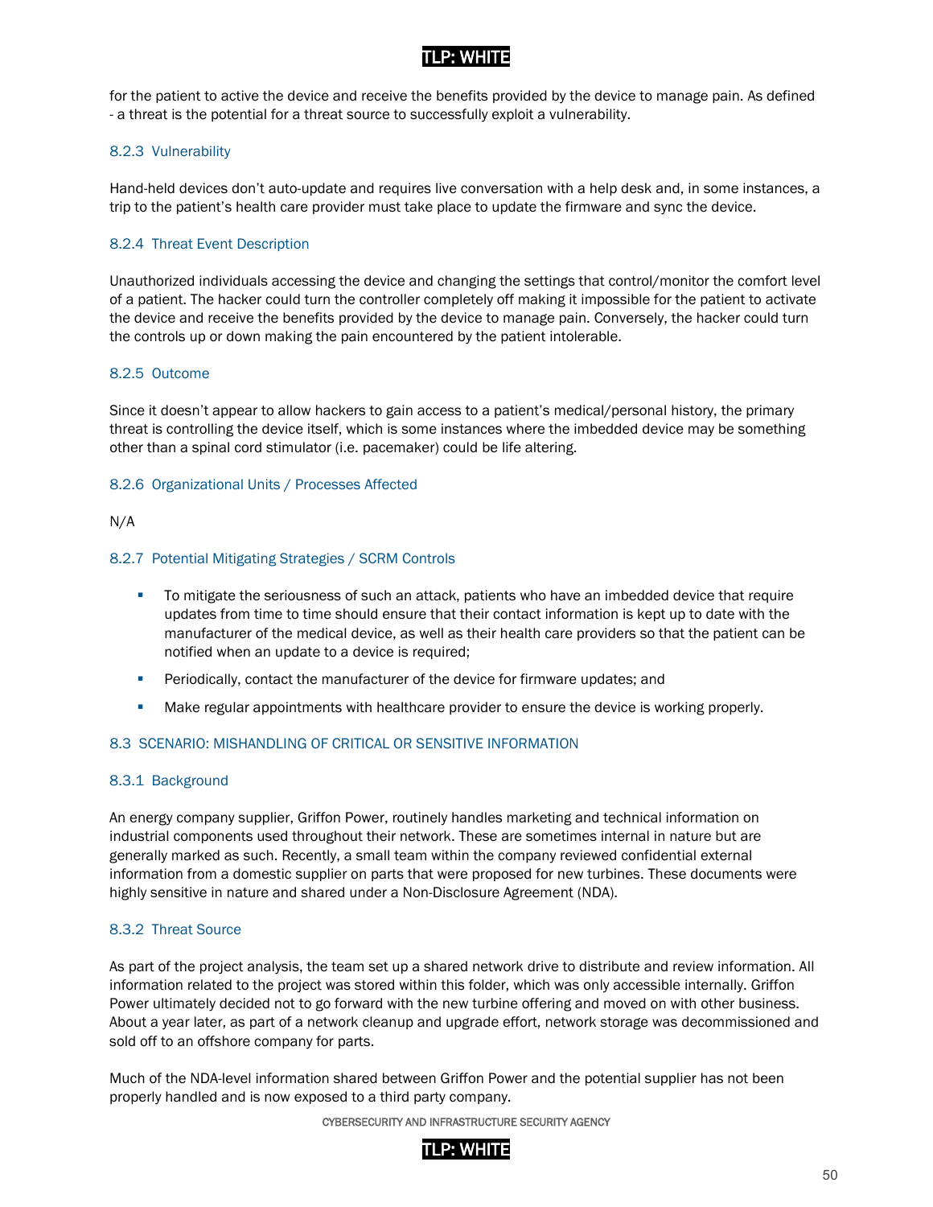for the patient to active the device and receive the benefits provided by the device to manage pain. As defined - a threat is the potential for a threat source to successfully exploit a vulnerability.

### 8.2.3 Vulnerability

Hand-held devices don't auto-update and requires live conversation with a help desk and, in some instances, a trip to the patient's health care provider must take place to update the firmware and sync the device.

### 8.2.4 Threat Event Description

Unauthorized individuals accessing the device and changing the settings that control/monitor the comfort level of a patient. The hacker could turn the controller completely off making it impossible for the patient to activate the device and receive the benefits provided by the device to manage pain. Conversely, the hacker could turn the controls up or down making the pain encountered by the patient intolerable.

### 8.2.5 Outcome

Since it doesn't appear to allow hackers to gain access to a patient's medical/personal history, the primary threat is controlling the device itself, which is some instances where the imbedded device may be something other than a spinal cord stimulator (i.e. pacemaker) could be life altering.

### 8.2.6 Organizational Units / Processes Affected

N/A

### 8.2.7 Potential Mitigating Strategies / SCRM Controls

- To mitigate the seriousness of such an attack, patients who have an imbedded device that require updates from time to time should ensure that their contact information is kept up to date with the manufacturer of the medical device, as well as their health care providers so that the patient can be notified when an update to a device is required;
- Periodically, contact the manufacturer of the device for firmware updates; and
- Make regular appointments with healthcare provider to ensure the device is working properly.

## 8.3 SCENARIO: MISHANDLING OF CRITICAL OR SENSITIVE INFORMATION

### 8.3.1 Background

An energy company supplier, Griffon Power, routinely handles marketing and technical information on industrial components used throughout their network. These are sometimes internal in nature but are generally marked as such. Recently, a small team within the company reviewed confidential external information from a domestic supplier on parts that were proposed for new turbines. These documents were highly sensitive in nature and shared under a Non-Disclosure Agreement (NDA).

### 8.3.2 Threat Source

As part of the project analysis, the team set up a shared network drive to distribute and review information. All information related to the project was stored within this folder, which was only accessible internally. Griffon Power ultimately decided not to go forward with the new turbine offering and moved on with other business. About a year later, as part of a network cleanup and upgrade effort, network storage was decommissioned and sold off to an offshore company for parts.

Much of the NDA-level information shared between Griffon Power and the potential supplier has not been properly handled and is now exposed to a third party company.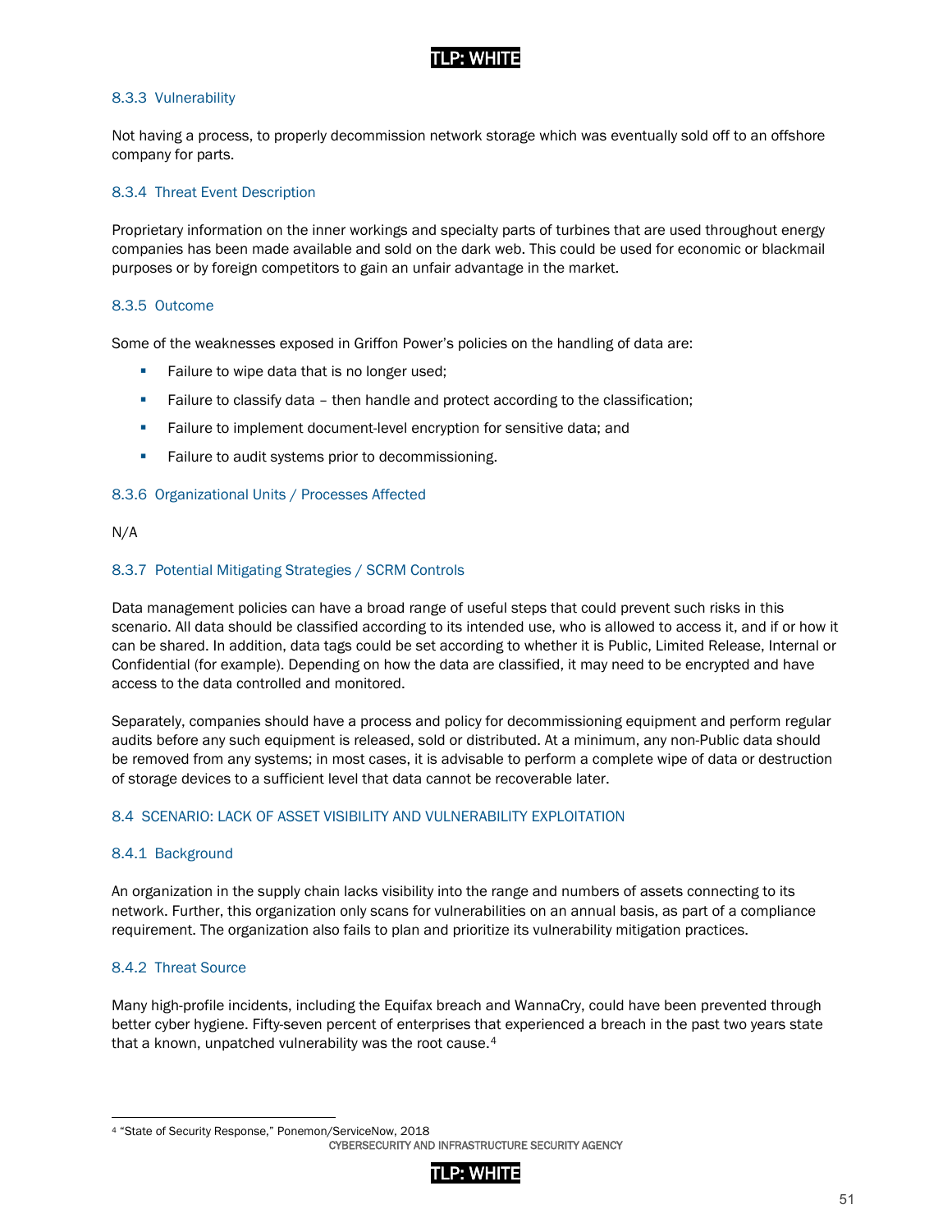#### 8.3.3 Vulnerability

Not having a process, to properly decommission network storage which was eventually sold off to an offshore company for parts.

#### 8.3.4 Threat Event Description

Proprietary information on the inner workings and specialty parts of turbines that are used throughout energy companies has been made available and sold on the dark web. This could be used for economic or blackmail purposes or by foreign competitors to gain an unfair advantage in the market.

#### 8.3.5 Outcome

Some of the weaknesses exposed in Griffon Power's policies on the handling of data are:

- Failure to wipe data that is no longer used;
- Failure to classify data – then handle and protect according to the classification;
- Failure to implement document-level encryption for sensitive data; and
- Failure to audit systems prior to decommissioning.

#### 8.3.6 Organizational Units / Processes Affected

N/A

#### 8.3.7 Potential Mitigating Strategies / SCRM Controls

Data management policies can have a broad range of useful steps that could prevent such risks in this scenario. All data should be classified according to its intended use, who is allowed to access it, and if or how it can be shared. In addition, data tags could be set according to whether it is Public, Limited Release, Internal or Confidential (for example). Depending on how the data are classified, it may need to be encrypted and have access to the data controlled and monitored.

Separately, companies should have a process and policy for decommissioning equipment and perform regular audits before any such equipment is released, sold or distributed. At a minimum, any non-Public data should be removed from any systems; in most cases, it is advisable to perform a complete wipe of data or destruction of storage devices to a sufficient level that data cannot be recoverable later.

### 8.4 SCENARIO: LACK OF ASSET VISIBILITY AND VULNERABILITY EXPLOITATION

#### 8.4.1 Background

An organization in the supply chain lacks visibility into the range and numbers of assets connecting to its network. Further, this organization only scans for vulnerabilities on an annual basis, as part of a compliance requirement. The organization also fails to plan and prioritize its vulnerability mitigation practices.

#### 8.4.2 Threat Source

Many high-profile incidents, including the Equifax breach and WannaCry, could have been prevented through better cyber hygiene. Fifty-seven percent of enterprises that experienced a breach in the past two years state that a known, unpatched vulnerability was the root cause.[4]

[4] "State of Security Response," Ponemon/ServiceNow, 2018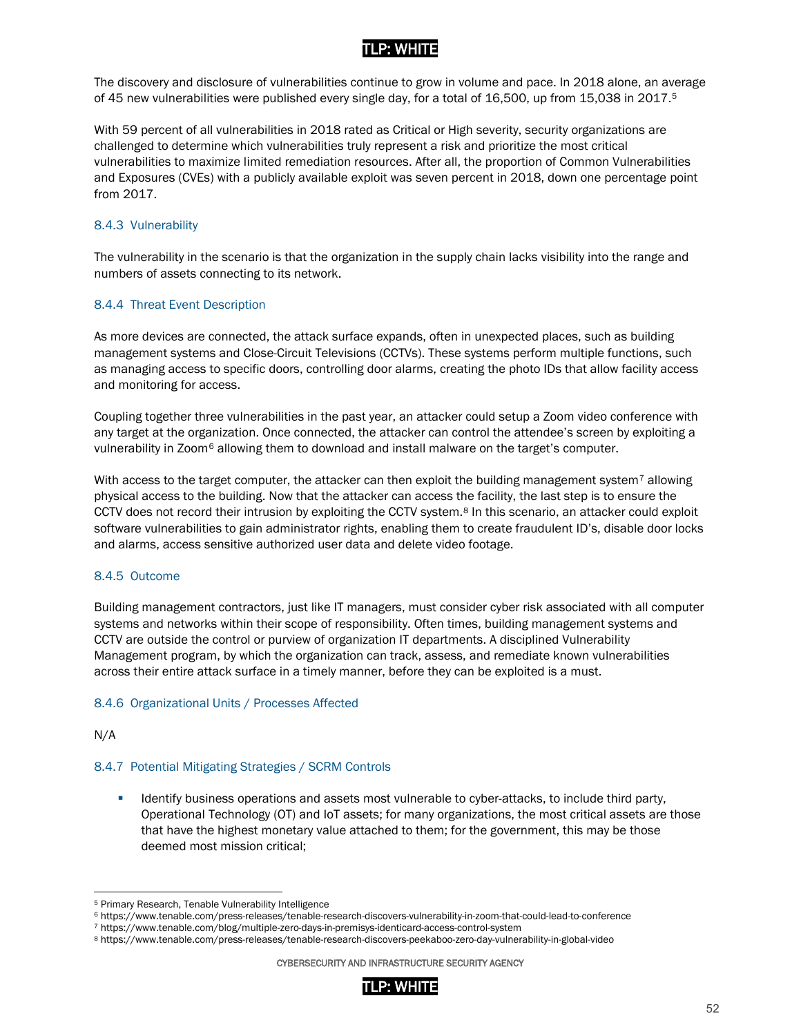The discovery and disclosure of vulnerabilities continue to grow in volume and pace. In 2018 alone, an average of 45 new vulnerabilities were published every single day, for a total of 16,500, up from 15,038 in 2017.[5]

With 59 percent of all vulnerabilities in 2018 rated as Critical or High severity, security organizations are challenged to determine which vulnerabilities truly represent a risk and prioritize the most critical vulnerabilities to maximize limited remediation resources. After all, the proportion of Common Vulnerabilities and Exposures (CVEs) with a publicly available exploit was seven percent in 2018, down one percentage point from 2017.

### 8.4.3 Vulnerability

The vulnerability in the scenario is that the organization in the supply chain lacks visibility into the range and numbers of assets connecting to its network.

### 8.4.4 Threat Event Description

As more devices are connected, the attack surface expands, often in unexpected places, such as building management systems and Close-Circuit Televisions (CCTVs). These systems perform multiple functions, such as managing access to specific doors, controlling door alarms, creating the photo IDs that allow facility access and monitoring for access.

Coupling together three vulnerabilities in the past year, an attacker could setup a Zoom video conference with any target at the organization. Once connected, the attacker can control the attendee's screen by exploiting a vulnerability in Zoom[6] allowing them to download and install malware on the target's computer.

With access to the target computer, the attacker can then exploit the building management system[7] allowing physical access to the building. Now that the attacker can access the facility, the last step is to ensure the CCTV does not record their intrusion by exploiting the CCTV system.[8] In this scenario, an attacker could exploit software vulnerabilities to gain administrator rights, enabling them to create fraudulent ID's, disable door locks and alarms, access sensitive authorized user data and delete video footage.

### 8.4.5 Outcome

Building management contractors, just like IT managers, must consider cyber risk associated with all computer systems and networks within their scope of responsibility. Often times, building management systems and CCTV are outside the control or purview of organization IT departments. A disciplined Vulnerability Management program, by which the organization can track, assess, and remediate known vulnerabilities across their entire attack surface in a timely manner, before they can be exploited is a must.

### 8.4.6 Organizational Units / Processes Affected

N/A

### 8.4.7 Potential Mitigating Strategies / SCRM Controls

- Identify business operations and assets most vulnerable to cyber-attacks, to include third party, Operational Technology (OT) and IoT assets; for many organizations, the most critical assets are those that have the highest monetary value attached to them; for the government, this may be those deemed most mission critical;

---

[5] Primary Research, Tenable Vulnerability Intelligence

[6] https://www.tenable.com/press-releases/tenable-research-discovers-vulnerability-in-zoom-that-could-lead-to-conference

[7] https://www.tenable.com/blog/multiple-zero-days-in-premisys-identicard-access-control-system

[8] https://www.tenable.com/press-releases/tenable-research-discovers-peekaboo-zero-day-vulnerability-in-global-video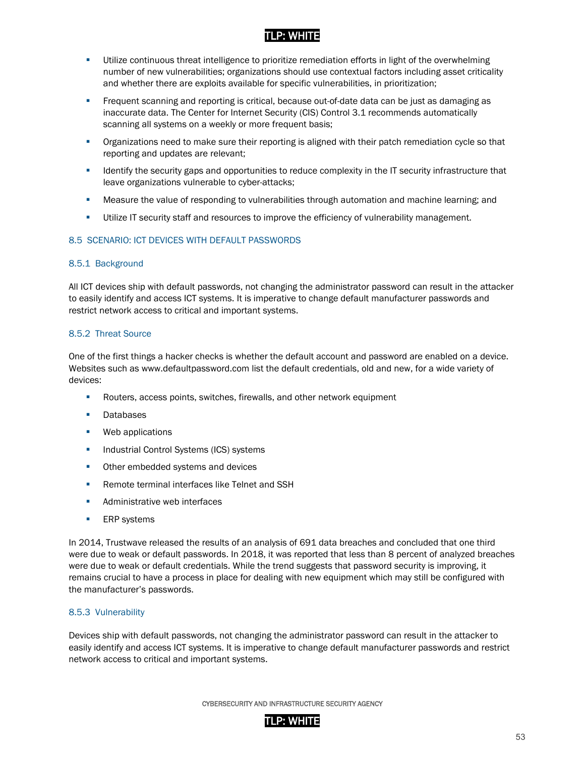- Utilize continuous threat intelligence to prioritize remediation efforts in light of the overwhelming number of new vulnerabilities; organizations should use contextual factors including asset criticality and whether there are exploits available for specific vulnerabilities, in prioritization;
- Frequent scanning and reporting is critical, because out-of-date data can be just as damaging as inaccurate data. The Center for Internet Security (CIS) Control 3.1 recommends automatically scanning all systems on a weekly or more frequent basis;
- Organizations need to make sure their reporting is aligned with their patch remediation cycle so that reporting and updates are relevant;
- Identify the security gaps and opportunities to reduce complexity in the IT security infrastructure that leave organizations vulnerable to cyber-attacks;
- Measure the value of responding to vulnerabilities through automation and machine learning; and
- Utilize IT security staff and resources to improve the efficiency of vulnerability management.

## 8.5 SCENARIO: ICT DEVICES WITH DEFAULT PASSWORDS

### 8.5.1 Background

All ICT devices ship with default passwords, not changing the administrator password can result in the attacker to easily identify and access ICT systems. It is imperative to change default manufacturer passwords and restrict network access to critical and important systems.

### 8.5.2 Threat Source

One of the first things a hacker checks is whether the default account and password are enabled on a device. Websites such as www.defaultpassword.com list the default credentials, old and new, for a wide variety of devices:

- Routers, access points, switches, firewalls, and other network equipment
- Databases
- Web applications
- Industrial Control Systems (ICS) systems
- Other embedded systems and devices
- Remote terminal interfaces like Telnet and SSH
- Administrative web interfaces
- ERP systems

In 2014, Trustwave released the results of an analysis of 691 data breaches and concluded that one third were due to weak or default passwords. In 2018, it was reported that less than 8 percent of analyzed breaches were due to weak or default credentials. While the trend suggests that password security is improving, it remains crucial to have a process in place for dealing with new equipment which may still be configured with the manufacturer's passwords.

### 8.5.3 Vulnerability

Devices ship with default passwords, not changing the administrator password can result in the attacker to easily identify and access ICT systems. It is imperative to change default manufacturer passwords and restrict network access to critical and important systems.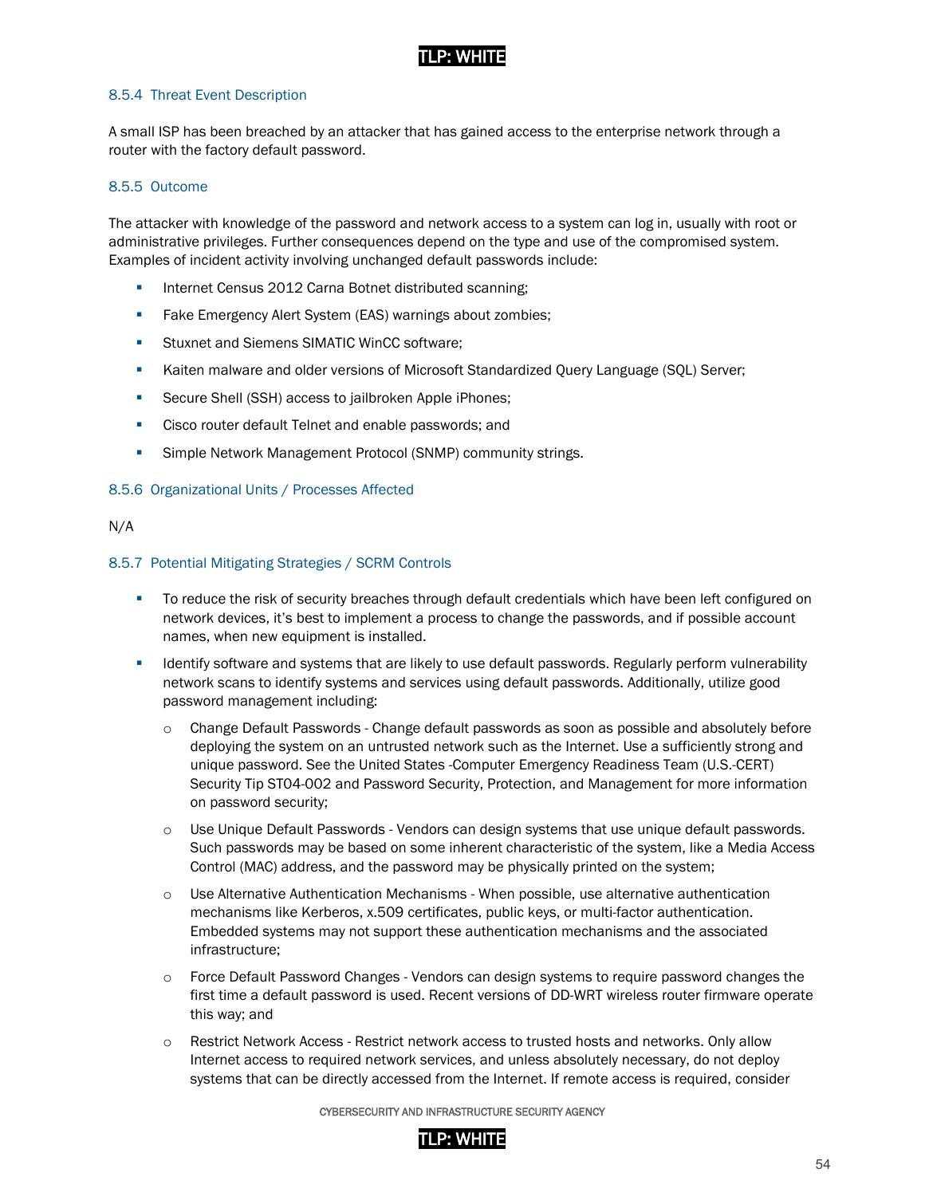### 8.5.4 Threat Event Description

A small ISP has been breached by an attacker that has gained access to the enterprise network through a router with the factory default password.

### 8.5.5 Outcome

The attacker with knowledge of the password and network access to a system can log in, usually with root or administrative privileges. Further consequences depend on the type and use of the compromised system. Examples of incident activity involving unchanged default passwords include:

- Internet Census 2012 Carna Botnet distributed scanning;
- Fake Emergency Alert System (EAS) warnings about zombies;
- Stuxnet and Siemens SIMATIC WinCC software;
- Kaiten malware and older versions of Microsoft Standardized Query Language (SQL) Server;
- Secure Shell (SSH) access to jailbroken Apple iPhones;
- Cisco router default Telnet and enable passwords; and
- Simple Network Management Protocol (SNMP) community strings.

### 8.5.6 Organizational Units / Processes Affected

N/A

### 8.5.7 Potential Mitigating Strategies / SCRM Controls

- To reduce the risk of security breaches through default credentials which have been left configured on network devices, it's best to implement a process to change the passwords, and if possible account names, when new equipment is installed.
- Identify software and systems that are likely to use default passwords. Regularly perform vulnerability network scans to identify systems and services using default passwords. Additionally, utilize good password management including:
  - Change Default Passwords - Change default passwords as soon as possible and absolutely before deploying the system on an untrusted network such as the Internet. Use a sufficiently strong and unique password. See the United States -Computer Emergency Readiness Team (U.S.-CERT) Security Tip ST04-002 and Password Security, Protection, and Management for more information on password security;
  - Use Unique Default Passwords - Vendors can design systems that use unique default passwords. Such passwords may be based on some inherent characteristic of the system, like a Media Access Control (MAC) address, and the password may be physically printed on the system;
  - Use Alternative Authentication Mechanisms - When possible, use alternative authentication mechanisms like Kerberos, x.509 certificates, public keys, or multi-factor authentication. Embedded systems may not support these authentication mechanisms and the associated infrastructure;
  - Force Default Password Changes - Vendors can design systems to require password changes the first time a default password is used. Recent versions of DD-WRT wireless router firmware operate this way; and
  - Restrict Network Access - Restrict network access to trusted hosts and networks. Only allow Internet access to required network services, and unless absolutely necessary, do not deploy systems that can be directly accessed from the Internet. If remote access is required, consider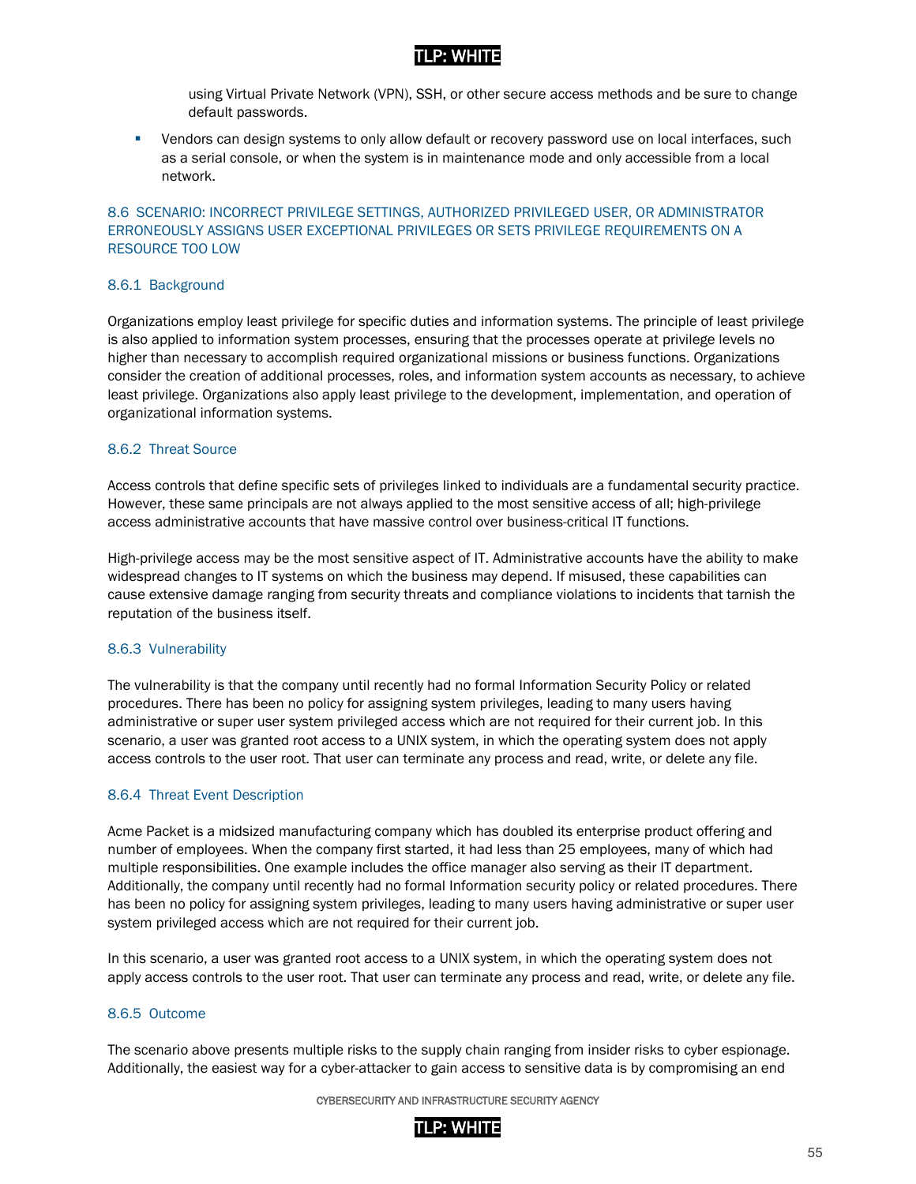using Virtual Private Network (VPN), SSH, or other secure access methods and be sure to change default passwords.

- Vendors can design systems to only allow default or recovery password use on local interfaces, such as a serial console, or when the system is in maintenance mode and only accessible from a local network.

### 8.6 SCENARIO: INCORRECT PRIVILEGE SETTINGS, AUTHORIZED PRIVILEGED USER, OR ADMINISTRATOR ERRONEOUSLY ASSIGNS USER EXCEPTIONAL PRIVILEGES OR SETS PRIVILEGE REQUIREMENTS ON A RESOURCE TOO LOW

#### 8.6.1 Background

Organizations employ least privilege for specific duties and information systems. The principle of least privilege is also applied to information system processes, ensuring that the processes operate at privilege levels no higher than necessary to accomplish required organizational missions or business functions. Organizations consider the creation of additional processes, roles, and information system accounts as necessary, to achieve least privilege. Organizations also apply least privilege to the development, implementation, and operation of organizational information systems.

#### 8.6.2 Threat Source

Access controls that define specific sets of privileges linked to individuals are a fundamental security practice. However, these same principals are not always applied to the most sensitive access of all; high-privilege access administrative accounts that have massive control over business-critical IT functions.

High-privilege access may be the most sensitive aspect of IT. Administrative accounts have the ability to make widespread changes to IT systems on which the business may depend. If misused, these capabilities can cause extensive damage ranging from security threats and compliance violations to incidents that tarnish the reputation of the business itself.

#### 8.6.3 Vulnerability

The vulnerability is that the company until recently had no formal Information Security Policy or related procedures. There has been no policy for assigning system privileges, leading to many users having administrative or super user system privileged access which are not required for their current job. In this scenario, a user was granted root access to a UNIX system, in which the operating system does not apply access controls to the user root. That user can terminate any process and read, write, or delete any file.

#### 8.6.4 Threat Event Description

Acme Packet is a midsized manufacturing company which has doubled its enterprise product offering and number of employees. When the company first started, it had less than 25 employees, many of which had multiple responsibilities. One example includes the office manager also serving as their IT department. Additionally, the company until recently had no formal Information security policy or related procedures. There has been no policy for assigning system privileges, leading to many users having administrative or super user system privileged access which are not required for their current job.

In this scenario, a user was granted root access to a UNIX system, in which the operating system does not apply access controls to the user root. That user can terminate any process and read, write, or delete any file.

#### 8.6.5 Outcome

The scenario above presents multiple risks to the supply chain ranging from insider risks to cyber espionage. Additionally, the easiest way for a cyber-attacker to gain access to sensitive data is by compromising an end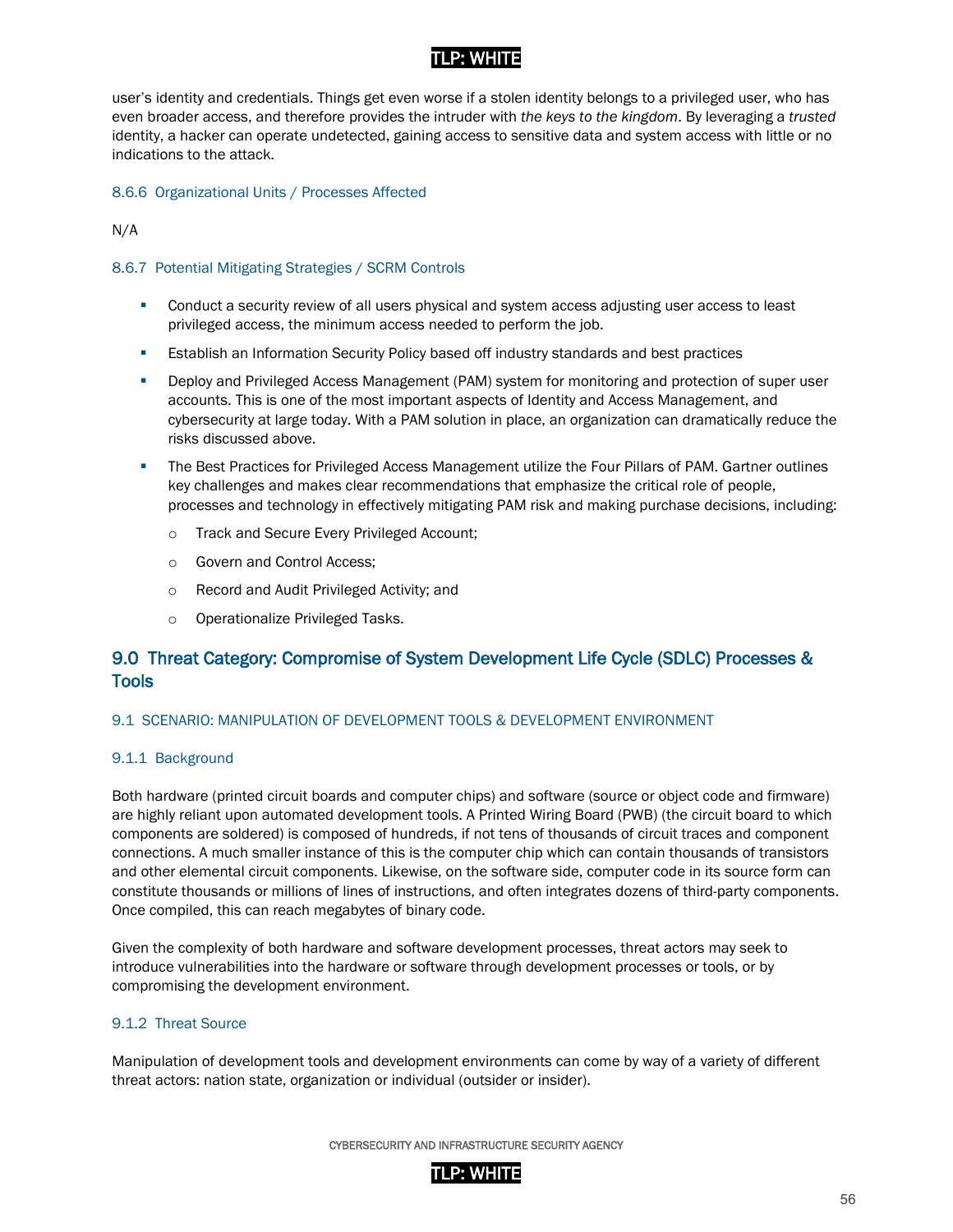user's identity and credentials. Things get even worse if a stolen identity belongs to a privileged user, who has even broader access, and therefore provides the intruder with *the keys to the kingdom*. By leveraging a *trusted* identity, a hacker can operate undetected, gaining access to sensitive data and system access with little or no indications to the attack.

#### 8.6.6 Organizational Units / Processes Affected

N/A

#### 8.6.7 Potential Mitigating Strategies / SCRM Controls

- Conduct a security review of all users physical and system access adjusting user access to least privileged access, the minimum access needed to perform the job.
- Establish an Information Security Policy based off industry standards and best practices
- Deploy and Privileged Access Management (PAM) system for monitoring and protection of super user accounts. This is one of the most important aspects of Identity and Access Management, and cybersecurity at large today. With a PAM solution in place, an organization can dramatically reduce the risks discussed above.
- The Best Practices for Privileged Access Management utilize the Four Pillars of PAM. Gartner outlines key challenges and makes clear recommendations that emphasize the critical role of people, processes and technology in effectively mitigating PAM risk and making purchase decisions, including:
  - Track and Secure Every Privileged Account;
  - Govern and Control Access;
  - Record and Audit Privileged Activity; and
  - Operationalize Privileged Tasks.

## 9.0 Threat Category: Compromise of System Development Life Cycle (SDLC) Processes & Tools

### 9.1 SCENARIO: MANIPULATION OF DEVELOPMENT TOOLS & DEVELOPMENT ENVIRONMENT

#### 9.1.1 Background

Both hardware (printed circuit boards and computer chips) and software (source or object code and firmware) are highly reliant upon automated development tools. A Printed Wiring Board (PWB) (the circuit board to which components are soldered) is composed of hundreds, if not tens of thousands of circuit traces and component connections. A much smaller instance of this is the computer chip which can contain thousands of transistors and other elemental circuit components. Likewise, on the software side, computer code in its source form can constitute thousands or millions of lines of instructions, and often integrates dozens of third-party components. Once compiled, this can reach megabytes of binary code.

Given the complexity of both hardware and software development processes, threat actors may seek to introduce vulnerabilities into the hardware or software through development processes or tools, or by compromising the development environment.

#### 9.1.2 Threat Source

Manipulation of development tools and development environments can come by way of a variety of different threat actors: nation state, organization or individual (outsider or insider).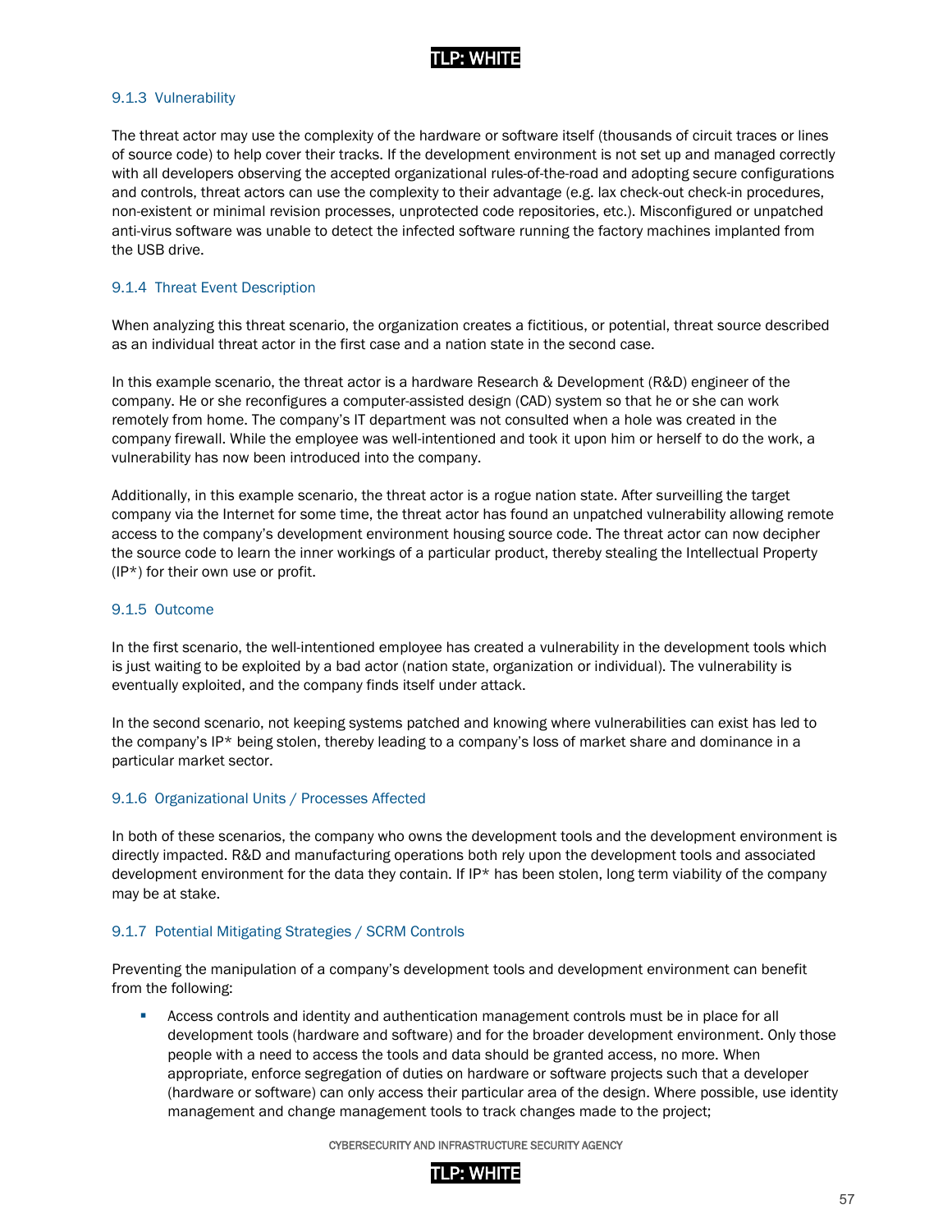### 9.1.3 Vulnerability

The threat actor may use the complexity of the hardware or software itself (thousands of circuit traces or lines of source code) to help cover their tracks. If the development environment is not set up and managed correctly with all developers observing the accepted organizational rules-of-the-road and adopting secure configurations and controls, threat actors can use the complexity to their advantage (e.g. lax check-out check-in procedures, non-existent or minimal revision processes, unprotected code repositories, etc.). Misconfigured or unpatched anti-virus software was unable to detect the infected software running the factory machines implanted from the USB drive.

### 9.1.4 Threat Event Description

When analyzing this threat scenario, the organization creates a fictitious, or potential, threat source described as an individual threat actor in the first case and a nation state in the second case.

In this example scenario, the threat actor is a hardware Research & Development (R&D) engineer of the company. He or she reconfigures a computer-assisted design (CAD) system so that he or she can work remotely from home. The company's IT department was not consulted when a hole was created in the company firewall. While the employee was well-intentioned and took it upon him or herself to do the work, a vulnerability has now been introduced into the company.

Additionally, in this example scenario, the threat actor is a rogue nation state. After surveilling the target company via the Internet for some time, the threat actor has found an unpatched vulnerability allowing remote access to the company's development environment housing source code. The threat actor can now decipher the source code to learn the inner workings of a particular product, thereby stealing the Intellectual Property (IP*) for their own use or profit.

### 9.1.5 Outcome

In the first scenario, the well-intentioned employee has created a vulnerability in the development tools which is just waiting to be exploited by a bad actor (nation state, organization or individual). The vulnerability is eventually exploited, and the company finds itself under attack.

In the second scenario, not keeping systems patched and knowing where vulnerabilities can exist has led to the company's IP* being stolen, thereby leading to a company's loss of market share and dominance in a particular market sector.

### 9.1.6 Organizational Units / Processes Affected

In both of these scenarios, the company who owns the development tools and the development environment is directly impacted. R&D and manufacturing operations both rely upon the development tools and associated development environment for the data they contain. If IP* has been stolen, long term viability of the company may be at stake.

### 9.1.7 Potential Mitigating Strategies / SCRM Controls

Preventing the manipulation of a company's development tools and development environment can benefit from the following:

- Access controls and identity and authentication management controls must be in place for all development tools (hardware and software) and for the broader development environment. Only those people with a need to access the tools and data should be granted access, no more. When appropriate, enforce segregation of duties on hardware or software projects such that a developer (hardware or software) can only access their particular area of the design. Where possible, use identity management and change management tools to track changes made to the project;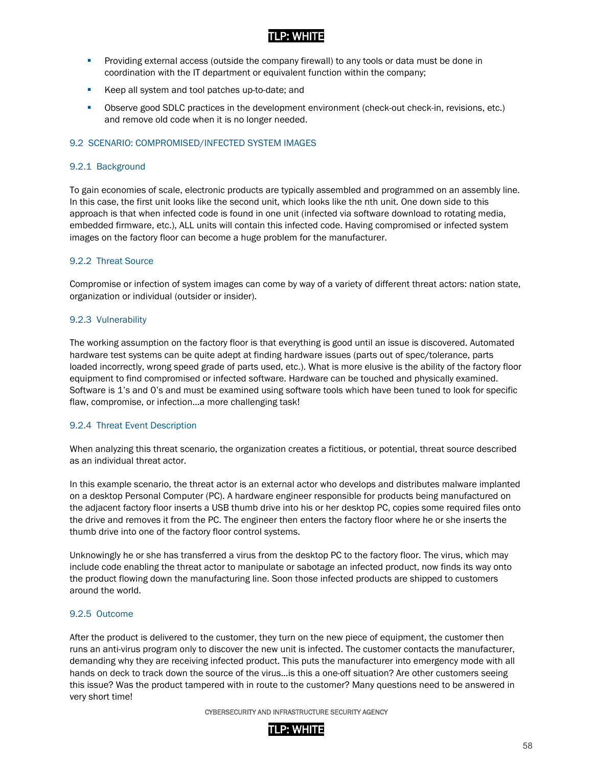- Providing external access (outside the company firewall) to any tools or data must be done in coordination with the IT department or equivalent function within the company;
- Keep all system and tool patches up-to-date; and
- Observe good SDLC practices in the development environment (check-out check-in, revisions, etc.) and remove old code when it is no longer needed.

## 9.2 SCENARIO: COMPROMISED/INFECTED SYSTEM IMAGES

### 9.2.1 Background

To gain economies of scale, electronic products are typically assembled and programmed on an assembly line. In this case, the first unit looks like the second unit, which looks like the nth unit. One down side to this approach is that when infected code is found in one unit (infected via software download to rotating media, embedded firmware, etc.), ALL units will contain this infected code. Having compromised or infected system images on the factory floor can become a huge problem for the manufacturer.

### 9.2.2 Threat Source

Compromise or infection of system images can come by way of a variety of different threat actors: nation state, organization or individual (outsider or insider).

### 9.2.3 Vulnerability

The working assumption on the factory floor is that everything is good until an issue is discovered. Automated hardware test systems can be quite adept at finding hardware issues (parts out of spec/tolerance, parts loaded incorrectly, wrong speed grade of parts used, etc.). What is more elusive is the ability of the factory floor equipment to find compromised or infected software. Hardware can be touched and physically examined. Software is 1's and 0's and must be examined using software tools which have been tuned to look for specific flaw, compromise, or infection…a more challenging task!

### 9.2.4 Threat Event Description

When analyzing this threat scenario, the organization creates a fictitious, or potential, threat source described as an individual threat actor.

In this example scenario, the threat actor is an external actor who develops and distributes malware implanted on a desktop Personal Computer (PC). A hardware engineer responsible for products being manufactured on the adjacent factory floor inserts a USB thumb drive into his or her desktop PC, copies some required files onto the drive and removes it from the PC. The engineer then enters the factory floor where he or she inserts the thumb drive into one of the factory floor control systems.

Unknowingly he or she has transferred a virus from the desktop PC to the factory floor. The virus, which may include code enabling the threat actor to manipulate or sabotage an infected product, now finds its way onto the product flowing down the manufacturing line. Soon those infected products are shipped to customers around the world.

### 9.2.5 Outcome

After the product is delivered to the customer, they turn on the new piece of equipment, the customer then runs an anti-virus program only to discover the new unit is infected. The customer contacts the manufacturer, demanding why they are receiving infected product. This puts the manufacturer into emergency mode with all hands on deck to track down the source of the virus…is this a one-off situation? Are other customers seeing this issue? Was the product tampered with in route to the customer? Many questions need to be answered in very short time!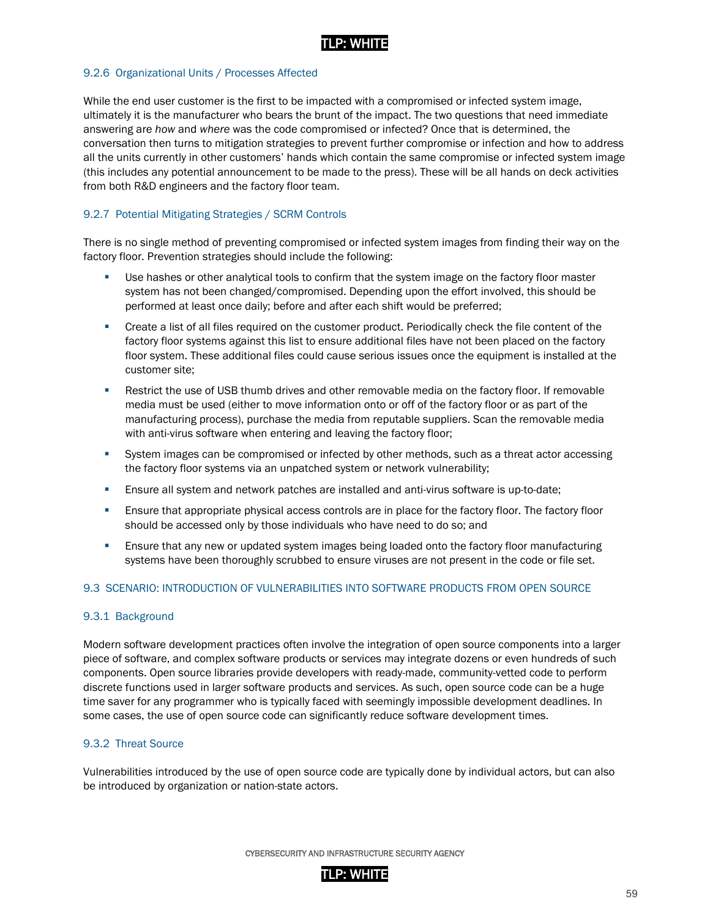### 9.2.6 Organizational Units / Processes Affected

While the end user customer is the first to be impacted with a compromised or infected system image, ultimately it is the manufacturer who bears the brunt of the impact. The two questions that need immediate answering are *how* and *where* was the code compromised or infected? Once that is determined, the conversation then turns to mitigation strategies to prevent further compromise or infection and how to address all the units currently in other customers' hands which contain the same compromise or infected system image (this includes any potential announcement to be made to the press). These will be all hands on deck activities from both R&D engineers and the factory floor team.

### 9.2.7 Potential Mitigating Strategies / SCRM Controls

There is no single method of preventing compromised or infected system images from finding their way on the factory floor. Prevention strategies should include the following:

- Use hashes or other analytical tools to confirm that the system image on the factory floor master system has not been changed/compromised. Depending upon the effort involved, this should be performed at least once daily; before and after each shift would be preferred;
- Create a list of all files required on the customer product. Periodically check the file content of the factory floor systems against this list to ensure additional files have not been placed on the factory floor system. These additional files could cause serious issues once the equipment is installed at the customer site;
- Restrict the use of USB thumb drives and other removable media on the factory floor. If removable media must be used (either to move information onto or off of the factory floor or as part of the manufacturing process), purchase the media from reputable suppliers. Scan the removable media with anti-virus software when entering and leaving the factory floor;
- System images can be compromised or infected by other methods, such as a threat actor accessing the factory floor systems via an unpatched system or network vulnerability;
- Ensure all system and network patches are installed and anti-virus software is up-to-date;
- Ensure that appropriate physical access controls are in place for the factory floor. The factory floor should be accessed only by those individuals who have need to do so; and
- Ensure that any new or updated system images being loaded onto the factory floor manufacturing systems have been thoroughly scrubbed to ensure viruses are not present in the code or file set.

## 9.3 SCENARIO: INTRODUCTION OF VULNERABILITIES INTO SOFTWARE PRODUCTS FROM OPEN SOURCE

### 9.3.1 Background

Modern software development practices often involve the integration of open source components into a larger piece of software, and complex software products or services may integrate dozens or even hundreds of such components. Open source libraries provide developers with ready-made, community-vetted code to perform discrete functions used in larger software products and services. As such, open source code can be a huge time saver for any programmer who is typically faced with seemingly impossible development deadlines. In some cases, the use of open source code can significantly reduce software development times.

### 9.3.2 Threat Source

Vulnerabilities introduced by the use of open source code are typically done by individual actors, but can also be introduced by organization or nation-state actors.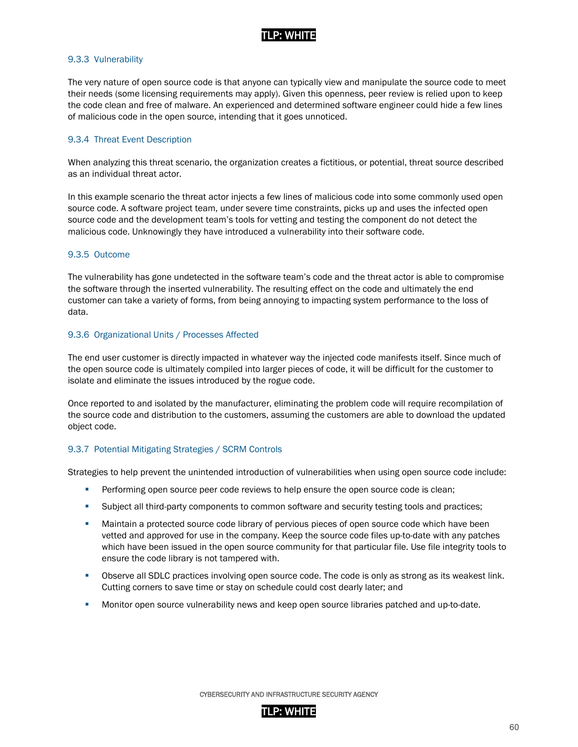### 9.3.3 Vulnerability

The very nature of open source code is that anyone can typically view and manipulate the source code to meet their needs (some licensing requirements may apply). Given this openness, peer review is relied upon to keep the code clean and free of malware. An experienced and determined software engineer could hide a few lines of malicious code in the open source, intending that it goes unnoticed.

### 9.3.4 Threat Event Description

When analyzing this threat scenario, the organization creates a fictitious, or potential, threat source described as an individual threat actor.

In this example scenario the threat actor injects a few lines of malicious code into some commonly used open source code. A software project team, under severe time constraints, picks up and uses the infected open source code and the development team's tools for vetting and testing the component do not detect the malicious code. Unknowingly they have introduced a vulnerability into their software code.

### 9.3.5 Outcome

The vulnerability has gone undetected in the software team's code and the threat actor is able to compromise the software through the inserted vulnerability. The resulting effect on the code and ultimately the end customer can take a variety of forms, from being annoying to impacting system performance to the loss of data.

### 9.3.6 Organizational Units / Processes Affected

The end user customer is directly impacted in whatever way the injected code manifests itself. Since much of the open source code is ultimately compiled into larger pieces of code, it will be difficult for the customer to isolate and eliminate the issues introduced by the rogue code.

Once reported to and isolated by the manufacturer, eliminating the problem code will require recompilation of the source code and distribution to the customers, assuming the customers are able to download the updated object code.

### 9.3.7 Potential Mitigating Strategies / SCRM Controls

Strategies to help prevent the unintended introduction of vulnerabilities when using open source code include:

- Performing open source peer code reviews to help ensure the open source code is clean;
- Subject all third-party components to common software and security testing tools and practices;
- Maintain a protected source code library of pervious pieces of open source code which have been vetted and approved for use in the company. Keep the source code files up-to-date with any patches which have been issued in the open source community for that particular file. Use file integrity tools to ensure the code library is not tampered with.
- Observe all SDLC practices involving open source code. The code is only as strong as its weakest link. Cutting corners to save time or stay on schedule could cost dearly later; and
- Monitor open source vulnerability news and keep open source libraries patched and up-to-date.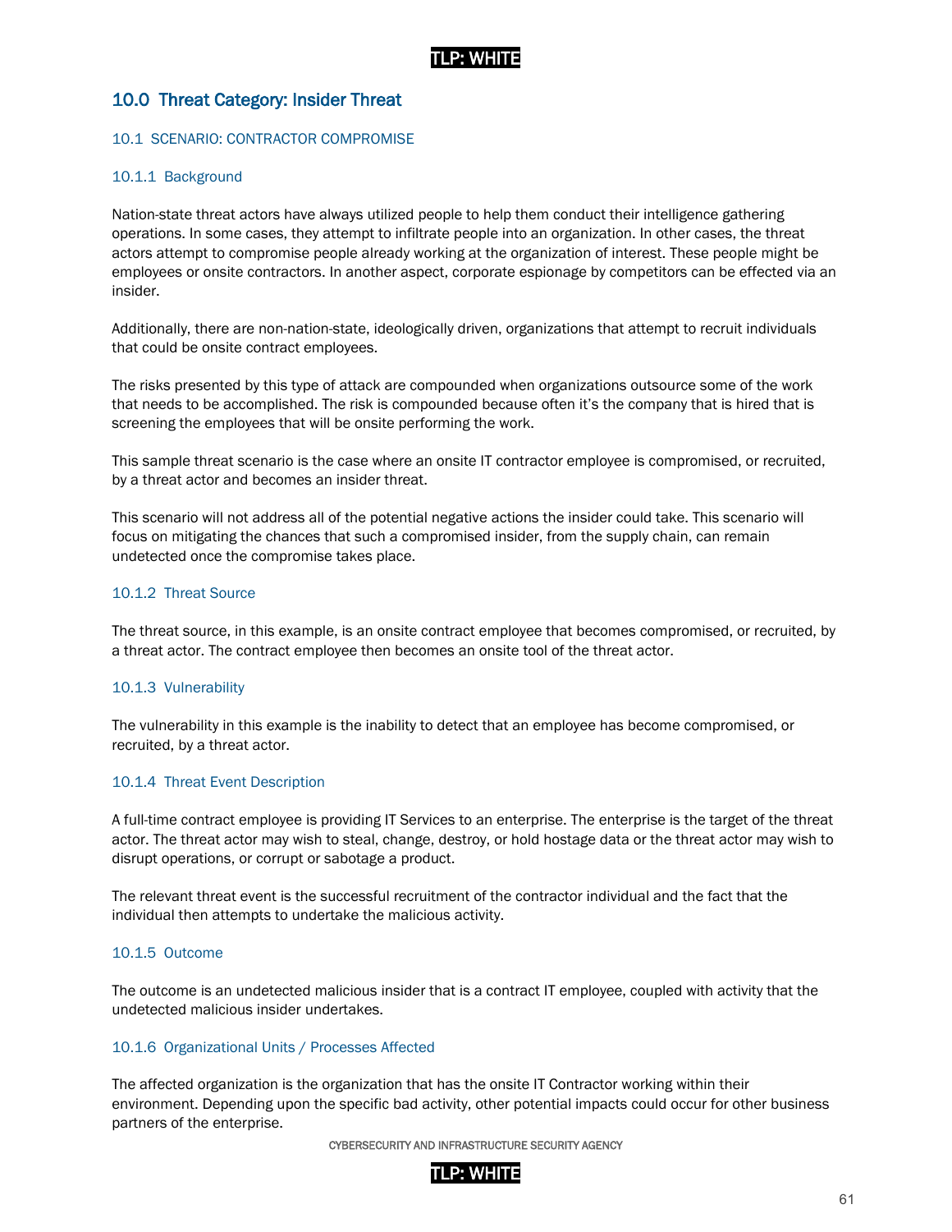## 10.0 Threat Category: Insider Threat

### 10.1 SCENARIO: CONTRACTOR COMPROMISE

#### 10.1.1 Background

Nation-state threat actors have always utilized people to help them conduct their intelligence gathering operations. In some cases, they attempt to infiltrate people into an organization. In other cases, the threat actors attempt to compromise people already working at the organization of interest. These people might be employees or onsite contractors. In another aspect, corporate espionage by competitors can be effected via an insider.

Additionally, there are non-nation-state, ideologically driven, organizations that attempt to recruit individuals that could be onsite contract employees.

The risks presented by this type of attack are compounded when organizations outsource some of the work that needs to be accomplished. The risk is compounded because often it's the company that is hired that is screening the employees that will be onsite performing the work.

This sample threat scenario is the case where an onsite IT contractor employee is compromised, or recruited, by a threat actor and becomes an insider threat.

This scenario will not address all of the potential negative actions the insider could take. This scenario will focus on mitigating the chances that such a compromised insider, from the supply chain, can remain undetected once the compromise takes place.

#### 10.1.2 Threat Source

The threat source, in this example, is an onsite contract employee that becomes compromised, or recruited, by a threat actor. The contract employee then becomes an onsite tool of the threat actor.

#### 10.1.3 Vulnerability

The vulnerability in this example is the inability to detect that an employee has become compromised, or recruited, by a threat actor.

#### 10.1.4 Threat Event Description

A full-time contract employee is providing IT Services to an enterprise. The enterprise is the target of the threat actor. The threat actor may wish to steal, change, destroy, or hold hostage data or the threat actor may wish to disrupt operations, or corrupt or sabotage a product.

The relevant threat event is the successful recruitment of the contractor individual and the fact that the individual then attempts to undertake the malicious activity.

#### 10.1.5 Outcome

The outcome is an undetected malicious insider that is a contract IT employee, coupled with activity that the undetected malicious insider undertakes.

#### 10.1.6 Organizational Units / Processes Affected

The affected organization is the organization that has the onsite IT Contractor working within their environment. Depending upon the specific bad activity, other potential impacts could occur for other business partners of the enterprise.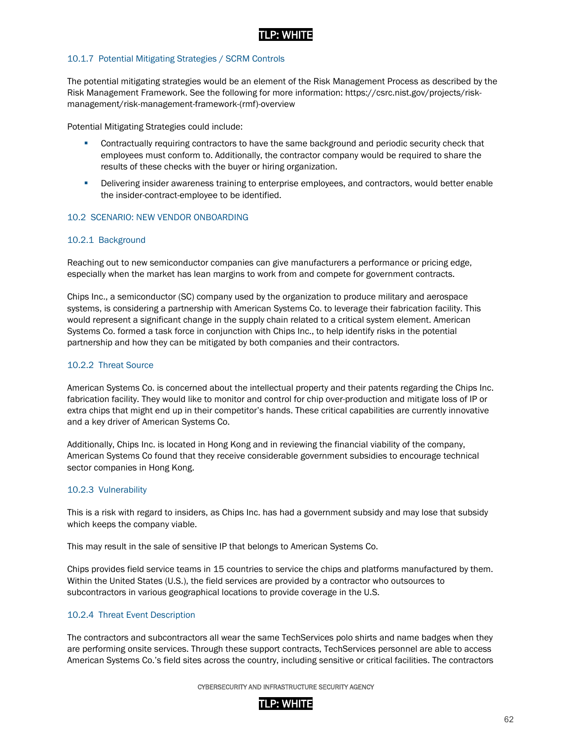### 10.1.7 Potential Mitigating Strategies / SCRM Controls

The potential mitigating strategies would be an element of the Risk Management Process as described by the Risk Management Framework. See the following for more information: https://csrc.nist.gov/projects/risk-management/risk-management-framework-(rmf)-overview

Potential Mitigating Strategies could include:

- Contractually requiring contractors to have the same background and periodic security check that employees must conform to. Additionally, the contractor company would be required to share the results of these checks with the buyer or hiring organization.
- Delivering insider awareness training to enterprise employees, and contractors, would better enable the insider-contract-employee to be identified.

## 10.2 SCENARIO: NEW VENDOR ONBOARDING

### 10.2.1 Background

Reaching out to new semiconductor companies can give manufacturers a performance or pricing edge, especially when the market has lean margins to work from and compete for government contracts.

Chips Inc., a semiconductor (SC) company used by the organization to produce military and aerospace systems, is considering a partnership with American Systems Co. to leverage their fabrication facility. This would represent a significant change in the supply chain related to a critical system element. American Systems Co. formed a task force in conjunction with Chips Inc., to help identify risks in the potential partnership and how they can be mitigated by both companies and their contractors.

### 10.2.2 Threat Source

American Systems Co. is concerned about the intellectual property and their patents regarding the Chips Inc. fabrication facility. They would like to monitor and control for chip over-production and mitigate loss of IP or extra chips that might end up in their competitor's hands. These critical capabilities are currently innovative and a key driver of American Systems Co.

Additionally, Chips Inc. is located in Hong Kong and in reviewing the financial viability of the company, American Systems Co found that they receive considerable government subsidies to encourage technical sector companies in Hong Kong.

### 10.2.3 Vulnerability

This is a risk with regard to insiders, as Chips Inc. has had a government subsidy and may lose that subsidy which keeps the company viable.

This may result in the sale of sensitive IP that belongs to American Systems Co.

Chips provides field service teams in 15 countries to service the chips and platforms manufactured by them. Within the United States (U.S.), the field services are provided by a contractor who outsources to subcontractors in various geographical locations to provide coverage in the U.S.

### 10.2.4 Threat Event Description

The contractors and subcontractors all wear the same TechServices polo shirts and name badges when they are performing onsite services. Through these support contracts, TechServices personnel are able to access American Systems Co.'s field sites across the country, including sensitive or critical facilities. The contractors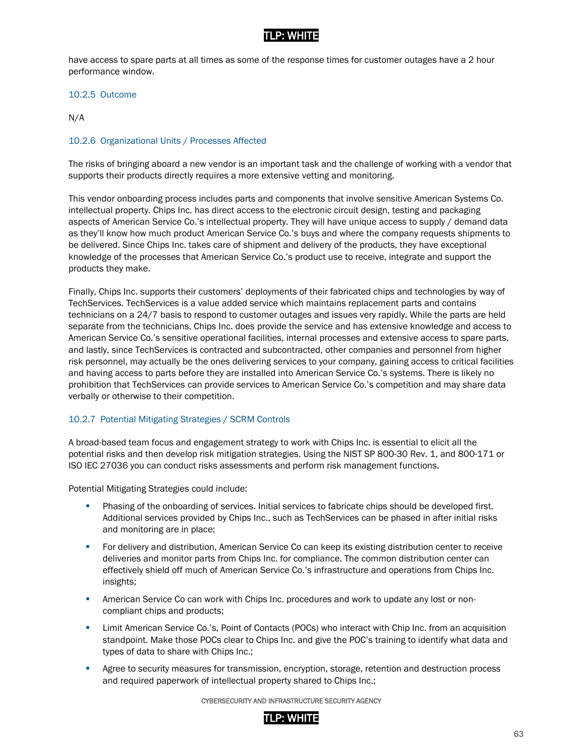have access to spare parts at all times as some of the response times for customer outages have a 2 hour performance window.

### 10.2.5 Outcome

N/A

### 10.2.6 Organizational Units / Processes Affected

The risks of bringing aboard a new vendor is an important task and the challenge of working with a vendor that supports their products directly requires a more extensive vetting and monitoring.

This vendor onboarding process includes parts and components that involve sensitive American Systems Co. intellectual property. Chips Inc. has direct access to the electronic circuit design, testing and packaging aspects of American Service Co.'s intellectual property. They will have unique access to supply / demand data as they'll know how much product American Service Co.'s buys and where the company requests shipments to be delivered. Since Chips Inc. takes care of shipment and delivery of the products, they have exceptional knowledge of the processes that American Service Co.'s product use to receive, integrate and support the products they make.

Finally, Chips Inc. supports their customers' deployments of their fabricated chips and technologies by way of TechServices. TechServices is a value added service which maintains replacement parts and contains technicians on a 24/7 basis to respond to customer outages and issues very rapidly. While the parts are held separate from the technicians, Chips Inc. does provide the service and has extensive knowledge and access to American Service Co.'s sensitive operational facilities, internal processes and extensive access to spare parts, and lastly, since TechServices is contracted and subcontracted, other companies and personnel from higher risk personnel, may actually be the ones delivering services to your company, gaining access to critical facilities and having access to parts before they are installed into American Service Co.'s systems. There is likely no prohibition that TechServices can provide services to American Service Co.'s competition and may share data verbally or otherwise to their competition.

### 10.2.7 Potential Mitigating Strategies / SCRM Controls

A broad-based team focus and engagement strategy to work with Chips Inc. is essential to elicit all the potential risks and then develop risk mitigation strategies. Using the NIST SP 800-30 Rev. 1, and 800-171 or ISO IEC 27036 you can conduct risks assessments and perform risk management functions.

Potential Mitigating Strategies could include:

- Phasing of the onboarding of services. Initial services to fabricate chips should be developed first. Additional services provided by Chips Inc., such as TechServices can be phased in after initial risks and monitoring are in place;
- For delivery and distribution, American Service Co can keep its existing distribution center to receive deliveries and monitor parts from Chips Inc. for compliance. The common distribution center can effectively shield off much of American Service Co.'s infrastructure and operations from Chips Inc. insights;
- American Service Co can work with Chips Inc. procedures and work to update any lost or non-compliant chips and products;
- Limit American Service Co.'s, Point of Contacts (POCs) who interact with Chip Inc. from an acquisition standpoint. Make those POCs clear to Chips Inc. and give the POC's training to identify what data and types of data to share with Chips Inc.;
- Agree to security measures for transmission, encryption, storage, retention and destruction process and required paperwork of intellectual property shared to Chips Inc.;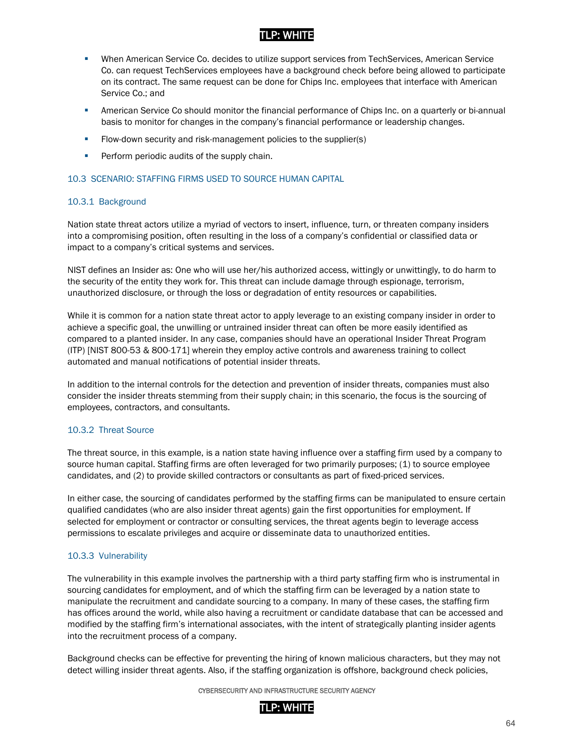- When American Service Co. decides to utilize support services from TechServices, American Service Co. can request TechServices employees have a background check before being allowed to participate on its contract. The same request can be done for Chips Inc. employees that interface with American Service Co.; and
- American Service Co should monitor the financial performance of Chips Inc. on a quarterly or bi-annual basis to monitor for changes in the company's financial performance or leadership changes.
- Flow-down security and risk-management policies to the supplier(s)
- Perform periodic audits of the supply chain.

### 10.3 SCENARIO: STAFFING FIRMS USED TO SOURCE HUMAN CAPITAL

#### 10.3.1 Background

Nation state threat actors utilize a myriad of vectors to insert, influence, turn, or threaten company insiders into a compromising position, often resulting in the loss of a company's confidential or classified data or impact to a company's critical systems and services.

NIST defines an Insider as: One who will use her/his authorized access, wittingly or unwittingly, to do harm to the security of the entity they work for. This threat can include damage through espionage, terrorism, unauthorized disclosure, or through the loss or degradation of entity resources or capabilities.

While it is common for a nation state threat actor to apply leverage to an existing company insider in order to achieve a specific goal, the unwilling or untrained insider threat can often be more easily identified as compared to a planted insider. In any case, companies should have an operational Insider Threat Program (ITP) [NIST 800-53 & 800-171] wherein they employ active controls and awareness training to collect automated and manual notifications of potential insider threats.

In addition to the internal controls for the detection and prevention of insider threats, companies must also consider the insider threats stemming from their supply chain; in this scenario, the focus is the sourcing of employees, contractors, and consultants.

#### 10.3.2 Threat Source

The threat source, in this example, is a nation state having influence over a staffing firm used by a company to source human capital. Staffing firms are often leveraged for two primarily purposes; (1) to source employee candidates, and (2) to provide skilled contractors or consultants as part of fixed-priced services.

In either case, the sourcing of candidates performed by the staffing firms can be manipulated to ensure certain qualified candidates (who are also insider threat agents) gain the first opportunities for employment. If selected for employment or contractor or consulting services, the threat agents begin to leverage access permissions to escalate privileges and acquire or disseminate data to unauthorized entities.

#### 10.3.3 Vulnerability

The vulnerability in this example involves the partnership with a third party staffing firm who is instrumental in sourcing candidates for employment, and of which the staffing firm can be leveraged by a nation state to manipulate the recruitment and candidate sourcing to a company. In many of these cases, the staffing firm has offices around the world, while also having a recruitment or candidate database that can be accessed and modified by the staffing firm's international associates, with the intent of strategically planting insider agents into the recruitment process of a company.

Background checks can be effective for preventing the hiring of known malicious characters, but they may not detect willing insider threat agents. Also, if the staffing organization is offshore, background check policies,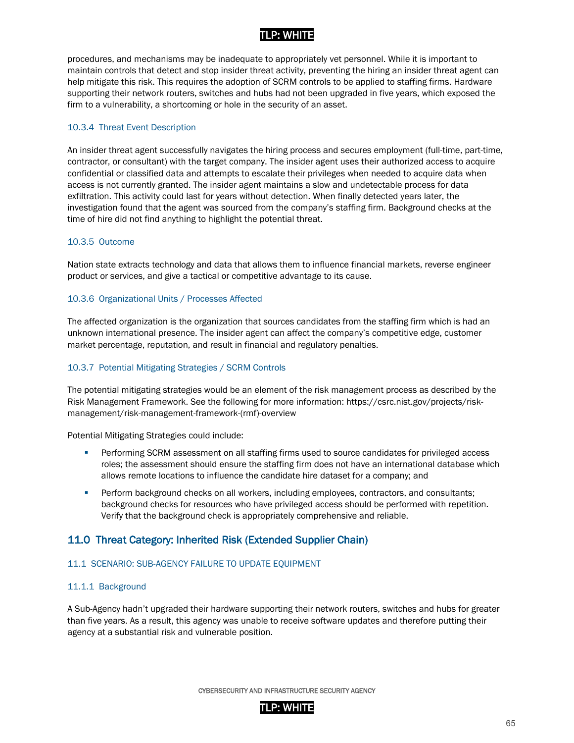procedures, and mechanisms may be inadequate to appropriately vet personnel. While it is important to maintain controls that detect and stop insider threat activity, preventing the hiring an insider threat agent can help mitigate this risk. This requires the adoption of SCRM controls to be applied to staffing firms. Hardware supporting their network routers, switches and hubs had not been upgraded in five years, which exposed the firm to a vulnerability, a shortcoming or hole in the security of an asset.

#### 10.3.4 Threat Event Description

An insider threat agent successfully navigates the hiring process and secures employment (full-time, part-time, contractor, or consultant) with the target company. The insider agent uses their authorized access to acquire confidential or classified data and attempts to escalate their privileges when needed to acquire data when access is not currently granted. The insider agent maintains a slow and undetectable process for data exfiltration. This activity could last for years without detection. When finally detected years later, the investigation found that the agent was sourced from the company's staffing firm. Background checks at the time of hire did not find anything to highlight the potential threat.

#### 10.3.5 Outcome

Nation state extracts technology and data that allows them to influence financial markets, reverse engineer product or services, and give a tactical or competitive advantage to its cause.

#### 10.3.6 Organizational Units / Processes Affected

The affected organization is the organization that sources candidates from the staffing firm which is had an unknown international presence. The insider agent can affect the company's competitive edge, customer market percentage, reputation, and result in financial and regulatory penalties.

#### 10.3.7 Potential Mitigating Strategies / SCRM Controls

The potential mitigating strategies would be an element of the risk management process as described by the Risk Management Framework. See the following for more information: https://csrc.nist.gov/projects/risk-management/risk-management-framework-(rmf)-overview

Potential Mitigating Strategies could include:

- Performing SCRM assessment on all staffing firms used to source candidates for privileged access roles; the assessment should ensure the staffing firm does not have an international database which allows remote locations to influence the candidate hire dataset for a company; and
- Perform background checks on all workers, including employees, contractors, and consultants; background checks for resources who have privileged access should be performed with repetition. Verify that the background check is appropriately comprehensive and reliable.

## 11.0 Threat Category: Inherited Risk (Extended Supplier Chain)

### 11.1 SCENARIO: SUB-AGENCY FAILURE TO UPDATE EQUIPMENT

#### 11.1.1 Background

A Sub-Agency hadn't upgraded their hardware supporting their network routers, switches and hubs for greater than five years. As a result, this agency was unable to receive software updates and therefore putting their agency at a substantial risk and vulnerable position.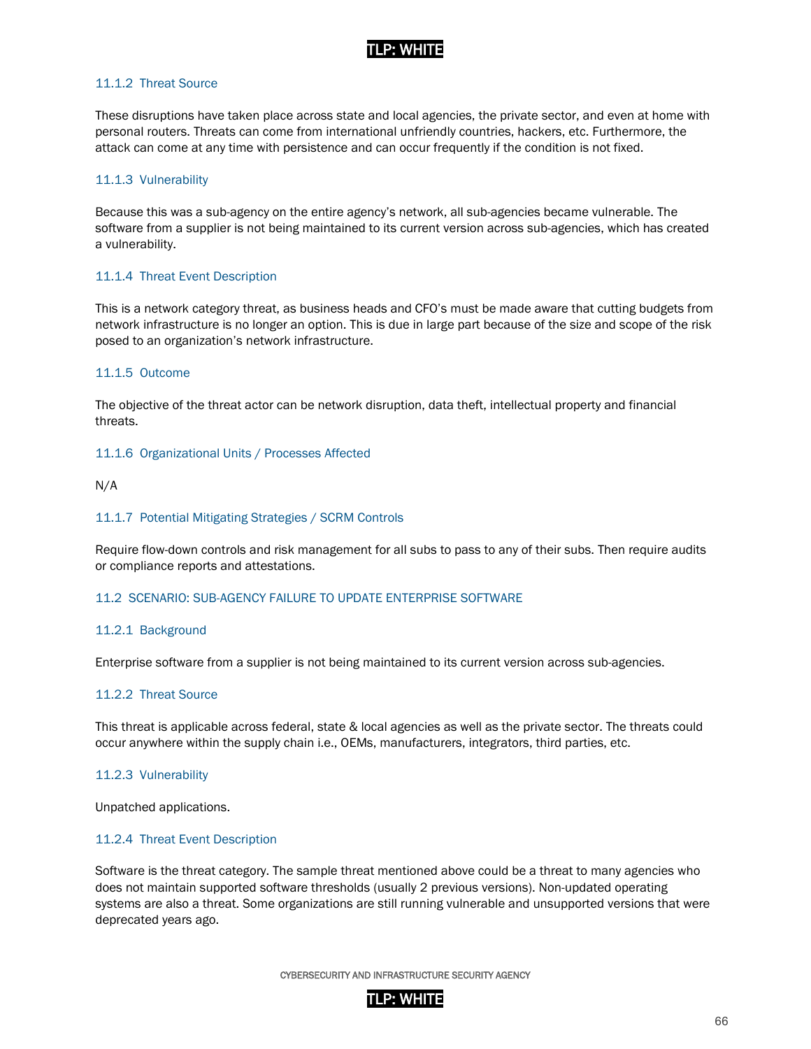#### 11.1.2 Threat Source

These disruptions have taken place across state and local agencies, the private sector, and even at home with personal routers. Threats can come from international unfriendly countries, hackers, etc. Furthermore, the attack can come at any time with persistence and can occur frequently if the condition is not fixed.

#### 11.1.3 Vulnerability

Because this was a sub-agency on the entire agency's network, all sub-agencies became vulnerable. The software from a supplier is not being maintained to its current version across sub-agencies, which has created a vulnerability.

#### 11.1.4 Threat Event Description

This is a network category threat, as business heads and CFO's must be made aware that cutting budgets from network infrastructure is no longer an option. This is due in large part because of the size and scope of the risk posed to an organization's network infrastructure.

#### 11.1.5 Outcome

The objective of the threat actor can be network disruption, data theft, intellectual property and financial threats.

#### 11.1.6 Organizational Units / Processes Affected

N/A

#### 11.1.7 Potential Mitigating Strategies / SCRM Controls

Require flow-down controls and risk management for all subs to pass to any of their subs. Then require audits or compliance reports and attestations.

### 11.2 SCENARIO: SUB-AGENCY FAILURE TO UPDATE ENTERPRISE SOFTWARE

#### 11.2.1 Background

Enterprise software from a supplier is not being maintained to its current version across sub-agencies.

#### 11.2.2 Threat Source

This threat is applicable across federal, state & local agencies as well as the private sector. The threats could occur anywhere within the supply chain i.e., OEMs, manufacturers, integrators, third parties, etc.

#### 11.2.3 Vulnerability

Unpatched applications.

#### 11.2.4 Threat Event Description

Software is the threat category. The sample threat mentioned above could be a threat to many agencies who does not maintain supported software thresholds (usually 2 previous versions). Non-updated operating systems are also a threat. Some organizations are still running vulnerable and unsupported versions that were deprecated years ago.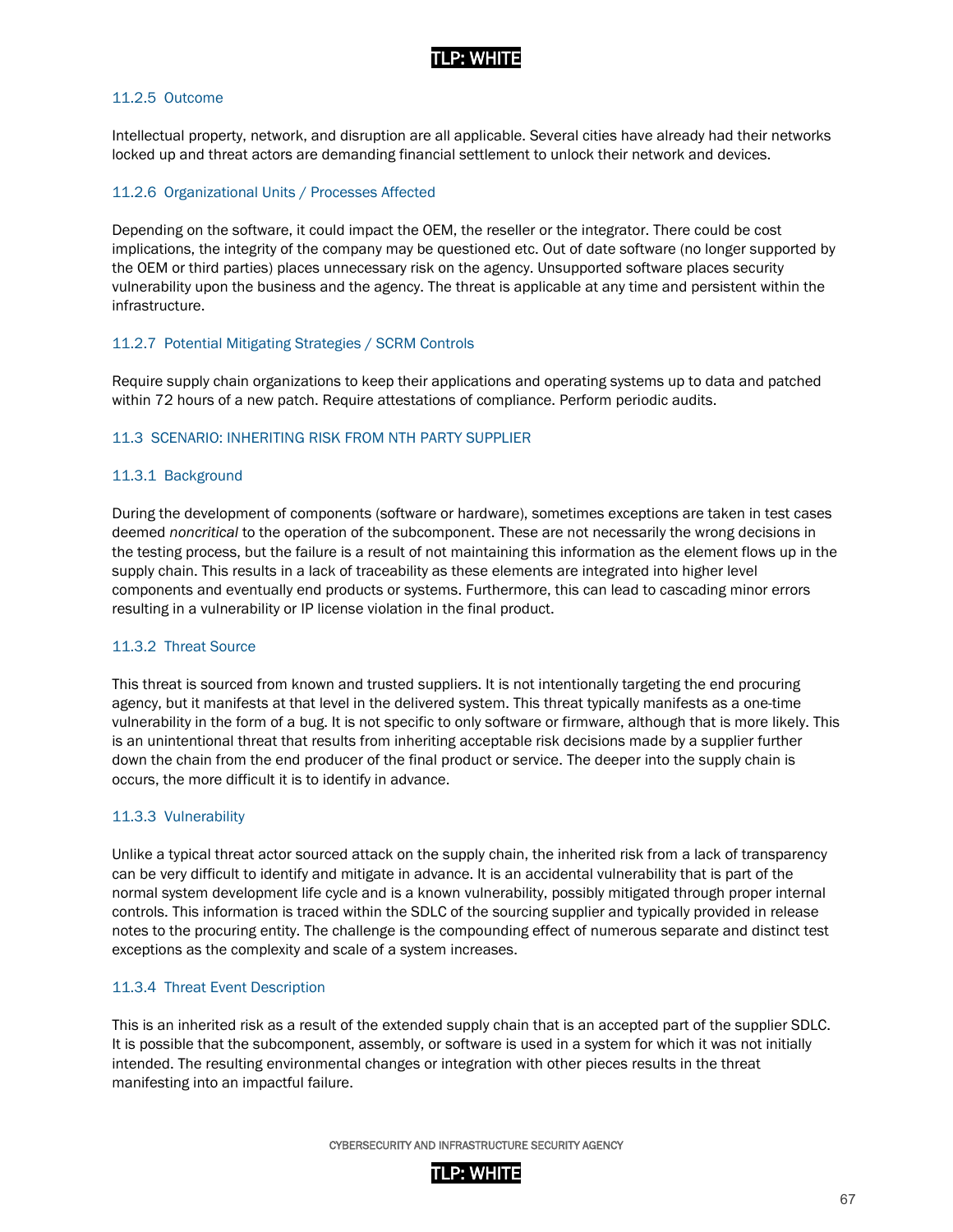### 11.2.5 Outcome

Intellectual property, network, and disruption are all applicable. Several cities have already had their networks locked up and threat actors are demanding financial settlement to unlock their network and devices.

### 11.2.6 Organizational Units / Processes Affected

Depending on the software, it could impact the OEM, the reseller or the integrator. There could be cost implications, the integrity of the company may be questioned etc. Out of date software (no longer supported by the OEM or third parties) places unnecessary risk on the agency. Unsupported software places security vulnerability upon the business and the agency. The threat is applicable at any time and persistent within the infrastructure.

### 11.2.7 Potential Mitigating Strategies / SCRM Controls

Require supply chain organizations to keep their applications and operating systems up to data and patched within 72 hours of a new patch. Require attestations of compliance. Perform periodic audits.

## 11.3 SCENARIO: INHERITING RISK FROM NTH PARTY SUPPLIER

### 11.3.1 Background

During the development of components (software or hardware), sometimes exceptions are taken in test cases deemed *noncritical* to the operation of the subcomponent. These are not necessarily the wrong decisions in the testing process, but the failure is a result of not maintaining this information as the element flows up in the supply chain. This results in a lack of traceability as these elements are integrated into higher level components and eventually end products or systems. Furthermore, this can lead to cascading minor errors resulting in a vulnerability or IP license violation in the final product.

### 11.3.2 Threat Source

This threat is sourced from known and trusted suppliers. It is not intentionally targeting the end procuring agency, but it manifests at that level in the delivered system. This threat typically manifests as a one-time vulnerability in the form of a bug. It is not specific to only software or firmware, although that is more likely. This is an unintentional threat that results from inheriting acceptable risk decisions made by a supplier further down the chain from the end producer of the final product or service. The deeper into the supply chain is occurs, the more difficult it is to identify in advance.

### 11.3.3 Vulnerability

Unlike a typical threat actor sourced attack on the supply chain, the inherited risk from a lack of transparency can be very difficult to identify and mitigate in advance. It is an accidental vulnerability that is part of the normal system development life cycle and is a known vulnerability, possibly mitigated through proper internal controls. This information is traced within the SDLC of the sourcing supplier and typically provided in release notes to the procuring entity. The challenge is the compounding effect of numerous separate and distinct test exceptions as the complexity and scale of a system increases.

### 11.3.4 Threat Event Description

This is an inherited risk as a result of the extended supply chain that is an accepted part of the supplier SDLC. It is possible that the subcomponent, assembly, or software is used in a system for which it was not initially intended. The resulting environmental changes or integration with other pieces results in the threat manifesting into an impactful failure.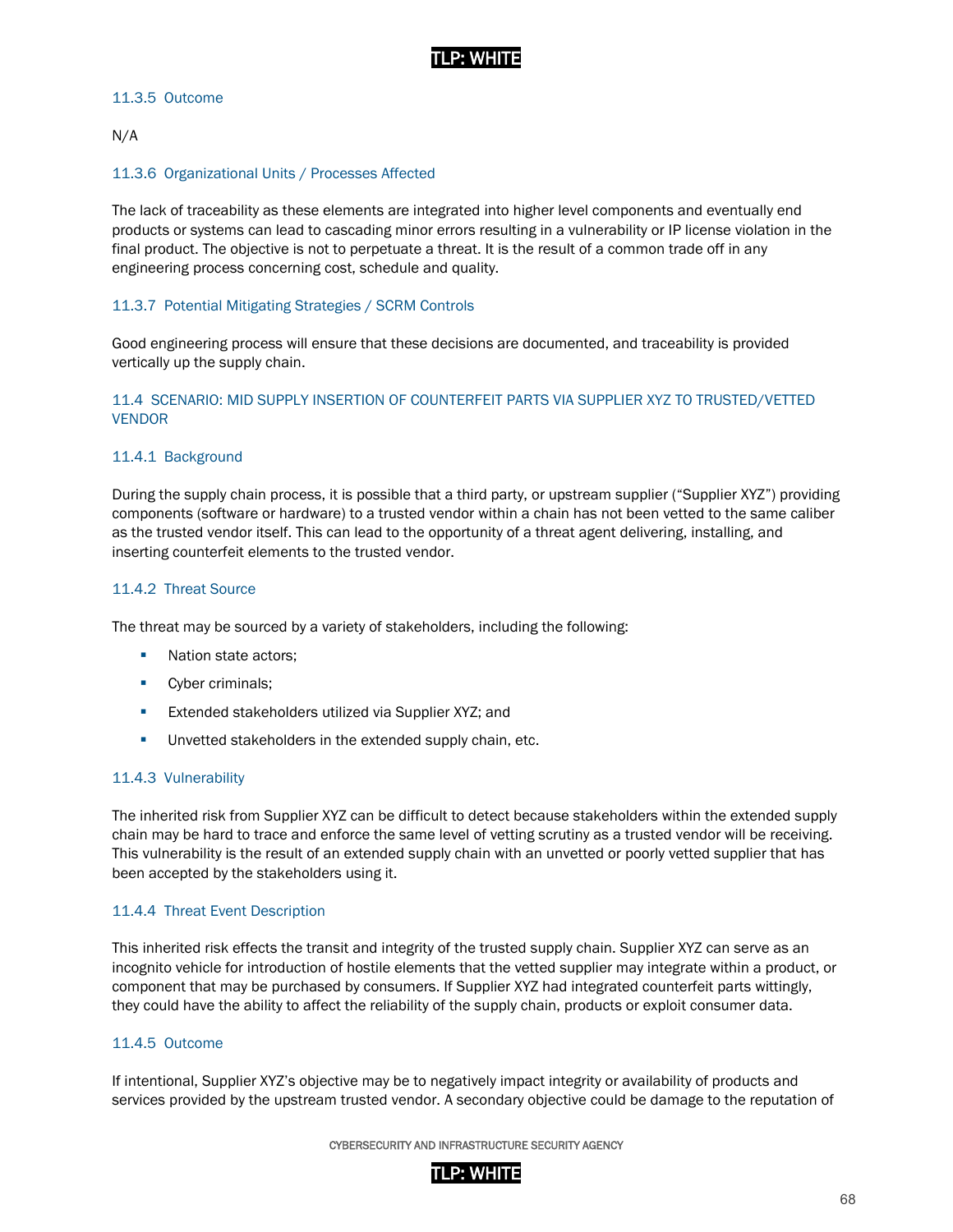#### 11.3.5 Outcome

N/A

#### 11.3.6 Organizational Units / Processes Affected

The lack of traceability as these elements are integrated into higher level components and eventually end products or systems can lead to cascading minor errors resulting in a vulnerability or IP license violation in the final product. The objective is not to perpetuate a threat. It is the result of a common trade off in any engineering process concerning cost, schedule and quality.

#### 11.3.7 Potential Mitigating Strategies / SCRM Controls

Good engineering process will ensure that these decisions are documented, and traceability is provided vertically up the supply chain.

### 11.4 SCENARIO: MID SUPPLY INSERTION OF COUNTERFEIT PARTS VIA SUPPLIER XYZ TO TRUSTED/VETTED VENDOR

#### 11.4.1 Background

During the supply chain process, it is possible that a third party, or upstream supplier ("Supplier XYZ") providing components (software or hardware) to a trusted vendor within a chain has not been vetted to the same caliber as the trusted vendor itself. This can lead to the opportunity of a threat agent delivering, installing, and inserting counterfeit elements to the trusted vendor.

#### 11.4.2 Threat Source

The threat may be sourced by a variety of stakeholders, including the following:

- Nation state actors;
- Cyber criminals;
- Extended stakeholders utilized via Supplier XYZ; and
- Unvetted stakeholders in the extended supply chain, etc.

#### 11.4.3 Vulnerability

The inherited risk from Supplier XYZ can be difficult to detect because stakeholders within the extended supply chain may be hard to trace and enforce the same level of vetting scrutiny as a trusted vendor will be receiving. This vulnerability is the result of an extended supply chain with an unvetted or poorly vetted supplier that has been accepted by the stakeholders using it.

#### 11.4.4 Threat Event Description

This inherited risk effects the transit and integrity of the trusted supply chain. Supplier XYZ can serve as an incognito vehicle for introduction of hostile elements that the vetted supplier may integrate within a product, or component that may be purchased by consumers. If Supplier XYZ had integrated counterfeit parts wittingly, they could have the ability to affect the reliability of the supply chain, products or exploit consumer data.

#### 11.4.5 Outcome

If intentional, Supplier XYZ's objective may be to negatively impact integrity or availability of products and services provided by the upstream trusted vendor. A secondary objective could be damage to the reputation of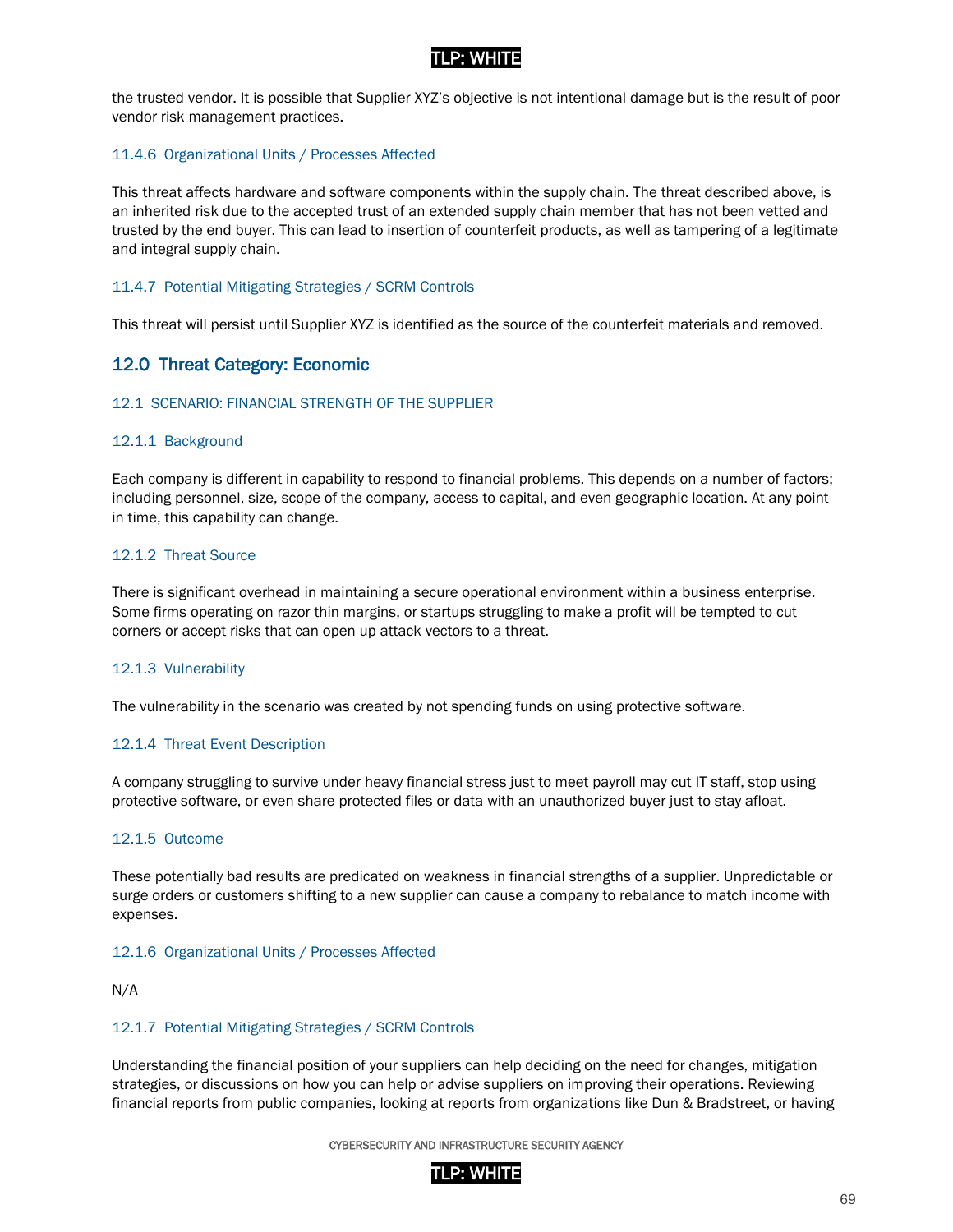the trusted vendor. It is possible that Supplier XYZ's objective is not intentional damage but is the result of poor vendor risk management practices.

#### 11.4.6 Organizational Units / Processes Affected

This threat affects hardware and software components within the supply chain. The threat described above, is an inherited risk due to the accepted trust of an extended supply chain member that has not been vetted and trusted by the end buyer. This can lead to insertion of counterfeit products, as well as tampering of a legitimate and integral supply chain.

#### 11.4.7 Potential Mitigating Strategies / SCRM Controls

This threat will persist until Supplier XYZ is identified as the source of the counterfeit materials and removed.

## 12.0 Threat Category: Economic

### 12.1 SCENARIO: FINANCIAL STRENGTH OF THE SUPPLIER

#### 12.1.1 Background

Each company is different in capability to respond to financial problems. This depends on a number of factors; including personnel, size, scope of the company, access to capital, and even geographic location. At any point in time, this capability can change.

#### 12.1.2 Threat Source

There is significant overhead in maintaining a secure operational environment within a business enterprise. Some firms operating on razor thin margins, or startups struggling to make a profit will be tempted to cut corners or accept risks that can open up attack vectors to a threat.

#### 12.1.3 Vulnerability

The vulnerability in the scenario was created by not spending funds on using protective software.

#### 12.1.4 Threat Event Description

A company struggling to survive under heavy financial stress just to meet payroll may cut IT staff, stop using protective software, or even share protected files or data with an unauthorized buyer just to stay afloat.

#### 12.1.5 Outcome

These potentially bad results are predicated on weakness in financial strengths of a supplier. Unpredictable or surge orders or customers shifting to a new supplier can cause a company to rebalance to match income with expenses.

#### 12.1.6 Organizational Units / Processes Affected

N/A

#### 12.1.7 Potential Mitigating Strategies / SCRM Controls

Understanding the financial position of your suppliers can help deciding on the need for changes, mitigation strategies, or discussions on how you can help or advise suppliers on improving their operations. Reviewing financial reports from public companies, looking at reports from organizations like Dun & Bradstreet, or having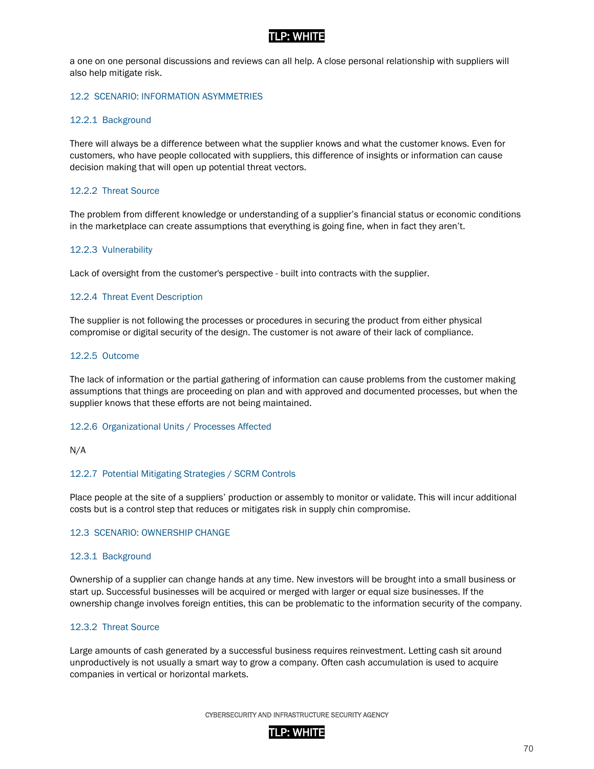a one on one personal discussions and reviews can all help. A close personal relationship with suppliers will also help mitigate risk.

## 12.2 SCENARIO: INFORMATION ASYMMETRIES

### 12.2.1 Background

There will always be a difference between what the supplier knows and what the customer knows. Even for customers, who have people collocated with suppliers, this difference of insights or information can cause decision making that will open up potential threat vectors.

### 12.2.2 Threat Source

The problem from different knowledge or understanding of a supplier's financial status or economic conditions in the marketplace can create assumptions that everything is going fine, when in fact they aren't.

### 12.2.3 Vulnerability

Lack of oversight from the customer's perspective - built into contracts with the supplier.

### 12.2.4 Threat Event Description

The supplier is not following the processes or procedures in securing the product from either physical compromise or digital security of the design. The customer is not aware of their lack of compliance.

### 12.2.5 Outcome

The lack of information or the partial gathering of information can cause problems from the customer making assumptions that things are proceeding on plan and with approved and documented processes, but when the supplier knows that these efforts are not being maintained.

### 12.2.6 Organizational Units / Processes Affected

N/A

### 12.2.7 Potential Mitigating Strategies / SCRM Controls

Place people at the site of a suppliers' production or assembly to monitor or validate. This will incur additional costs but is a control step that reduces or mitigates risk in supply chin compromise.

## 12.3 SCENARIO: OWNERSHIP CHANGE

### 12.3.1 Background

Ownership of a supplier can change hands at any time. New investors will be brought into a small business or start up. Successful businesses will be acquired or merged with larger or equal size businesses. If the ownership change involves foreign entities, this can be problematic to the information security of the company.

### 12.3.2 Threat Source

Large amounts of cash generated by a successful business requires reinvestment. Letting cash sit around unproductively is not usually a smart way to grow a company. Often cash accumulation is used to acquire companies in vertical or horizontal markets.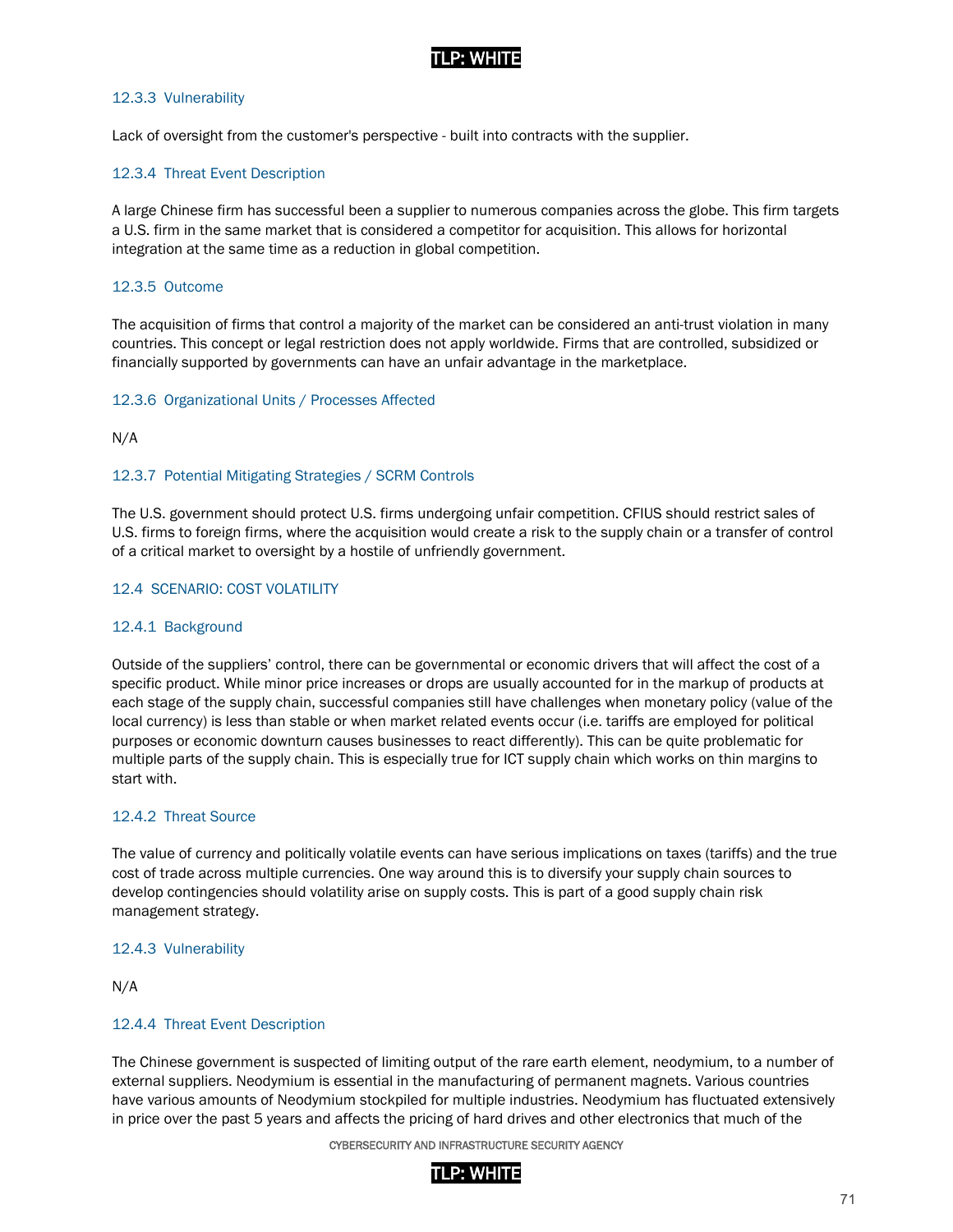### 12.3.3 Vulnerability

Lack of oversight from the customer's perspective - built into contracts with the supplier.

### 12.3.4 Threat Event Description

A large Chinese firm has successful been a supplier to numerous companies across the globe. This firm targets a U.S. firm in the same market that is considered a competitor for acquisition. This allows for horizontal integration at the same time as a reduction in global competition.

### 12.3.5 Outcome

The acquisition of firms that control a majority of the market can be considered an anti-trust violation in many countries. This concept or legal restriction does not apply worldwide. Firms that are controlled, subsidized or financially supported by governments can have an unfair advantage in the marketplace.

### 12.3.6 Organizational Units / Processes Affected

N/A

### 12.3.7 Potential Mitigating Strategies / SCRM Controls

The U.S. government should protect U.S. firms undergoing unfair competition. CFIUS should restrict sales of U.S. firms to foreign firms, where the acquisition would create a risk to the supply chain or a transfer of control of a critical market to oversight by a hostile of unfriendly government.

## 12.4 SCENARIO: COST VOLATILITY

### 12.4.1 Background

Outside of the suppliers' control, there can be governmental or economic drivers that will affect the cost of a specific product. While minor price increases or drops are usually accounted for in the markup of products at each stage of the supply chain, successful companies still have challenges when monetary policy (value of the local currency) is less than stable or when market related events occur (i.e. tariffs are employed for political purposes or economic downturn causes businesses to react differently). This can be quite problematic for multiple parts of the supply chain. This is especially true for ICT supply chain which works on thin margins to start with.

### 12.4.2 Threat Source

The value of currency and politically volatile events can have serious implications on taxes (tariffs) and the true cost of trade across multiple currencies. One way around this is to diversify your supply chain sources to develop contingencies should volatility arise on supply costs. This is part of a good supply chain risk management strategy.

### 12.4.3 Vulnerability

N/A

### 12.4.4 Threat Event Description

The Chinese government is suspected of limiting output of the rare earth element, neodymium, to a number of external suppliers. Neodymium is essential in the manufacturing of permanent magnets. Various countries have various amounts of Neodymium stockpiled for multiple industries. Neodymium has fluctuated extensively in price over the past 5 years and affects the pricing of hard drives and other electronics that much of the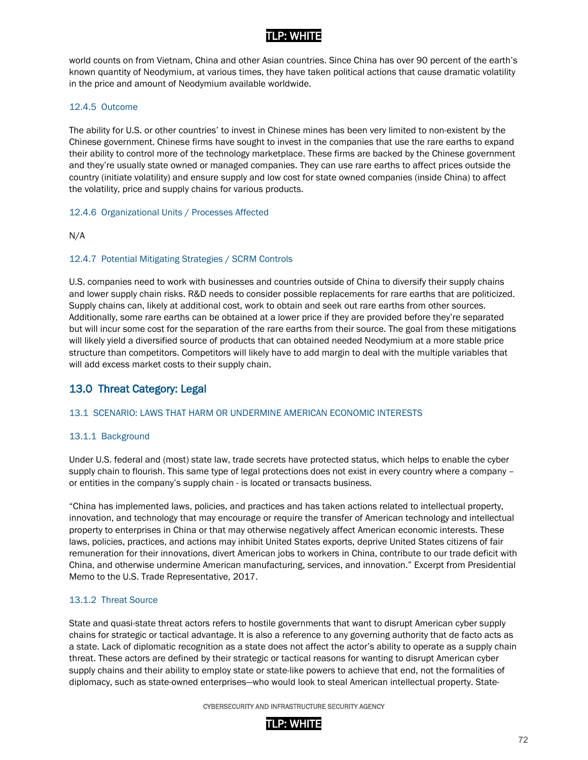world counts on from Vietnam, China and other Asian countries. Since China has over 90 percent of the earth's known quantity of Neodymium, at various times, they have taken political actions that cause dramatic volatility in the price and amount of Neodymium available worldwide.

#### 12.4.5 Outcome

The ability for U.S. or other countries' to invest in Chinese mines has been very limited to non-existent by the Chinese government. Chinese firms have sought to invest in the companies that use the rare earths to expand their ability to control more of the technology marketplace. These firms are backed by the Chinese government and they're usually state owned or managed companies. They can use rare earths to affect prices outside the country (initiate volatility) and ensure supply and low cost for state owned companies (inside China) to affect the volatility, price and supply chains for various products.

#### 12.4.6 Organizational Units / Processes Affected

N/A

#### 12.4.7 Potential Mitigating Strategies / SCRM Controls

U.S. companies need to work with businesses and countries outside of China to diversify their supply chains and lower supply chain risks. R&D needs to consider possible replacements for rare earths that are politicized. Supply chains can, likely at additional cost, work to obtain and seek out rare earths from other sources. Additionally, some rare earths can be obtained at a lower price if they are provided before they're separated but will incur some cost for the separation of the rare earths from their source. The goal from these mitigations will likely yield a diversified source of products that can obtained needed Neodymium at a more stable price structure than competitors. Competitors will likely have to add margin to deal with the multiple variables that will add excess market costs to their supply chain.

## 13.0 Threat Category: Legal

### 13.1 SCENARIO: LAWS THAT HARM OR UNDERMINE AMERICAN ECONOMIC INTERESTS

#### 13.1.1 Background

Under U.S. federal and (most) state law, trade secrets have protected status, which helps to enable the cyber supply chain to flourish. This same type of legal protections does not exist in every country where a company – or entities in the company's supply chain - is located or transacts business.

"China has implemented laws, policies, and practices and has taken actions related to intellectual property, innovation, and technology that may encourage or require the transfer of American technology and intellectual property to enterprises in China or that may otherwise negatively affect American economic interests. These laws, policies, practices, and actions may inhibit United States exports, deprive United States citizens of fair remuneration for their innovations, divert American jobs to workers in China, contribute to our trade deficit with China, and otherwise undermine American manufacturing, services, and innovation." Excerpt from Presidential Memo to the U.S. Trade Representative, 2017.

#### 13.1.2 Threat Source

State and quasi-state threat actors refers to hostile governments that want to disrupt American cyber supply chains for strategic or tactical advantage. It is also a reference to any governing authority that de facto acts as a state. Lack of diplomatic recognition as a state does not affect the actor's ability to operate as a supply chain threat. These actors are defined by their strategic or tactical reasons for wanting to disrupt American cyber supply chains and their ability to employ state or state-like powers to achieve that end, not the formalities of diplomacy, such as state-owned enterprises—who would look to steal American intellectual property. State-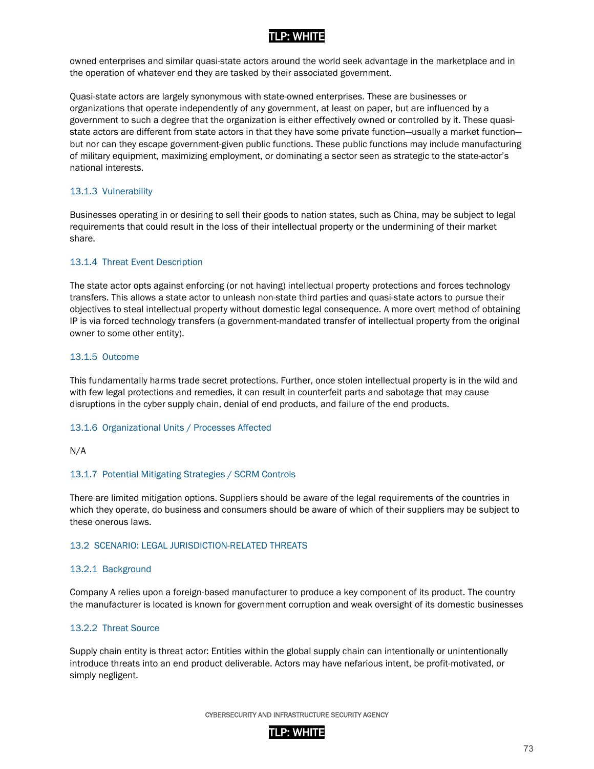owned enterprises and similar quasi-state actors around the world seek advantage in the marketplace and in the operation of whatever end they are tasked by their associated government.

Quasi-state actors are largely synonymous with state-owned enterprises. These are businesses or organizations that operate independently of any government, at least on paper, but are influenced by a government to such a degree that the organization is either effectively owned or controlled by it. These quasi-state actors are different from state actors in that they have some private function—usually a market function—but nor can they escape government-given public functions. These public functions may include manufacturing of military equipment, maximizing employment, or dominating a sector seen as strategic to the state-actor's national interests.

### 13.1.3 Vulnerability

Businesses operating in or desiring to sell their goods to nation states, such as China, may be subject to legal requirements that could result in the loss of their intellectual property or the undermining of their market share.

### 13.1.4 Threat Event Description

The state actor opts against enforcing (or not having) intellectual property protections and forces technology transfers. This allows a state actor to unleash non-state third parties and quasi-state actors to pursue their objectives to steal intellectual property without domestic legal consequence. A more overt method of obtaining IP is via forced technology transfers (a government-mandated transfer of intellectual property from the original owner to some other entity).

### 13.1.5 Outcome

This fundamentally harms trade secret protections. Further, once stolen intellectual property is in the wild and with few legal protections and remedies, it can result in counterfeit parts and sabotage that may cause disruptions in the cyber supply chain, denial of end products, and failure of the end products.

### 13.1.6 Organizational Units / Processes Affected

N/A

### 13.1.7 Potential Mitigating Strategies / SCRM Controls

There are limited mitigation options. Suppliers should be aware of the legal requirements of the countries in which they operate, do business and consumers should be aware of which of their suppliers may be subject to these onerous laws.

## 13.2 SCENARIO: LEGAL JURISDICTION-RELATED THREATS

### 13.2.1 Background

Company A relies upon a foreign-based manufacturer to produce a key component of its product. The country the manufacturer is located is known for government corruption and weak oversight of its domestic businesses

### 13.2.2 Threat Source

Supply chain entity is threat actor: Entities within the global supply chain can intentionally or unintentionally introduce threats into an end product deliverable. Actors may have nefarious intent, be profit-motivated, or simply negligent.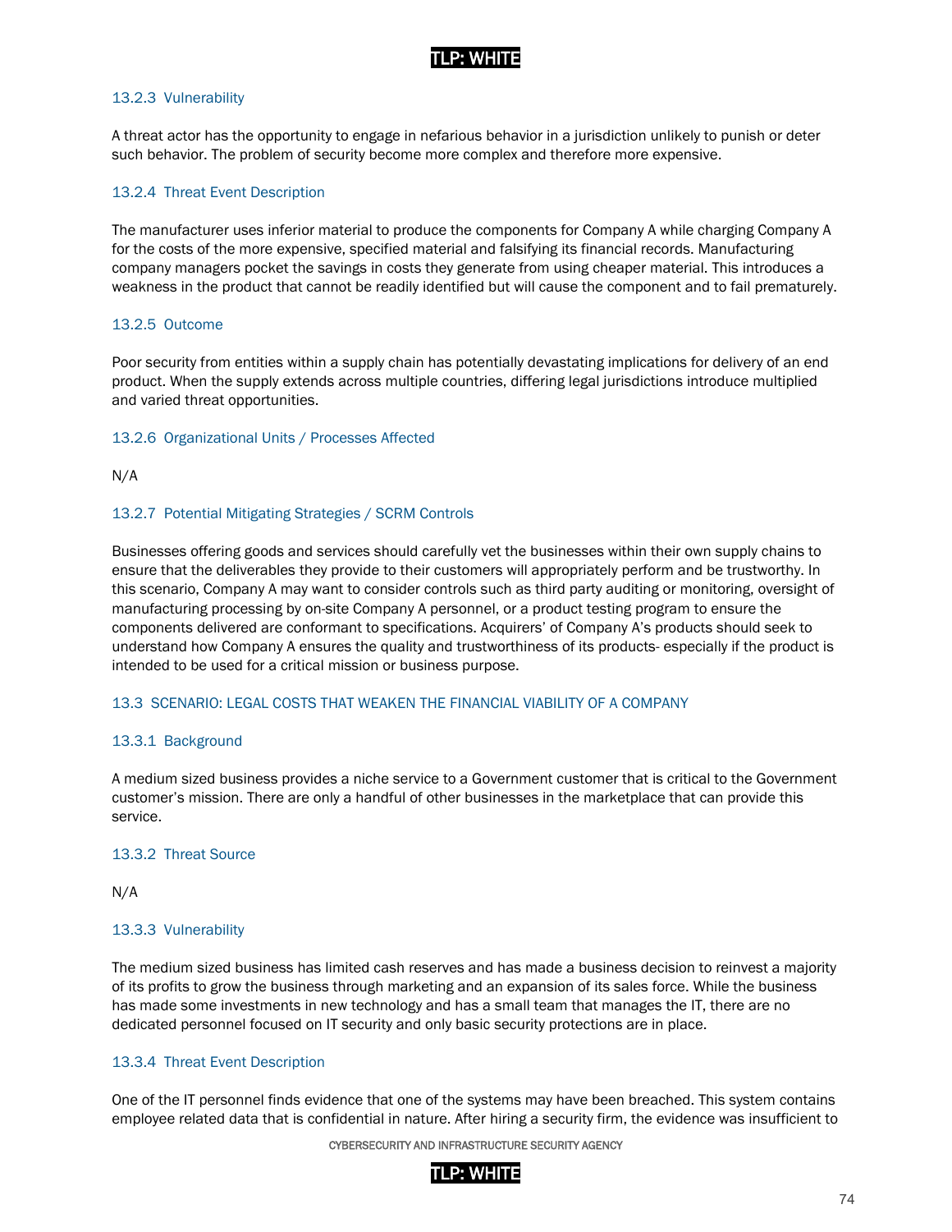### 13.2.3 Vulnerability

A threat actor has the opportunity to engage in nefarious behavior in a jurisdiction unlikely to punish or deter such behavior. The problem of security become more complex and therefore more expensive.

### 13.2.4 Threat Event Description

The manufacturer uses inferior material to produce the components for Company A while charging Company A for the costs of the more expensive, specified material and falsifying its financial records. Manufacturing company managers pocket the savings in costs they generate from using cheaper material. This introduces a weakness in the product that cannot be readily identified but will cause the component and to fail prematurely.

### 13.2.5 Outcome

Poor security from entities within a supply chain has potentially devastating implications for delivery of an end product. When the supply extends across multiple countries, differing legal jurisdictions introduce multiplied and varied threat opportunities.

### 13.2.6 Organizational Units / Processes Affected

N/A

### 13.2.7 Potential Mitigating Strategies / SCRM Controls

Businesses offering goods and services should carefully vet the businesses within their own supply chains to ensure that the deliverables they provide to their customers will appropriately perform and be trustworthy. In this scenario, Company A may want to consider controls such as third party auditing or monitoring, oversight of manufacturing processing by on-site Company A personnel, or a product testing program to ensure the components delivered are conformant to specifications. Acquirers' of Company A's products should seek to understand how Company A ensures the quality and trustworthiness of its products- especially if the product is intended to be used for a critical mission or business purpose.

## 13.3 SCENARIO: LEGAL COSTS THAT WEAKEN THE FINANCIAL VIABILITY OF A COMPANY

### 13.3.1 Background

A medium sized business provides a niche service to a Government customer that is critical to the Government customer's mission. There are only a handful of other businesses in the marketplace that can provide this service.

### 13.3.2 Threat Source

N/A

### 13.3.3 Vulnerability

The medium sized business has limited cash reserves and has made a business decision to reinvest a majority of its profits to grow the business through marketing and an expansion of its sales force. While the business has made some investments in new technology and has a small team that manages the IT, there are no dedicated personnel focused on IT security and only basic security protections are in place.

### 13.3.4 Threat Event Description

One of the IT personnel finds evidence that one of the systems may have been breached. This system contains employee related data that is confidential in nature. After hiring a security firm, the evidence was insufficient to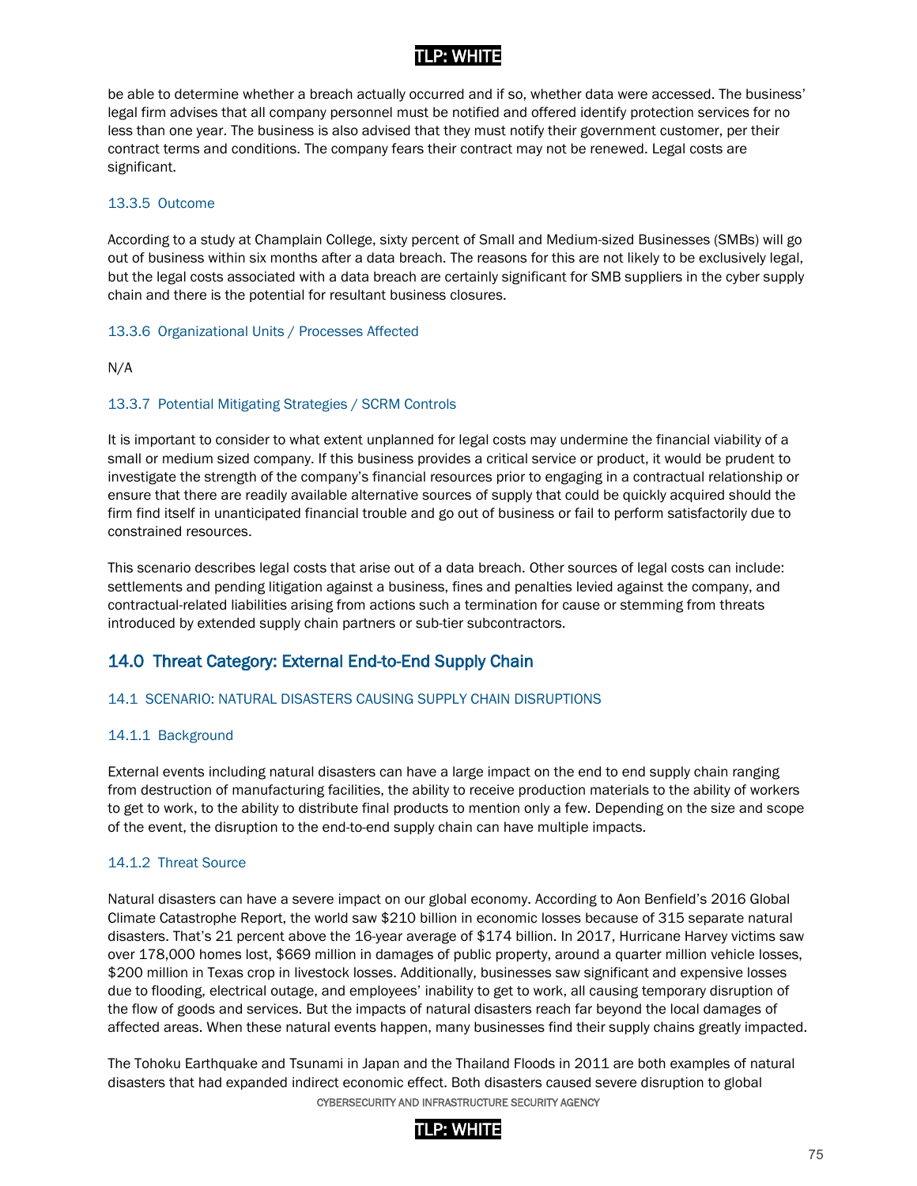be able to determine whether a breach actually occurred and if so, whether data were accessed. The business' legal firm advises that all company personnel must be notified and offered identify protection services for no less than one year. The business is also advised that they must notify their government customer, per their contract terms and conditions. The company fears their contract may not be renewed. Legal costs are significant.

#### 13.3.5 Outcome

According to a study at Champlain College, sixty percent of Small and Medium-sized Businesses (SMBs) will go out of business within six months after a data breach. The reasons for this are not likely to be exclusively legal, but the legal costs associated with a data breach are certainly significant for SMB suppliers in the cyber supply chain and there is the potential for resultant business closures.

#### 13.3.6 Organizational Units / Processes Affected

N/A

#### 13.3.7 Potential Mitigating Strategies / SCRM Controls

It is important to consider to what extent unplanned for legal costs may undermine the financial viability of a small or medium sized company. If this business provides a critical service or product, it would be prudent to investigate the strength of the company's financial resources prior to engaging in a contractual relationship or ensure that there are readily available alternative sources of supply that could be quickly acquired should the firm find itself in unanticipated financial trouble and go out of business or fail to perform satisfactorily due to constrained resources.

This scenario describes legal costs that arise out of a data breach. Other sources of legal costs can include: settlements and pending litigation against a business, fines and penalties levied against the company, and contractual-related liabilities arising from actions such a termination for cause or stemming from threats introduced by extended supply chain partners or sub-tier subcontractors.

## 14.0 Threat Category: External End-to-End Supply Chain

### 14.1 SCENARIO: NATURAL DISASTERS CAUSING SUPPLY CHAIN DISRUPTIONS

#### 14.1.1 Background

External events including natural disasters can have a large impact on the end to end supply chain ranging from destruction of manufacturing facilities, the ability to receive production materials to the ability of workers to get to work, to the ability to distribute final products to mention only a few. Depending on the size and scope of the event, the disruption to the end-to-end supply chain can have multiple impacts.

#### 14.1.2 Threat Source

Natural disasters can have a severe impact on our global economy. According to Aon Benfield's 2016 Global Climate Catastrophe Report, the world saw $210 billion in economic losses because of 315 separate natural disasters. That's 21 percent above the 16-year average of $174 billion. In 2017, Hurricane Harvey victims saw over 178,000 homes lost, $669 million in damages of public property, around a quarter million vehicle losses, $200 million in Texas crop in livestock losses. Additionally, businesses saw significant and expensive losses due to flooding, electrical outage, and employees' inability to get to work, all causing temporary disruption of the flow of goods and services. But the impacts of natural disasters reach far beyond the local damages of affected areas. When these natural events happen, many businesses find their supply chains greatly impacted.

The Tohoku Earthquake and Tsunami in Japan and the Thailand Floods in 2011 are both examples of natural disasters that had expanded indirect economic effect. Both disasters caused severe disruption to global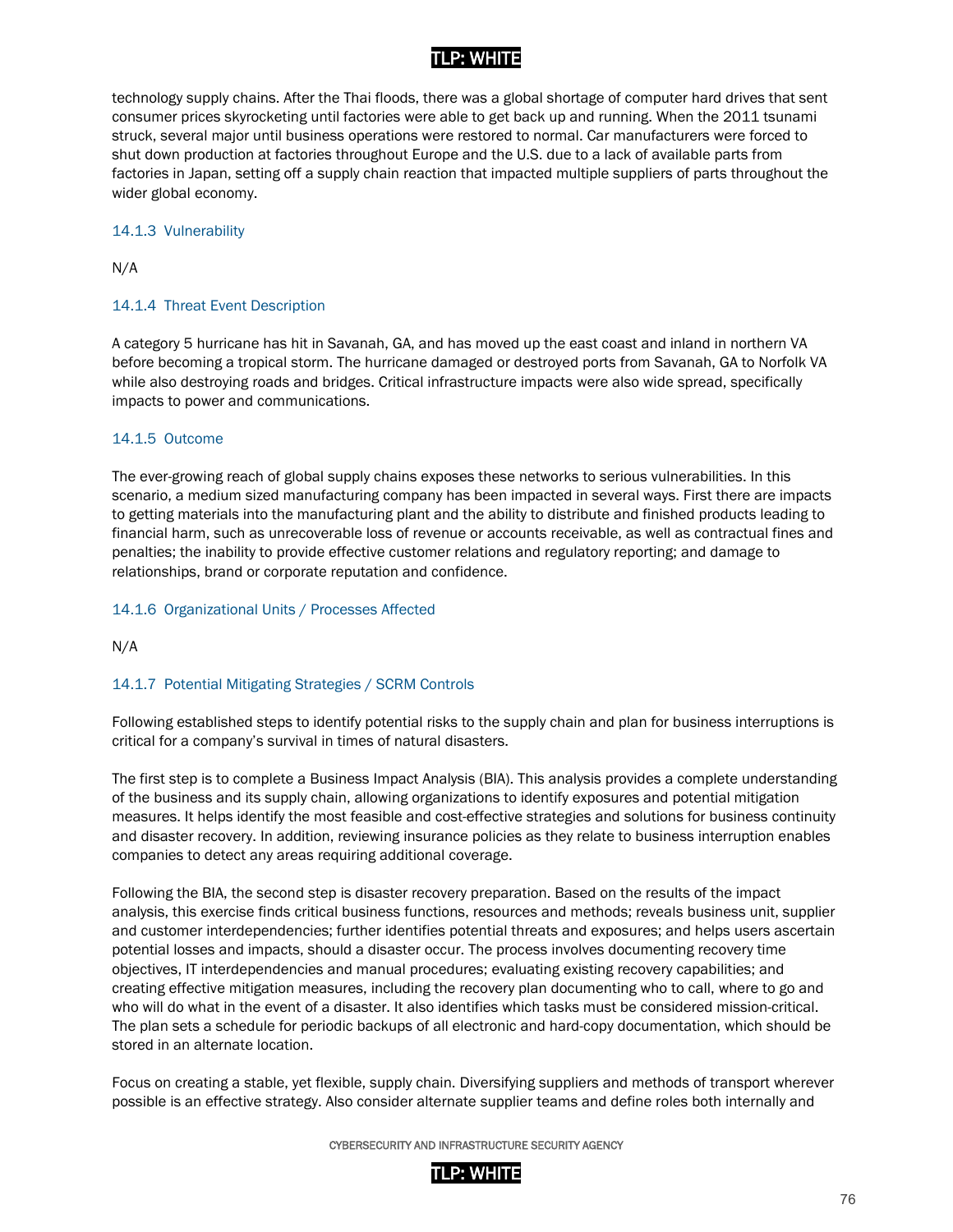technology supply chains. After the Thai floods, there was a global shortage of computer hard drives that sent consumer prices skyrocketing until factories were able to get back up and running. When the 2011 tsunami struck, several major until business operations were restored to normal. Car manufacturers were forced to shut down production at factories throughout Europe and the U.S. due to a lack of available parts from factories in Japan, setting off a supply chain reaction that impacted multiple suppliers of parts throughout the wider global economy.

### 14.1.3 Vulnerability

N/A

### 14.1.4 Threat Event Description

A category 5 hurricane has hit in Savanah, GA, and has moved up the east coast and inland in northern VA before becoming a tropical storm. The hurricane damaged or destroyed ports from Savanah, GA to Norfolk VA while also destroying roads and bridges. Critical infrastructure impacts were also wide spread, specifically impacts to power and communications.

### 14.1.5 Outcome

The ever-growing reach of global supply chains exposes these networks to serious vulnerabilities. In this scenario, a medium sized manufacturing company has been impacted in several ways. First there are impacts to getting materials into the manufacturing plant and the ability to distribute and finished products leading to financial harm, such as unrecoverable loss of revenue or accounts receivable, as well as contractual fines and penalties; the inability to provide effective customer relations and regulatory reporting; and damage to relationships, brand or corporate reputation and confidence.

### 14.1.6 Organizational Units / Processes Affected

N/A

### 14.1.7 Potential Mitigating Strategies / SCRM Controls

Following established steps to identify potential risks to the supply chain and plan for business interruptions is critical for a company's survival in times of natural disasters.

The first step is to complete a Business Impact Analysis (BIA). This analysis provides a complete understanding of the business and its supply chain, allowing organizations to identify exposures and potential mitigation measures. It helps identify the most feasible and cost-effective strategies and solutions for business continuity and disaster recovery. In addition, reviewing insurance policies as they relate to business interruption enables companies to detect any areas requiring additional coverage.

Following the BIA, the second step is disaster recovery preparation. Based on the results of the impact analysis, this exercise finds critical business functions, resources and methods; reveals business unit, supplier and customer interdependencies; further identifies potential threats and exposures; and helps users ascertain potential losses and impacts, should a disaster occur. The process involves documenting recovery time objectives, IT interdependencies and manual procedures; evaluating existing recovery capabilities; and creating effective mitigation measures, including the recovery plan documenting who to call, where to go and who will do what in the event of a disaster. It also identifies which tasks must be considered mission-critical. The plan sets a schedule for periodic backups of all electronic and hard-copy documentation, which should be stored in an alternate location.

Focus on creating a stable, yet flexible, supply chain. Diversifying suppliers and methods of transport wherever possible is an effective strategy. Also consider alternate supplier teams and define roles both internally and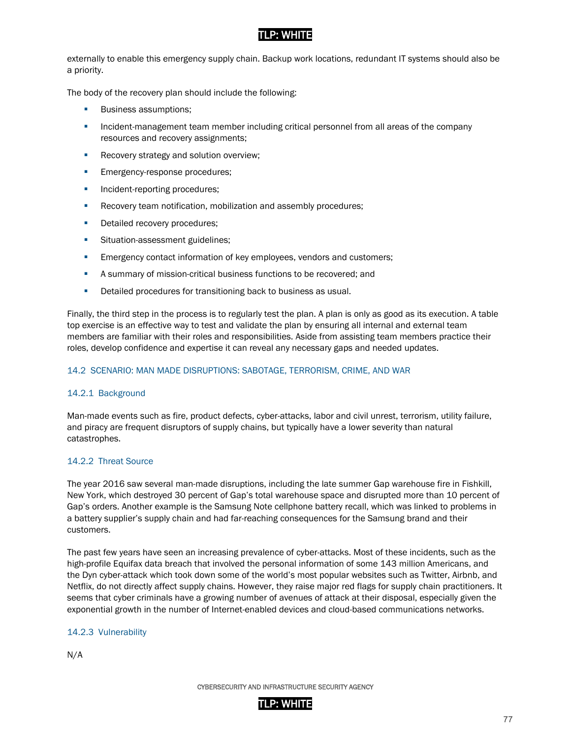externally to enable this emergency supply chain. Backup work locations, redundant IT systems should also be a priority.

The body of the recovery plan should include the following:

- Business assumptions;
- Incident-management team member including critical personnel from all areas of the company resources and recovery assignments;
- Recovery strategy and solution overview;
- Emergency-response procedures;
- Incident-reporting procedures;
- Recovery team notification, mobilization and assembly procedures;
- Detailed recovery procedures;
- Situation-assessment guidelines;
- Emergency contact information of key employees, vendors and customers;
- A summary of mission-critical business functions to be recovered; and
- Detailed procedures for transitioning back to business as usual.

Finally, the third step in the process is to regularly test the plan. A plan is only as good as its execution. A table top exercise is an effective way to test and validate the plan by ensuring all internal and external team members are familiar with their roles and responsibilities. Aside from assisting team members practice their roles, develop confidence and expertise it can reveal any necessary gaps and needed updates.

## 14.2 SCENARIO: MAN MADE DISRUPTIONS: SABOTAGE, TERRORISM, CRIME, AND WAR

### 14.2.1 Background

Man-made events such as fire, product defects, cyber-attacks, labor and civil unrest, terrorism, utility failure, and piracy are frequent disruptors of supply chains, but typically have a lower severity than natural catastrophes.

### 14.2.2 Threat Source

The year 2016 saw several man-made disruptions, including the late summer Gap warehouse fire in Fishkill, New York, which destroyed 30 percent of Gap's total warehouse space and disrupted more than 10 percent of Gap's orders. Another example is the Samsung Note cellphone battery recall, which was linked to problems in a battery supplier's supply chain and had far-reaching consequences for the Samsung brand and their customers.

The past few years have seen an increasing prevalence of cyber-attacks. Most of these incidents, such as the high-profile Equifax data breach that involved the personal information of some 143 million Americans, and the Dyn cyber-attack which took down some of the world's most popular websites such as Twitter, Airbnb, and Netflix, do not directly affect supply chains. However, they raise major red flags for supply chain practitioners. It seems that cyber criminals have a growing number of avenues of attack at their disposal, especially given the exponential growth in the number of Internet-enabled devices and cloud-based communications networks.

### 14.2.3 Vulnerability

N/A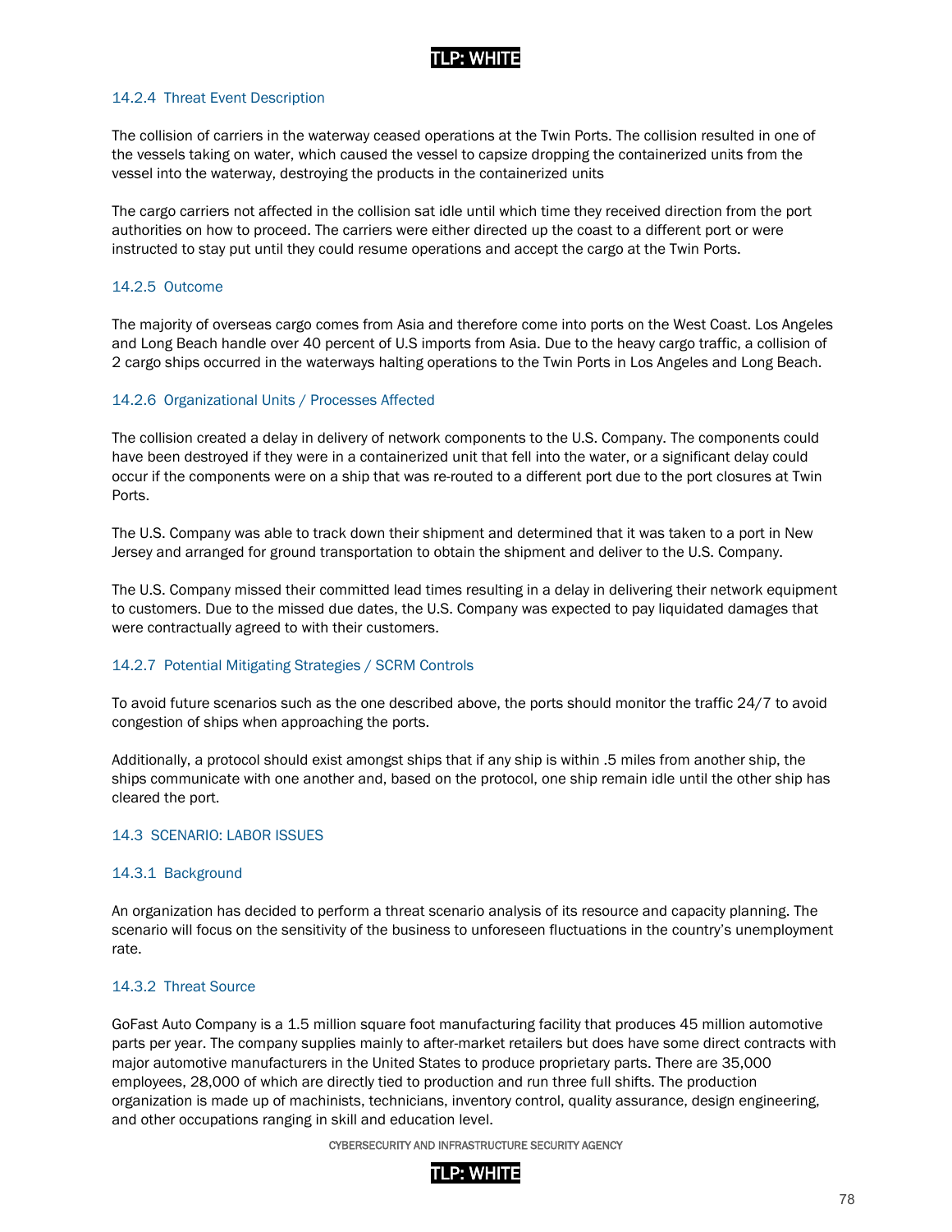#### 14.2.4 Threat Event Description

The collision of carriers in the waterway ceased operations at the Twin Ports. The collision resulted in one of the vessels taking on water, which caused the vessel to capsize dropping the containerized units from the vessel into the waterway, destroying the products in the containerized units

The cargo carriers not affected in the collision sat idle until which time they received direction from the port authorities on how to proceed. The carriers were either directed up the coast to a different port or were instructed to stay put until they could resume operations and accept the cargo at the Twin Ports.

#### 14.2.5 Outcome

The majority of overseas cargo comes from Asia and therefore come into ports on the West Coast. Los Angeles and Long Beach handle over 40 percent of U.S imports from Asia. Due to the heavy cargo traffic, a collision of 2 cargo ships occurred in the waterways halting operations to the Twin Ports in Los Angeles and Long Beach.

#### 14.2.6 Organizational Units / Processes Affected

The collision created a delay in delivery of network components to the U.S. Company. The components could have been destroyed if they were in a containerized unit that fell into the water, or a significant delay could occur if the components were on a ship that was re-routed to a different port due to the port closures at Twin Ports.

The U.S. Company was able to track down their shipment and determined that it was taken to a port in New Jersey and arranged for ground transportation to obtain the shipment and deliver to the U.S. Company.

The U.S. Company missed their committed lead times resulting in a delay in delivering their network equipment to customers. Due to the missed due dates, the U.S. Company was expected to pay liquidated damages that were contractually agreed to with their customers.

#### 14.2.7 Potential Mitigating Strategies / SCRM Controls

To avoid future scenarios such as the one described above, the ports should monitor the traffic 24/7 to avoid congestion of ships when approaching the ports.

Additionally, a protocol should exist amongst ships that if any ship is within .5 miles from another ship, the ships communicate with one another and, based on the protocol, one ship remain idle until the other ship has cleared the port.

### 14.3 SCENARIO: LABOR ISSUES

#### 14.3.1 Background

An organization has decided to perform a threat scenario analysis of its resource and capacity planning. The scenario will focus on the sensitivity of the business to unforeseen fluctuations in the country's unemployment rate.

#### 14.3.2 Threat Source

GoFast Auto Company is a 1.5 million square foot manufacturing facility that produces 45 million automotive parts per year. The company supplies mainly to after-market retailers but does have some direct contracts with major automotive manufacturers in the United States to produce proprietary parts. There are 35,000 employees, 28,000 of which are directly tied to production and run three full shifts. The production organization is made up of machinists, technicians, inventory control, quality assurance, design engineering, and other occupations ranging in skill and education level.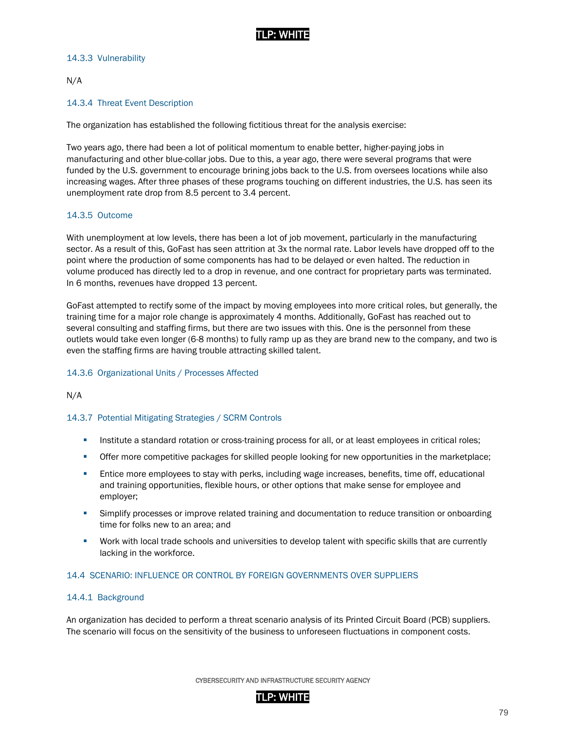### 14.3.3 Vulnerability

N/A

### 14.3.4 Threat Event Description

The organization has established the following fictitious threat for the analysis exercise:

Two years ago, there had been a lot of political momentum to enable better, higher-paying jobs in manufacturing and other blue-collar jobs. Due to this, a year ago, there were several programs that were funded by the U.S. government to encourage brining jobs back to the U.S. from oversees locations while also increasing wages. After three phases of these programs touching on different industries, the U.S. has seen its unemployment rate drop from 8.5 percent to 3.4 percent.

### 14.3.5 Outcome

With unemployment at low levels, there has been a lot of job movement, particularly in the manufacturing sector. As a result of this, GoFast has seen attrition at 3x the normal rate. Labor levels have dropped off to the point where the production of some components has had to be delayed or even halted. The reduction in volume produced has directly led to a drop in revenue, and one contract for proprietary parts was terminated. In 6 months, revenues have dropped 13 percent.

GoFast attempted to rectify some of the impact by moving employees into more critical roles, but generally, the training time for a major role change is approximately 4 months. Additionally, GoFast has reached out to several consulting and staffing firms, but there are two issues with this. One is the personnel from these outlets would take even longer (6-8 months) to fully ramp up as they are brand new to the company, and two is even the staffing firms are having trouble attracting skilled talent.

### 14.3.6 Organizational Units / Processes Affected

N/A

### 14.3.7 Potential Mitigating Strategies / SCRM Controls

- Institute a standard rotation or cross-training process for all, or at least employees in critical roles;
- Offer more competitive packages for skilled people looking for new opportunities in the marketplace;
- Entice more employees to stay with perks, including wage increases, benefits, time off, educational and training opportunities, flexible hours, or other options that make sense for employee and employer;
- Simplify processes or improve related training and documentation to reduce transition or onboarding time for folks new to an area; and
- Work with local trade schools and universities to develop talent with specific skills that are currently lacking in the workforce.

## 14.4 SCENARIO: INFLUENCE OR CONTROL BY FOREIGN GOVERNMENTS OVER SUPPLIERS

### 14.4.1 Background

An organization has decided to perform a threat scenario analysis of its Printed Circuit Board (PCB) suppliers. The scenario will focus on the sensitivity of the business to unforeseen fluctuations in component costs.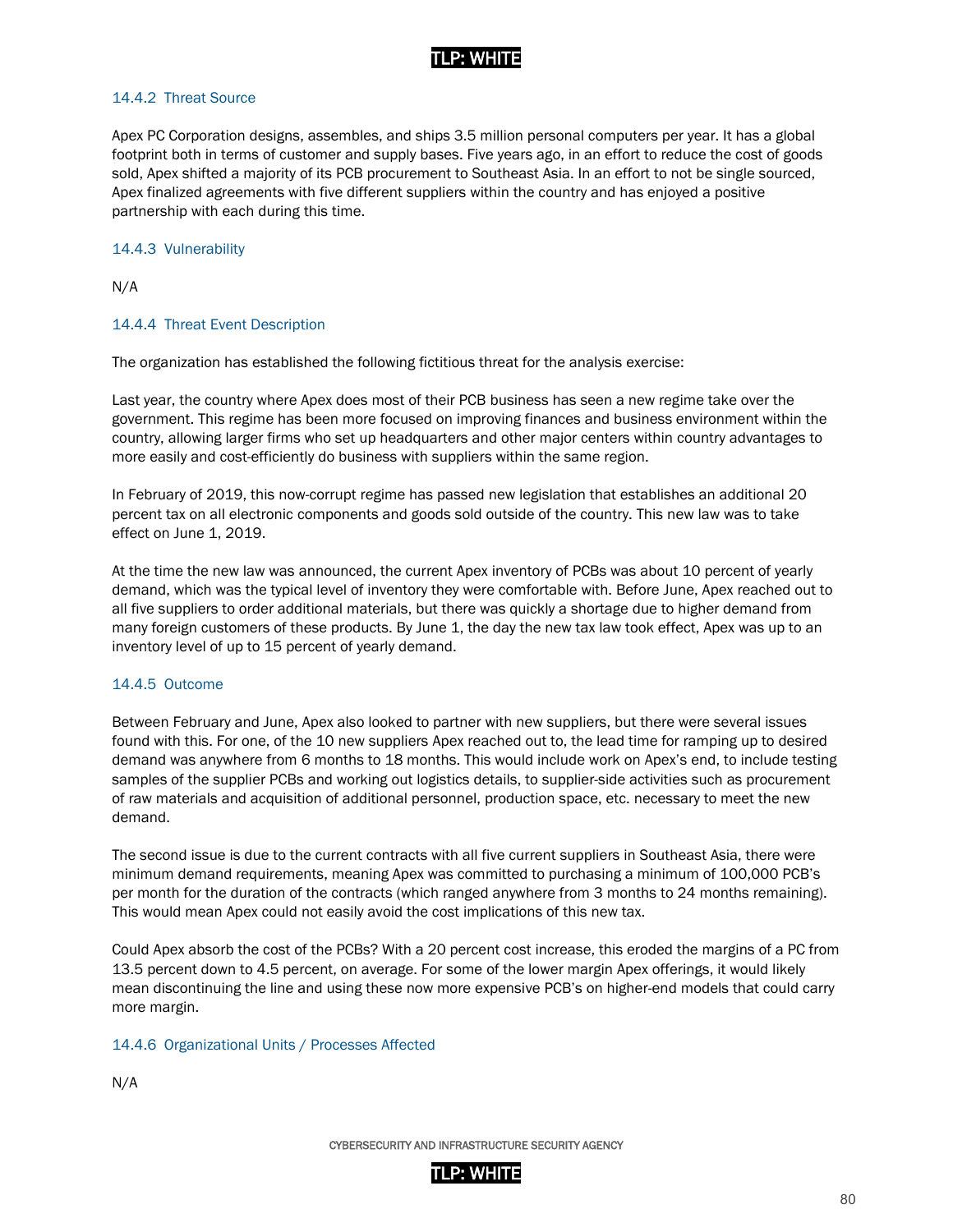### 14.4.2 Threat Source

Apex PC Corporation designs, assembles, and ships 3.5 million personal computers per year. It has a global footprint both in terms of customer and supply bases. Five years ago, in an effort to reduce the cost of goods sold, Apex shifted a majority of its PCB procurement to Southeast Asia. In an effort to not be single sourced, Apex finalized agreements with five different suppliers within the country and has enjoyed a positive partnership with each during this time.

### 14.4.3 Vulnerability

N/A

### 14.4.4 Threat Event Description

The organization has established the following fictitious threat for the analysis exercise:

Last year, the country where Apex does most of their PCB business has seen a new regime take over the government. This regime has been more focused on improving finances and business environment within the country, allowing larger firms who set up headquarters and other major centers within country advantages to more easily and cost-efficiently do business with suppliers within the same region.

In February of 2019, this now-corrupt regime has passed new legislation that establishes an additional 20 percent tax on all electronic components and goods sold outside of the country. This new law was to take effect on June 1, 2019.

At the time the new law was announced, the current Apex inventory of PCBs was about 10 percent of yearly demand, which was the typical level of inventory they were comfortable with. Before June, Apex reached out to all five suppliers to order additional materials, but there was quickly a shortage due to higher demand from many foreign customers of these products. By June 1, the day the new tax law took effect, Apex was up to an inventory level of up to 15 percent of yearly demand.

### 14.4.5 Outcome

Between February and June, Apex also looked to partner with new suppliers, but there were several issues found with this. For one, of the 10 new suppliers Apex reached out to, the lead time for ramping up to desired demand was anywhere from 6 months to 18 months. This would include work on Apex's end, to include testing samples of the supplier PCBs and working out logistics details, to supplier-side activities such as procurement of raw materials and acquisition of additional personnel, production space, etc. necessary to meet the new demand.

The second issue is due to the current contracts with all five current suppliers in Southeast Asia, there were minimum demand requirements, meaning Apex was committed to purchasing a minimum of 100,000 PCB's per month for the duration of the contracts (which ranged anywhere from 3 months to 24 months remaining). This would mean Apex could not easily avoid the cost implications of this new tax.

Could Apex absorb the cost of the PCBs? With a 20 percent cost increase, this eroded the margins of a PC from 13.5 percent down to 4.5 percent, on average. For some of the lower margin Apex offerings, it would likely mean discontinuing the line and using these now more expensive PCB's on higher-end models that could carry more margin.

### 14.4.6 Organizational Units / Processes Affected

N/A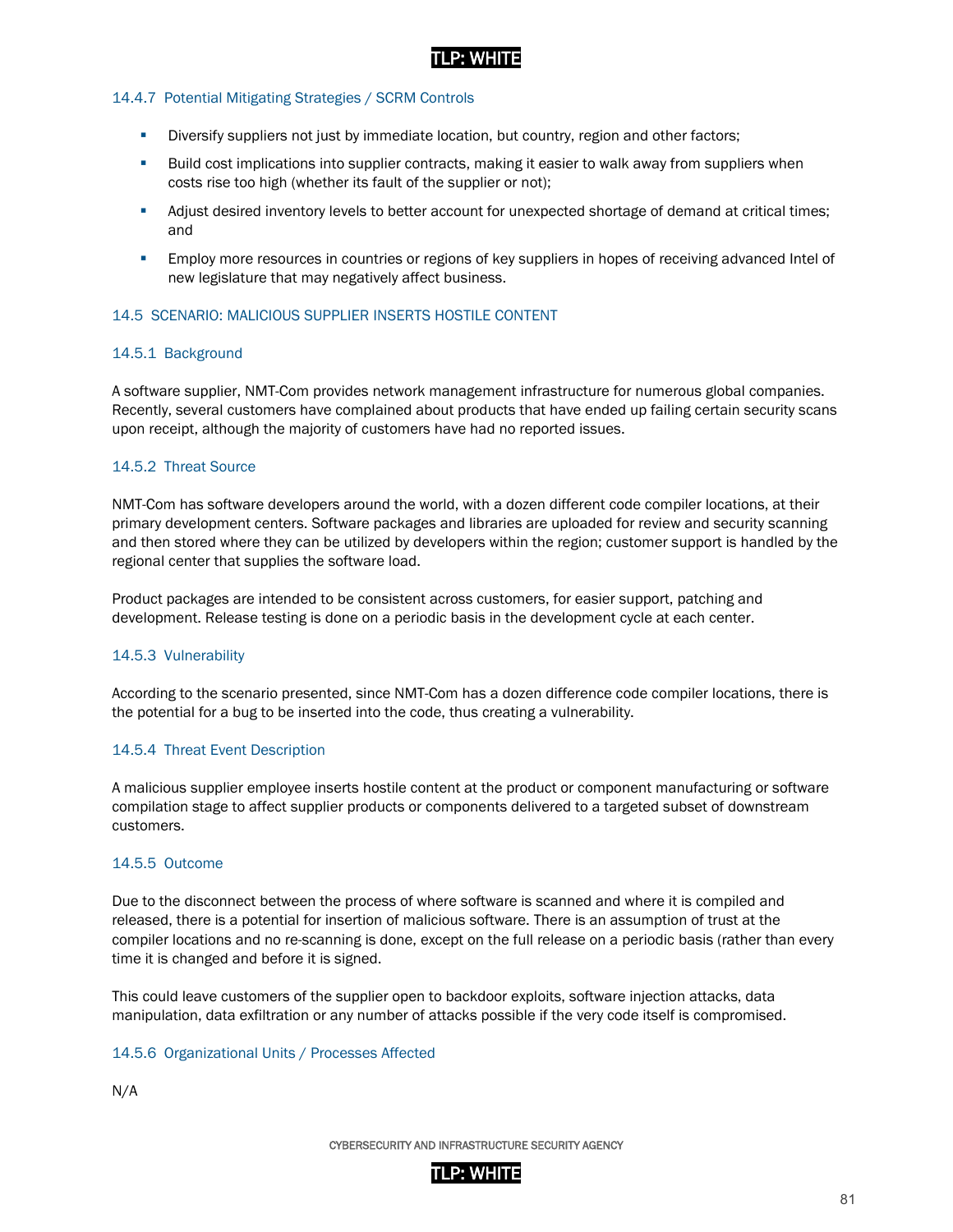### 14.4.7 Potential Mitigating Strategies / SCRM Controls

- Diversify suppliers not just by immediate location, but country, region and other factors;
- Build cost implications into supplier contracts, making it easier to walk away from suppliers when costs rise too high (whether its fault of the supplier or not);
- Adjust desired inventory levels to better account for unexpected shortage of demand at critical times; and
- Employ more resources in countries or regions of key suppliers in hopes of receiving advanced Intel of new legislature that may negatively affect business.

## 14.5 SCENARIO: MALICIOUS SUPPLIER INSERTS HOSTILE CONTENT

### 14.5.1 Background

A software supplier, NMT-Com provides network management infrastructure for numerous global companies. Recently, several customers have complained about products that have ended up failing certain security scans upon receipt, although the majority of customers have had no reported issues.

### 14.5.2 Threat Source

NMT-Com has software developers around the world, with a dozen different code compiler locations, at their primary development centers. Software packages and libraries are uploaded for review and security scanning and then stored where they can be utilized by developers within the region; customer support is handled by the regional center that supplies the software load.

Product packages are intended to be consistent across customers, for easier support, patching and development. Release testing is done on a periodic basis in the development cycle at each center.

### 14.5.3 Vulnerability

According to the scenario presented, since NMT-Com has a dozen difference code compiler locations, there is the potential for a bug to be inserted into the code, thus creating a vulnerability.

### 14.5.4 Threat Event Description

A malicious supplier employee inserts hostile content at the product or component manufacturing or software compilation stage to affect supplier products or components delivered to a targeted subset of downstream customers.

### 14.5.5 Outcome

Due to the disconnect between the process of where software is scanned and where it is compiled and released, there is a potential for insertion of malicious software. There is an assumption of trust at the compiler locations and no re-scanning is done, except on the full release on a periodic basis (rather than every time it is changed and before it is signed.

This could leave customers of the supplier open to backdoor exploits, software injection attacks, data manipulation, data exfiltration or any number of attacks possible if the very code itself is compromised.

### 14.5.6 Organizational Units / Processes Affected

N/A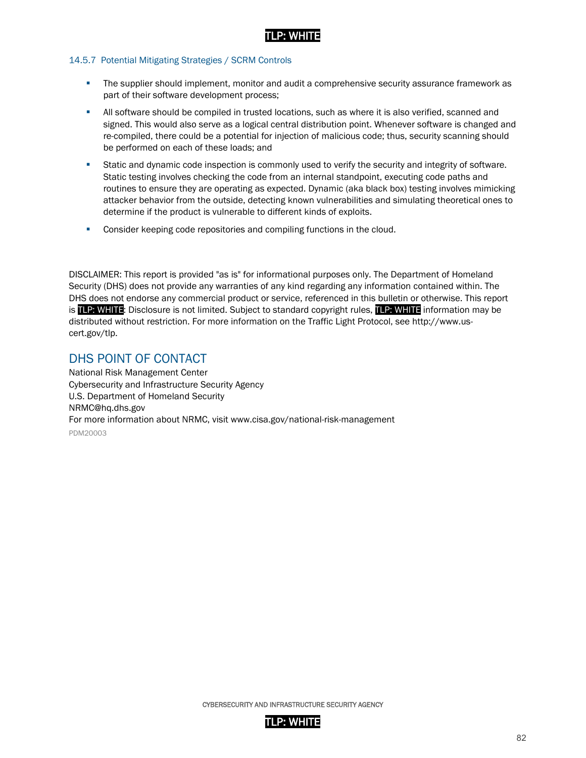### 14.5.7 Potential Mitigating Strategies / SCRM Controls

- The supplier should implement, monitor and audit a comprehensive security assurance framework as part of their software development process;
- All software should be compiled in trusted locations, such as where it is also verified, scanned and signed. This would also serve as a logical central distribution point. Whenever software is changed and re-compiled, there could be a potential for injection of malicious code; thus, security scanning should be performed on each of these loads; and
- Static and dynamic code inspection is commonly used to verify the security and integrity of software. Static testing involves checking the code from an internal standpoint, executing code paths and routines to ensure they are operating as expected. Dynamic (aka black box) testing involves mimicking attacker behavior from the outside, detecting known vulnerabilities and simulating theoretical ones to determine if the product is vulnerable to different kinds of exploits.
- Consider keeping code repositories and compiling functions in the cloud.

DISCLAIMER: This report is provided "as is" for informational purposes only. The Department of Homeland Security (DHS) does not provide any warranties of any kind regarding any information contained within. The DHS does not endorse any commercial product or service, referenced in this bulletin or otherwise. This report is TLP: WHITE: Disclosure is not limited. Subject to standard copyright rules, TLP: WHITE information may be distributed without restriction. For more information on the Traffic Light Protocol, see http://www.us-cert.gov/tlp.

## DHS POINT OF CONTACT

National Risk Management Center
Cybersecurity and Infrastructure Security Agency
U.S. Department of Homeland Security
NRMC@hq.dhs.gov
For more information about NRMC, visit www.cisa.gov/national-risk-management

PDM20003